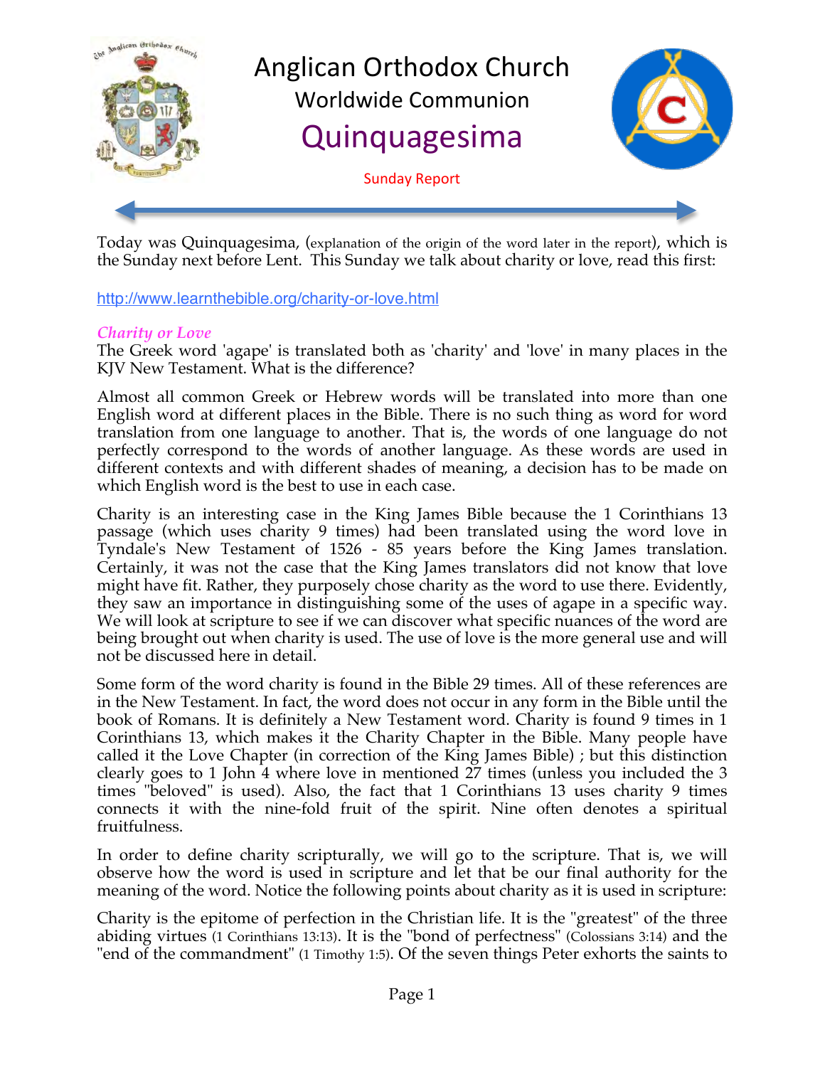# Anglican Orthodox Church

## Worldwide Communion

## Quinquagesima

Sunday Report

Today was Quinquagesima, (explanation of the origin of the word later in the report), which is the Sunday next before Lent. This Sunday we talk about charity or love, read this first:

http://www.learnthebible.org/charity-or-love.html

### *Charity or Love*

The Greek word 'agape' is translated both as 'charity' and 'love' in many places in the KJV New Testament. What is the difference?

Almost all common Greek or Hebrew words will be translated into more than one English word at different places in the Bible. There is no such thing as word for word translation from one language to another. That is, the words of one language do not perfectly correspond to the words of another language. As these words are used in different contexts and with different shades of meaning, a decision has to be made on which English word is the best to use in each case.

Charity is an interesting case in the King James Bible because the 1 Corinthians 13 passage (which uses charity 9 times) had been translated using the word love in Tyndale's New Testament of 1526 - 85 years before the King James translation. Certainly, it was not the case that the King James translators did not know that love might have fit. Rather, they purposely chose charity as the word to use there. Evidently, they saw an importance in distinguishing some of the uses of agape in a specific way. We will look at scripture to see if we can discover what specific nuances of the word are being brought out when charity is used. The use of love is the more general use and will not be discussed here in detail.

Some form of the word charity is found in the Bible 29 times. All of these references are in the New Testament. In fact, the word does not occur in any form in the Bible until the book of Romans. It is definitely a New Testament word. Charity is found 9 times in 1 Corinthians 13, which makes it the Charity Chapter in the Bible. Many people have called it the Love Chapter (in correction of the King James Bible) ; but this distinction clearly goes to 1 John 4 where love in mentioned 27 times (unless you included the 3 times "beloved" is used). Also, the fact that 1 Corinthians 13 uses charity 9 times connects it with the nine-fold fruit of the spirit. Nine often denotes a spiritual fruitfulness.

In order to define charity scripturally, we will go to the scripture. That is, we will observe how the word is used in scripture and let that be our final authority for the meaning of the word. Notice the following points about charity as it is used in scripture:

Charity is the epitome of perfection in the Christian life. It is the "greatest" of the three abiding virtues (1 Corinthians 13:13). It is the "bond of perfectness" (Colossians 3:14) and the "end of the commandment" (1 Timothy 1:5). Of the seven things Peter exhorts the saints to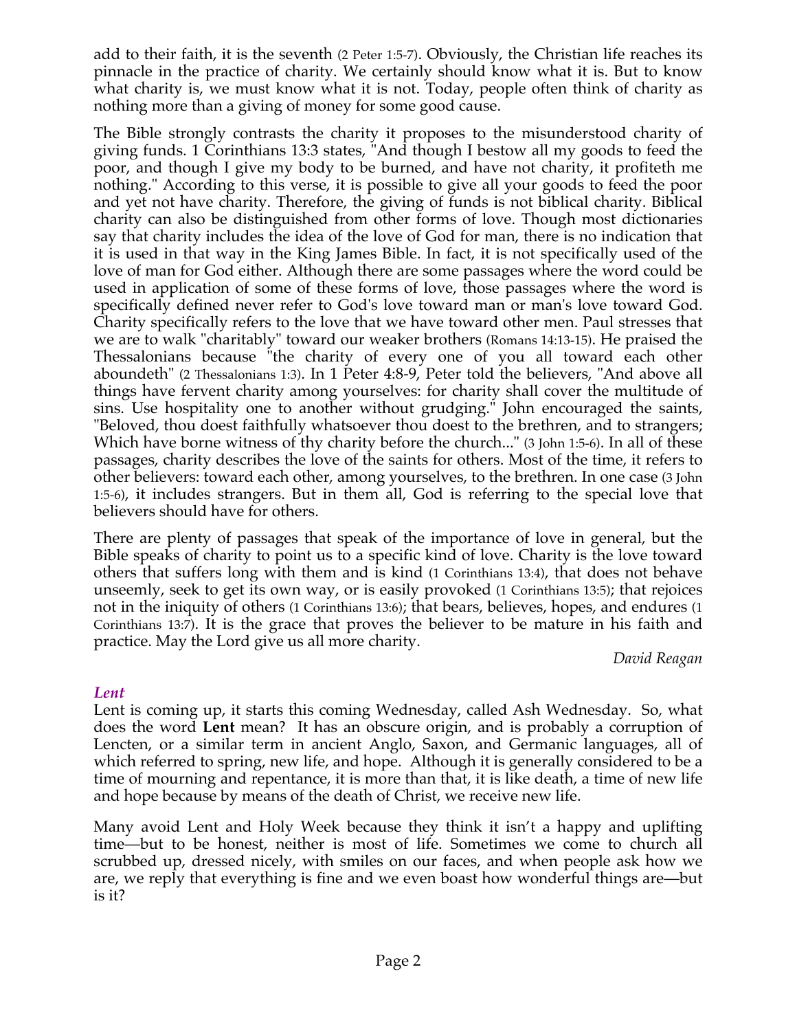add to their faith, it is the seventh (2 Peter 1:5-7). Obviously, the Christian life reaches its pinnacle in the practice of charity. We certainly should know what it is. But to know what charity is, we must know what it is not. Today, people often think of charity as nothing more than a giving of money for some good cause.

The Bible strongly contrasts the charity it proposes to the misunderstood charity of giving funds. 1 Corinthians 13:3 states, "And though I bestow all my goods to feed the poor, and though I give my body to be burned, and have not charity, it profiteth me nothing." According to this verse, it is possible to give all your goods to feed the poor and yet not have charity. Therefore, the giving of funds is not biblical charity. Biblical charity can also be distinguished from other forms of love. Though most dictionaries say that charity includes the idea of the love of God for man, there is no indication that it is used in that way in the King James Bible. In fact, it is not specifically used of the love of man for God either. Although there are some passages where the word could be used in application of some of these forms of love, those passages where the word is specifically defined never refer to God's love toward man or man's love toward God. Charity specifically refers to the love that we have toward other men. Paul stresses that we are to walk "charitably" toward our weaker brothers (Romans 14:13-15). He praised the Thessalonians because "the charity of every one of you all toward each other aboundeth" (2 Thessalonians 1:3). In 1 Peter 4:8-9, Peter told the believers, "And above all things have fervent charity among yourselves: for charity shall cover the multitude of sins. Use hospitality one to another without grudging." John encouraged the saints, "Beloved, thou doest faithfully whatsoever thou doest to the brethren, and to strangers; Which have borne witness of thy charity before the church..." (3 John 1:5-6). In all of these passages, charity describes the love of the saints for others. Most of the time, it refers to other believers: toward each other, among yourselves, to the brethren. In one case (3 John 1:5-6), it includes strangers. But in them all, God is referring to the special love that believers should have for others.

There are plenty of passages that speak of the importance of love in general, but the Bible speaks of charity to point us to a specific kind of love. Charity is the love toward others that suffers long with them and is kind (1 Corinthians 13:4), that does not behave unseemly, seek to get its own way, or is easily provoked (1 Corinthians 13:5); that rejoices not in the iniquity of others (1 Corinthians 13:6); that bears, believes, hopes, and endures (1 Corinthians 13:7). It is the grace that proves the believer to be mature in his faith and practice. May the Lord give us all more charity.

*David Reagan*

### *Lent*

Lent is coming up, it starts this coming Wednesday, called Ash Wednesday. So, what does the word **Lent** mean? It has an obscure origin, and is probably a corruption of Lencten, or a similar term in ancient Anglo, Saxon, and Germanic languages, all of which referred to spring, new life, and hope. Although it is generally considered to be a time of mourning and repentance, it is more than that, it is like death, a time of new life and hope because by means of the death of Christ, we receive new life.

Many avoid Lent and Holy Week because they think it isn't a happy and uplifting time—but to be honest, neither is most of life. Sometimes we come to church all scrubbed up, dressed nicely, with smiles on our faces, and when people ask how we are, we reply that everything is fine and we even boast how wonderful things are—but is it?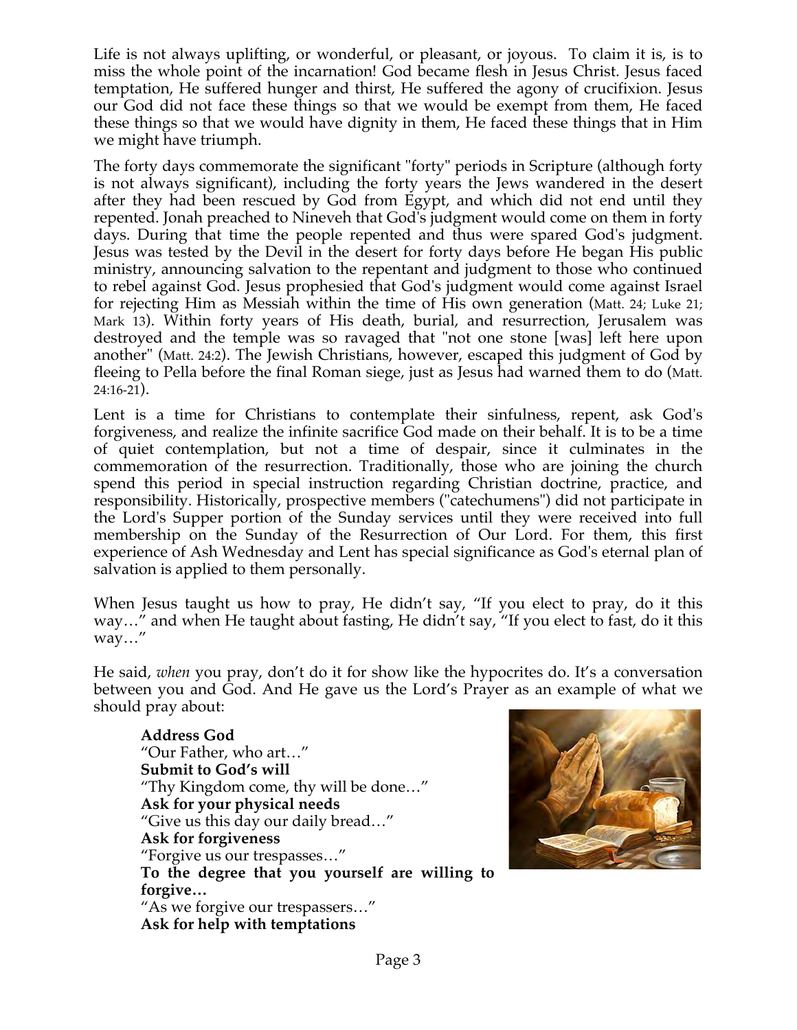Life is not always uplifting, or wonderful, or pleasant, or joyous. To claim it is, is to miss the whole point of the incarnation! God became flesh in Jesus Christ. Jesus faced temptation, He suffered hunger and thirst, He suffered the agony of crucifixion. Jesus our God did not face these things so that we would be exempt from them, He faced these things so that we would have dignity in them, He faced these things that in Him we might have triumph.

The forty days commemorate the significant "forty" periods in Scripture (although forty is not always significant), including the forty years the Jews wandered in the desert after they had been rescued by God from Egypt, and which did not end until they repented. Jonah preached to Nineveh that God's judgment would come on them in forty days. During that time the people repented and thus were spared God's judgment. Jesus was tested by the Devil in the desert for forty days before He began His public ministry, announcing salvation to the repentant and judgment to those who continued to rebel against God. Jesus prophesied that God's judgment would come against Israel for rejecting Him as Messiah within the time of His own generation (Matt. 24; Luke 21; Mark 13). Within forty years of His death, burial, and resurrection, Jerusalem was destroyed and the temple was so ravaged that "not one stone [was] left here upon another" (Matt. 24:2). The Jewish Christians, however, escaped this judgment of God by fleeing to Pella before the final Roman siege, just as Jesus had warned them to do (Matt. 24:16-21).

Lent is a time for Christians to contemplate their sinfulness, repent, ask God's forgiveness, and realize the infinite sacrifice God made on their behalf. It is to be a time of quiet contemplation, but not a time of despair, since it culminates in the commemoration of the resurrection. Traditionally, those who are joining the church spend this period in special instruction regarding Christian doctrine, practice, and responsibility. Historically, prospective members ("catechumens") did not participate in the Lord's Supper portion of the Sunday services until they were received into full membership on the Sunday of the Resurrection of Our Lord. For them, this first experience of Ash Wednesday and Lent has special significance as God's eternal plan of salvation is applied to them personally.

When Jesus taught us how to pray, He didn't say, "If you elect to pray, do it this way…" and when He taught about fasting, He didn't say, "If you elect to fast, do it this way…"

He said, *when* you pray, don't do it for show like the hypocrites do. It's a conversation between you and God. And He gave us the Lord's Prayer as an example of what we should pray about:

**Address God**
"Our Father, who art…"
**Submit to God's will**
"Thy Kingdom come, thy will be done…"
**Ask for your physical needs**
"Give us this day our daily bread…"
**Ask for forgiveness**
"Forgive us our trespasses…"
**To the degree that you yourself are willing to forgive…**
"As we forgive our trespassers…"
**Ask for help with temptations**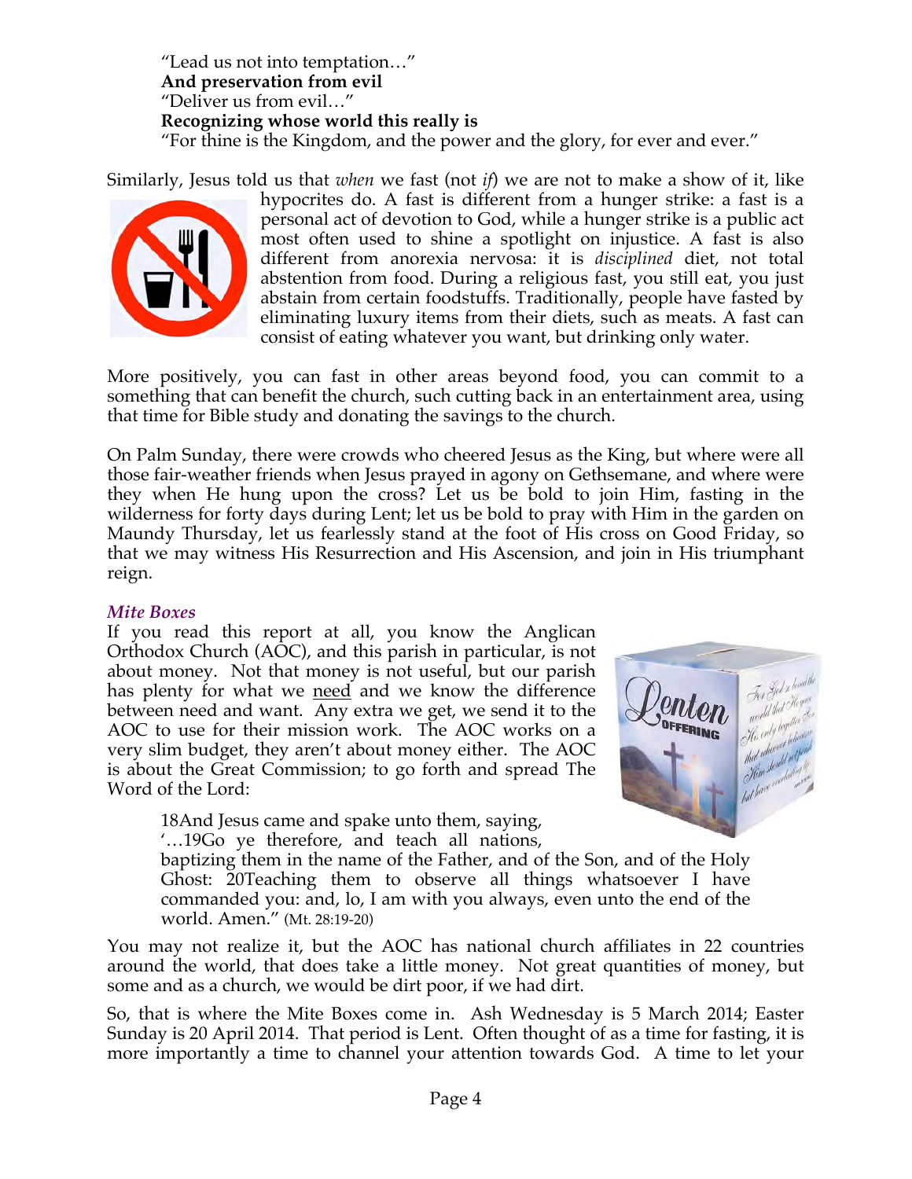"Lead us not into temptation…"
**And preservation from evil**
"Deliver us from evil…"
**Recognizing whose world this really is**
"For thine is the Kingdom, and the power and the glory, for ever and ever."

Similarly, Jesus told us that *when* we fast (not *if*) we are not to make a show of it, like hypocrites do. A fast is different from a hunger strike: a fast is a personal act of devotion to God, while a hunger strike is a public act most often used to shine a spotlight on injustice. A fast is also different from anorexia nervosa: it is *disciplined* diet, not total abstention from food. During a religious fast, you still eat, you just abstain from certain foodstuffs. Traditionally, people have fasted by eliminating luxury items from their diets, such as meats. A fast can consist of eating whatever you want, but drinking only water.

More positively, you can fast in other areas beyond food, you can commit to a something that can benefit the church, such cutting back in an entertainment area, using that time for Bible study and donating the savings to the church.

On Palm Sunday, there were crowds who cheered Jesus as the King, but where were all those fair-weather friends when Jesus prayed in agony on Gethsemane, and where were they when He hung upon the cross? Let us be bold to join Him, fasting in the wilderness for forty days during Lent; let us be bold to pray with Him in the garden on Maundy Thursday, let us fearlessly stand at the foot of His cross on Good Friday, so that we may witness His Resurrection and His Ascension, and join in His triumphant reign.

### *Mite Boxes*

If you read this report at all, you know the Anglican Orthodox Church (AOC), and this parish in particular, is not about money. Not that money is not useful, but our parish has plenty for what we <u>need</u> and we know the difference between need and want. Any extra we get, we send it to the AOC to use for their mission work. The AOC works on a very slim budget, they aren't about money either. The AOC is about the Great Commission; to go forth and spread The Word of the Lord:

> 18And Jesus came and spake unto them, saying, '…19Go ye therefore, and teach all nations, baptizing them in the name of the Father, and of the Son, and of the Holy Ghost: 20Teaching them to observe all things whatsoever I have commanded you: and, lo, I am with you always, even unto the end of the world. Amen." (Mt. 28:19-20)

You may not realize it, but the AOC has national church affiliates in 22 countries around the world, that does take a little money. Not great quantities of money, but some and as a church, we would be dirt poor, if we had dirt.

So, that is where the Mite Boxes come in. Ash Wednesday is 5 March 2014; Easter Sunday is 20 April 2014. That period is Lent. Often thought of as a time for fasting, it is more importantly a time to channel your attention towards God. A time to let your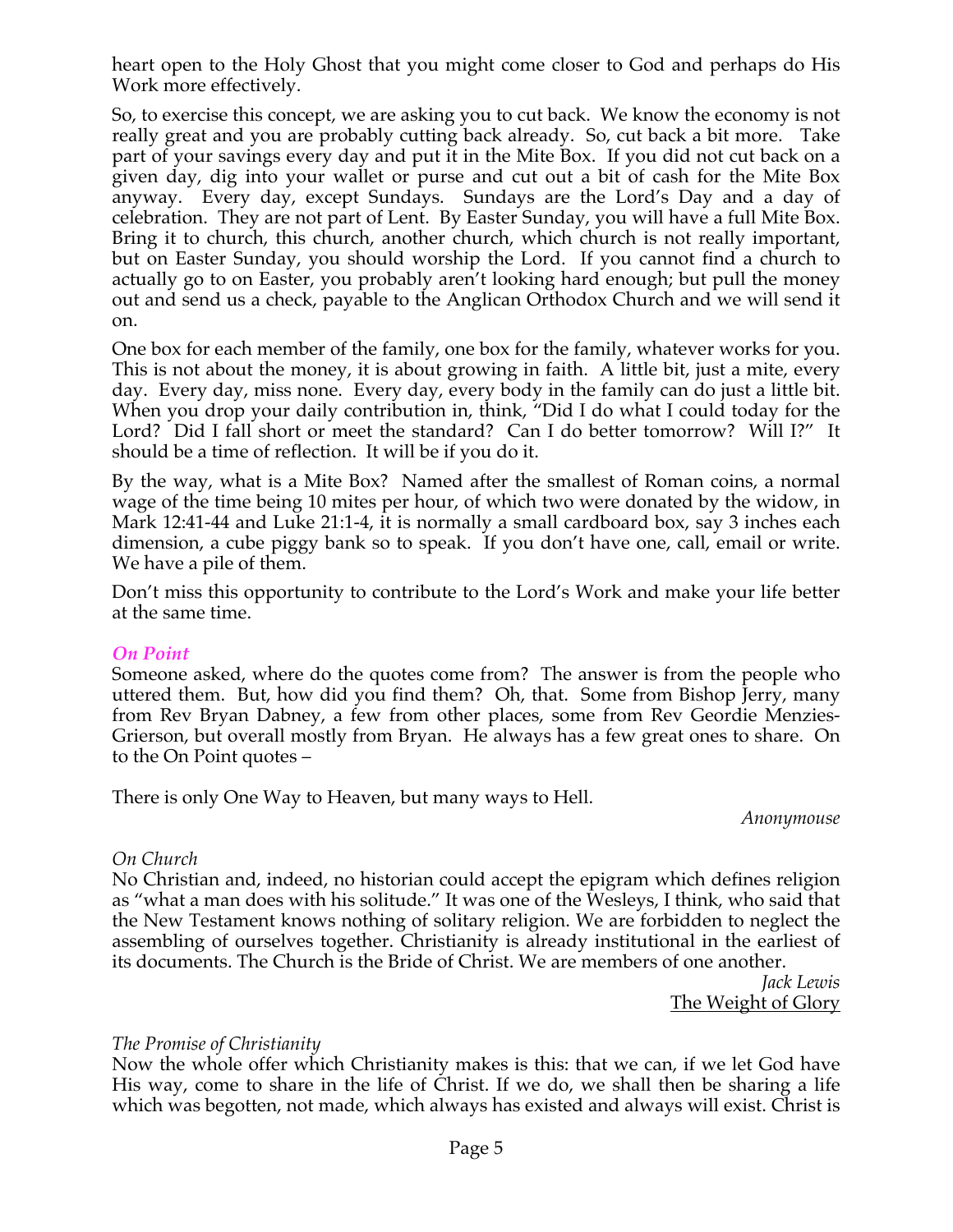heart open to the Holy Ghost that you might come closer to God and perhaps do His Work more effectively.

So, to exercise this concept, we are asking you to cut back. We know the economy is not really great and you are probably cutting back already. So, cut back a bit more. Take part of your savings every day and put it in the Mite Box. If you did not cut back on a given day, dig into your wallet or purse and cut out a bit of cash for the Mite Box anyway. Every day, except Sundays. Sundays are the Lord's Day and a day of celebration. They are not part of Lent. By Easter Sunday, you will have a full Mite Box. Bring it to church, this church, another church, which church is not really important, but on Easter Sunday, you should worship the Lord. If you cannot find a church to actually go to on Easter, you probably aren't looking hard enough; but pull the money out and send us a check, payable to the Anglican Orthodox Church and we will send it on.

One box for each member of the family, one box for the family, whatever works for you. This is not about the money, it is about growing in faith. A little bit, just a mite, every day. Every day, miss none. Every day, every body in the family can do just a little bit. When you drop your daily contribution in, think, "Did I do what I could today for the Lord? Did I fall short or meet the standard? Can I do better tomorrow? Will I?" It should be a time of reflection. It will be if you do it.

By the way, what is a Mite Box? Named after the smallest of Roman coins, a normal wage of the time being 10 mites per hour, of which two were donated by the widow, in Mark 12:41-44 and Luke 21:1-4, it is normally a small cardboard box, say 3 inches each dimension, a cube piggy bank so to speak. If you don't have one, call, email or write. We have a pile of them.

Don't miss this opportunity to contribute to the Lord's Work and make your life better at the same time.

## *On Point*

Someone asked, where do the quotes come from? The answer is from the people who uttered them. But, how did you find them? Oh, that. Some from Bishop Jerry, many from Rev Bryan Dabney, a few from other places, some from Rev Geordie Menzies-Grierson, but overall mostly from Bryan. He always has a few great ones to share. On to the On Point quotes –

There is only One Way to Heaven, but many ways to Hell.

*Anonymouse*

*On Church*

No Christian and, indeed, no historian could accept the epigram which defines religion as "what a man does with his solitude." It was one of the Wesleys, I think, who said that the New Testament knows nothing of solitary religion. We are forbidden to neglect the assembling of ourselves together. Christianity is already institutional in the earliest of its documents. The Church is the Bride of Christ. We are members of one another.

*Jack Lewis*
The Weight of Glory

*The Promise of Christianity*

Now the whole offer which Christianity makes is this: that we can, if we let God have His way, come to share in the life of Christ. If we do, we shall then be sharing a life which was begotten, not made, which always has existed and always will exist. Christ is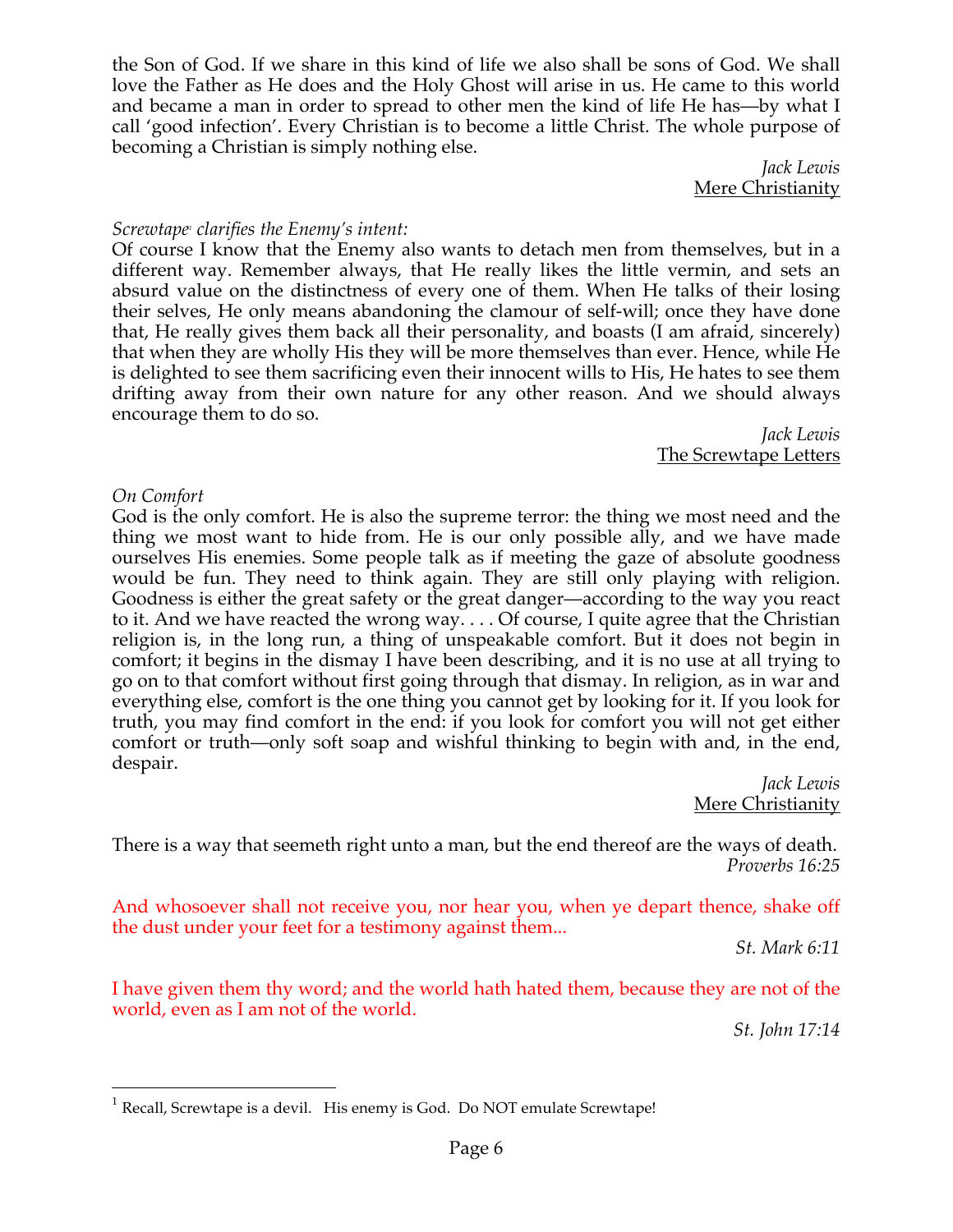the Son of God. If we share in this kind of life we also shall be sons of God. We shall love the Father as He does and the Holy Ghost will arise in us. He came to this world and became a man in order to spread to other men the kind of life He has—by what I call 'good infection'. Every Christian is to become a little Christ. The whole purpose of becoming a Christian is simply nothing else.

*Jack Lewis*
Mere Christianity

*Screwtape[1] clarifies the Enemy's intent:*
Of course I know that the Enemy also wants to detach men from themselves, but in a different way. Remember always, that He really likes the little vermin, and sets an absurd value on the distinctness of every one of them. When He talks of their losing their selves, He only means abandoning the clamour of self-will; once they have done that, He really gives them back all their personality, and boasts (I am afraid, sincerely) that when they are wholly His they will be more themselves than ever. Hence, while He is delighted to see them sacrificing even their innocent wills to His, He hates to see them drifting away from their own nature for any other reason. And we should always encourage them to do so.

*Jack Lewis*
The Screwtape Letters

*On Comfort*
God is the only comfort. He is also the supreme terror: the thing we most need and the thing we most want to hide from. He is our only possible ally, and we have made ourselves His enemies. Some people talk as if meeting the gaze of absolute goodness would be fun. They need to think again. They are still only playing with religion. Goodness is either the great safety or the great danger—according to the way you react to it. And we have reacted the wrong way. . . . Of course, I quite agree that the Christian religion is, in the long run, a thing of unspeakable comfort. But it does not begin in comfort; it begins in the dismay I have been describing, and it is no use at all trying to go on to that comfort without first going through that dismay. In religion, as in war and everything else, comfort is the one thing you cannot get by looking for it. If you look for truth, you may find comfort in the end: if you look for comfort you will not get either comfort or truth—only soft soap and wishful thinking to begin with and, in the end, despair.

*Jack Lewis*
Mere Christianity

There is a way that seemeth right unto a man, but the end thereof are the ways of death.
*Proverbs 16:25*

And whosoever shall not receive you, nor hear you, when ye depart thence, shake off the dust under your feet for a testimony against them...
*St. Mark 6:11*

I have given them thy word; and the world hath hated them, because they are not of the world, even as I am not of the world.
*St. John 17:14*

---

[1] Recall, Screwtape is a devil. His enemy is God. Do NOT emulate Screwtape!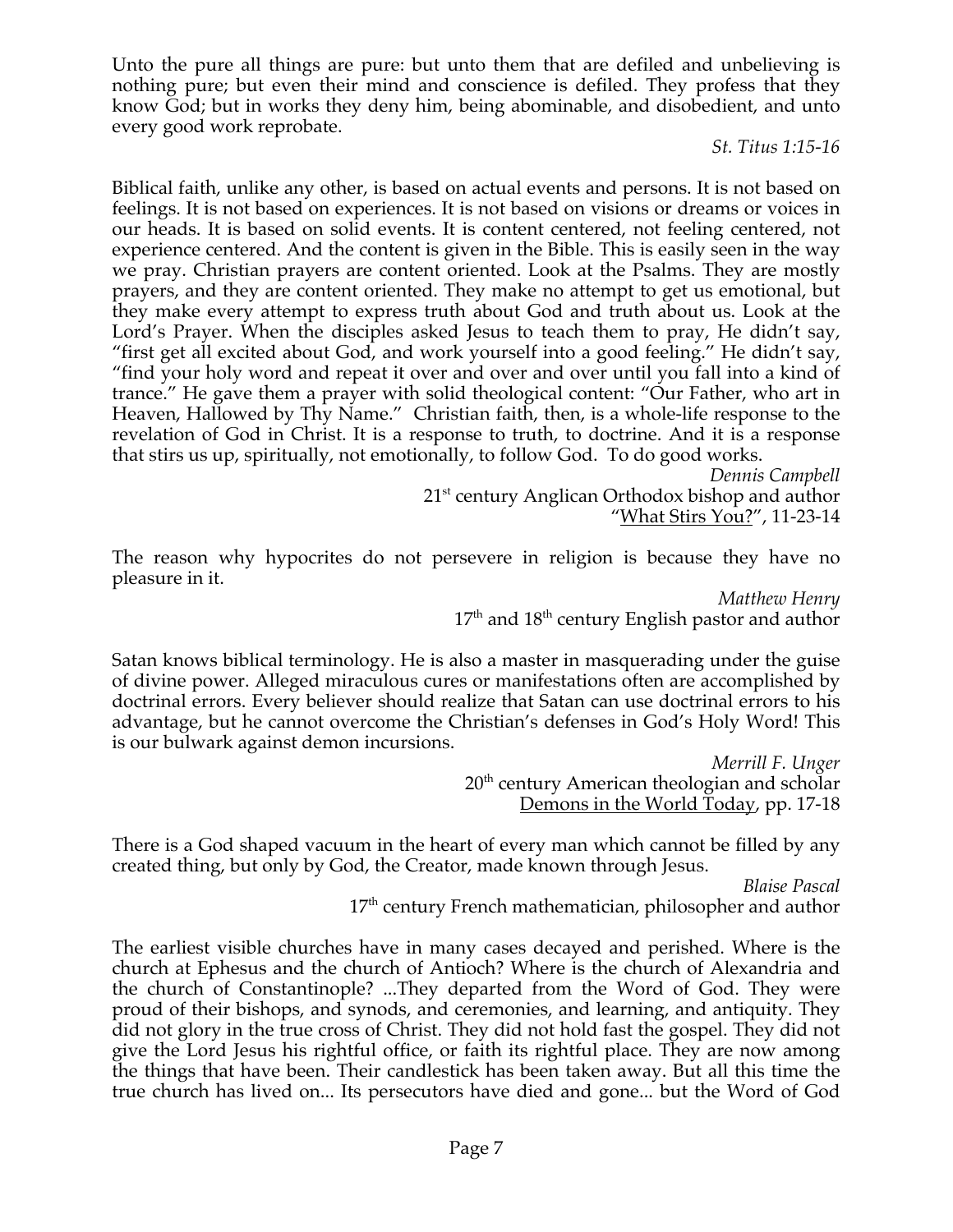Unto the pure all things are pure: but unto them that are defiled and unbelieving is nothing pure; but even their mind and conscience is defiled. They profess that they know God; but in works they deny him, being abominable, and disobedient, and unto every good work reprobate.

*St. Titus 1:15-16*

Biblical faith, unlike any other, is based on actual events and persons. It is not based on feelings. It is not based on experiences. It is not based on visions or dreams or voices in our heads. It is based on solid events. It is content centered, not feeling centered, not experience centered. And the content is given in the Bible. This is easily seen in the way we pray. Christian prayers are content oriented. Look at the Psalms. They are mostly prayers, and they are content oriented. They make no attempt to get us emotional, but they make every attempt to express truth about God and truth about us. Look at the Lord's Prayer. When the disciples asked Jesus to teach them to pray, He didn't say, "first get all excited about God, and work yourself into a good feeling." He didn't say, "find your holy word and repeat it over and over and over until you fall into a kind of trance." He gave them a prayer with solid theological content: "Our Father, who art in Heaven, Hallowed by Thy Name." Christian faith, then, is a whole-life response to the revelation of God in Christ. It is a response to truth, to doctrine. And it is a response that stirs us up, spiritually, not emotionally, to follow God. To do good works.

*Dennis Campbell*
21st century Anglican Orthodox bishop and author
"What Stirs You?", 11-23-14

The reason why hypocrites do not persevere in religion is because they have no pleasure in it.

*Matthew Henry*
17th and 18th century English pastor and author

Satan knows biblical terminology. He is also a master in masquerading under the guise of divine power. Alleged miraculous cures or manifestations often are accomplished by doctrinal errors. Every believer should realize that Satan can use doctrinal errors to his advantage, but he cannot overcome the Christian's defenses in God's Holy Word! This is our bulwark against demon incursions.

*Merrill F. Unger*
20th century American theologian and scholar
Demons in the World Today, pp. 17-18

There is a God shaped vacuum in the heart of every man which cannot be filled by any created thing, but only by God, the Creator, made known through Jesus.

*Blaise Pascal*
17th century French mathematician, philosopher and author

The earliest visible churches have in many cases decayed and perished. Where is the church at Ephesus and the church of Antioch? Where is the church of Alexandria and the church of Constantinople? ...They departed from the Word of God. They were proud of their bishops, and synods, and ceremonies, and learning, and antiquity. They did not glory in the true cross of Christ. They did not hold fast the gospel. They did not give the Lord Jesus his rightful office, or faith its rightful place. They are now among the things that have been. Their candlestick has been taken away. But all this time the true church has lived on... Its persecutors have died and gone... but the Word of God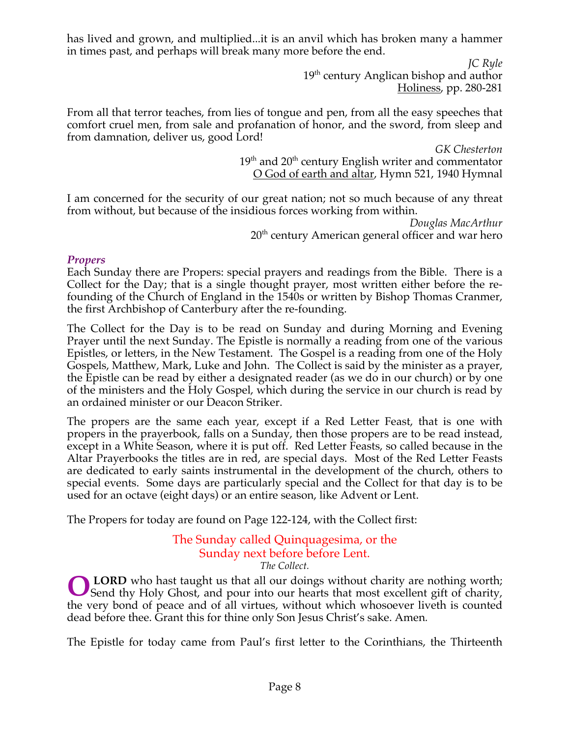has lived and grown, and multiplied...it is an anvil which has broken many a hammer in times past, and perhaps will break many more before the end.

*JC Ryle*
19th century Anglican bishop and author
Holiness, pp. 280-281

From all that terror teaches, from lies of tongue and pen, from all the easy speeches that comfort cruel men, from sale and profanation of honor, and the sword, from sleep and from damnation, deliver us, good Lord!

*GK Chesterton*
19th and 20th century English writer and commentator
O God of earth and altar, Hymn 521, 1940 Hymnal

I am concerned for the security of our great nation; not so much because of any threat from without, but because of the insidious forces working from within.

*Douglas MacArthur*
20th century American general officer and war hero

### *Propers*

Each Sunday there are Propers: special prayers and readings from the Bible. There is a Collect for the Day; that is a single thought prayer, most written either before the re-founding of the Church of England in the 1540s or written by Bishop Thomas Cranmer, the first Archbishop of Canterbury after the re-founding.

The Collect for the Day is to be read on Sunday and during Morning and Evening Prayer until the next Sunday. The Epistle is normally a reading from one of the various Epistles, or letters, in the New Testament. The Gospel is a reading from one of the Holy Gospels, Matthew, Mark, Luke and John. The Collect is said by the minister as a prayer, the Epistle can be read by either a designated reader (as we do in our church) or by one of the ministers and the Holy Gospel, which during the service in our church is read by an ordained minister or our Deacon Striker.

The propers are the same each year, except if a Red Letter Feast, that is one with propers in the prayerbook, falls on a Sunday, then those propers are to be read instead, except in a White Season, where it is put off. Red Letter Feasts, so called because in the Altar Prayerbooks the titles are in red, are special days. Most of the Red Letter Feasts are dedicated to early saints instrumental in the development of the church, others to special events. Some days are particularly special and the Collect for that day is to be used for an octave (eight days) or an entire season, like Advent or Lent.

The Propers for today are found on Page 122-124, with the Collect first:

The Sunday called Quinquagesima, or the
Sunday next before before Lent.
*The Collect.*

**O LORD** who hast taught us that all our doings without charity are nothing worth; Send thy Holy Ghost, and pour into our hearts that most excellent gift of charity, the very bond of peace and of all virtues, without which whosoever liveth is counted dead before thee. Grant this for thine only Son Jesus Christ's sake. Amen.

The Epistle for today came from Paul's first letter to the Corinthians, the Thirteenth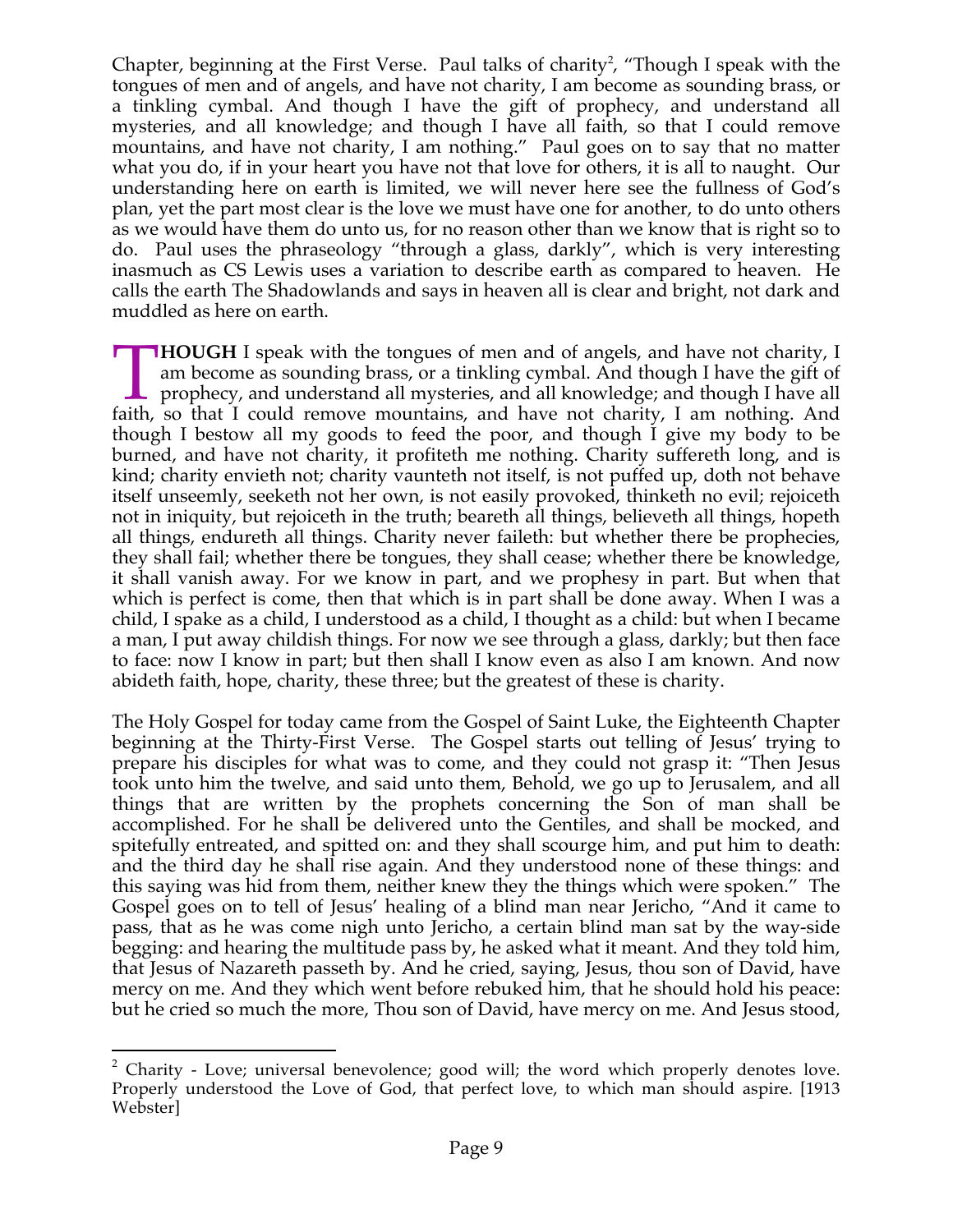Chapter, beginning at the First Verse. Paul talks of charity[2], "Though I speak with the tongues of men and of angels, and have not charity, I am become as sounding brass, or a tinkling cymbal. And though I have the gift of prophecy, and understand all mysteries, and all knowledge; and though I have all faith, so that I could remove mountains, and have not charity, I am nothing." Paul goes on to say that no matter what you do, if in your heart you have not that love for others, it is all to naught. Our understanding here on earth is limited, we will never here see the fullness of God's plan, yet the part most clear is the love we must have one for another, to do unto others as we would have them do unto us, for no reason other than we know that is right so to do. Paul uses the phraseology "through a glass, darkly", which is very interesting inasmuch as CS Lewis uses a variation to describe earth as compared to heaven. He calls the earth The Shadowlands and says in heaven all is clear and bright, not dark and muddled as here on earth.

**THOUGH** I speak with the tongues of men and of angels, and have not charity, I am become as sounding brass, or a tinkling cymbal. And though I have the gift of prophecy, and understand all mysteries, and all knowledge; and though I have all faith, so that I could remove mountains, and have not charity, I am nothing. And though I bestow all my goods to feed the poor, and though I give my body to be burned, and have not charity, it profiteth me nothing. Charity suffereth long, and is kind; charity envieth not; charity vaunteth not itself, is not puffed up, doth not behave itself unseemly, seeketh not her own, is not easily provoked, thinketh no evil; rejoiceth not in iniquity, but rejoiceth in the truth; beareth all things, believeth all things, hopeth all things, endureth all things. Charity never faileth: but whether there be prophecies, they shall fail; whether there be tongues, they shall cease; whether there be knowledge, it shall vanish away. For we know in part, and we prophesy in part. But when that which is perfect is come, then that which is in part shall be done away. When I was a child, I spake as a child, I understood as a child, I thought as a child: but when I became a man, I put away childish things. For now we see through a glass, darkly; but then face to face: now I know in part; but then shall I know even as also I am known. And now abideth faith, hope, charity, these three; but the greatest of these is charity.

The Holy Gospel for today came from the Gospel of Saint Luke, the Eighteenth Chapter beginning at the Thirty-First Verse. The Gospel starts out telling of Jesus' trying to prepare his disciples for what was to come, and they could not grasp it: "Then Jesus took unto him the twelve, and said unto them, Behold, we go up to Jerusalem, and all things that are written by the prophets concerning the Son of man shall be accomplished. For he shall be delivered unto the Gentiles, and shall be mocked, and spitefully entreated, and spitted on: and they shall scourge him, and put him to death: and the third day he shall rise again. And they understood none of these things: and this saying was hid from them, neither knew they the things which were spoken." The Gospel goes on to tell of Jesus' healing of a blind man near Jericho, "And it came to pass, that as he was come nigh unto Jericho, a certain blind man sat by the way-side begging: and hearing the multitude pass by, he asked what it meant. And they told him, that Jesus of Nazareth passeth by. And he cried, saying, Jesus, thou son of David, have mercy on me. And they which went before rebuked him, that he should hold his peace: but he cried so much the more, Thou son of David, have mercy on me. And Jesus stood,

[2] Charity - Love; universal benevolence; good will; the word which properly denotes love. Properly understood the Love of God, that perfect love, to which man should aspire. [1913 Webster]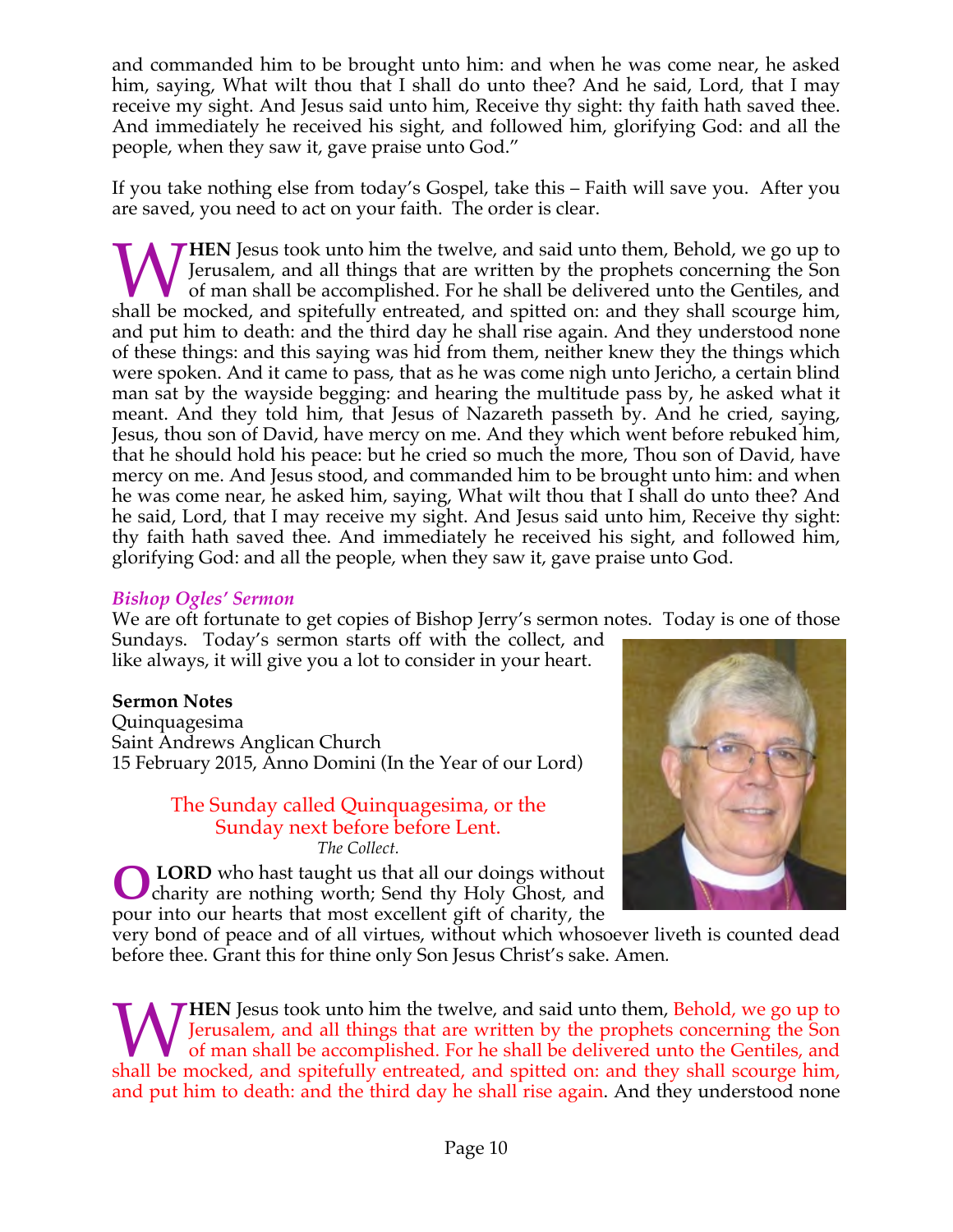and commanded him to be brought unto him: and when he was come near, he asked him, saying, What wilt thou that I shall do unto thee? And he said, Lord, that I may receive my sight. And Jesus said unto him, Receive thy sight: thy faith hath saved thee. And immediately he received his sight, and followed him, glorifying God: and all the people, when they saw it, gave praise unto God."

If you take nothing else from today's Gospel, take this – Faith will save you. After you are saved, you need to act on your faith. The order is clear.

**WHEN** Jesus took unto him the twelve, and said unto them, Behold, we go up to Jerusalem, and all things that are written by the prophets concerning the Son of man shall be accomplished. For he shall be delivered unto the Gentiles, and shall be mocked, and spitefully entreated, and spitted on: and they shall scourge him, and put him to death: and the third day he shall rise again. And they understood none of these things: and this saying was hid from them, neither knew they the things which were spoken. And it came to pass, that as he was come nigh unto Jericho, a certain blind man sat by the wayside begging: and hearing the multitude pass by, he asked what it meant. And they told him, that Jesus of Nazareth passeth by. And he cried, saying, Jesus, thou son of David, have mercy on me. And they which went before rebuked him, that he should hold his peace: but he cried so much the more, Thou son of David, have mercy on me. And Jesus stood, and commanded him to be brought unto him: and when he was come near, he asked him, saying, What wilt thou that I shall do unto thee? And he said, Lord, that I may receive my sight. And Jesus said unto him, Receive thy sight: thy faith hath saved thee. And immediately he received his sight, and followed him, glorifying God: and all the people, when they saw it, gave praise unto God.

### *Bishop Ogles' Sermon*

We are oft fortunate to get copies of Bishop Jerry's sermon notes. Today is one of those Sundays. Today's sermon starts off with the collect, and like always, it will give you a lot to consider in your heart.

**Sermon Notes**
Quinquagesima
Saint Andrews Anglican Church
15 February 2015, Anno Domini (In the Year of our Lord)

The Sunday called Quinquagesima, or the Sunday next before before Lent.
*The Collect.*

**O LORD** who hast taught us that all our doings without charity are nothing worth; Send thy Holy Ghost, and pour into our hearts that most excellent gift of charity, the very bond of peace and of all virtues, without which whosoever liveth is counted dead before thee. Grant this for thine only Son Jesus Christ's sake. Amen.

**WHEN** Jesus took unto him the twelve, and said unto them, Behold, we go up to Jerusalem, and all things that are written by the prophets concerning the Son of man shall be accomplished. For he shall be delivered unto the Gentiles, and shall be mocked, and spitefully entreated, and spitted on: and they shall scourge him, and put him to death: and the third day he shall rise again. And they understood none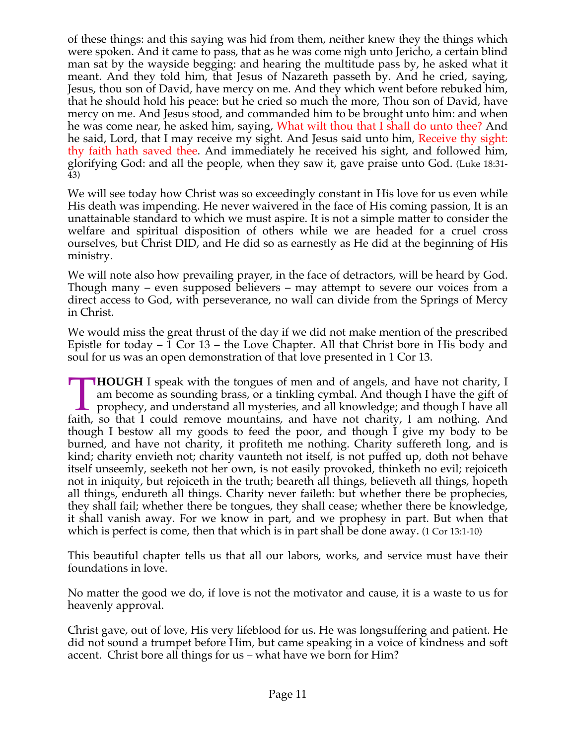of these things: and this saying was hid from them, neither knew they the things which were spoken. And it came to pass, that as he was come nigh unto Jericho, a certain blind man sat by the wayside begging: and hearing the multitude pass by, he asked what it meant. And they told him, that Jesus of Nazareth passeth by. And he cried, saying, Jesus, thou son of David, have mercy on me. And they which went before rebuked him, that he should hold his peace: but he cried so much the more, Thou son of David, have mercy on me. And Jesus stood, and commanded him to be brought unto him: and when he was come near, he asked him, saying, What wilt thou that I shall do unto thee? And he said, Lord, that I may receive my sight. And Jesus said unto him, Receive thy sight: thy faith hath saved thee. And immediately he received his sight, and followed him, glorifying God: and all the people, when they saw it, gave praise unto God. (Luke 18:31-43)

We will see today how Christ was so exceedingly constant in His love for us even while His death was impending. He never waivered in the face of His coming passion, It is an unattainable standard to which we must aspire. It is not a simple matter to consider the welfare and spiritual disposition of others while we are headed for a cruel cross ourselves, but Christ DID, and He did so as earnestly as He did at the beginning of His ministry.

We will note also how prevailing prayer, in the face of detractors, will be heard by God. Though many – even supposed believers – may attempt to severe our voices from a direct access to God, with perseverance, no wall can divide from the Springs of Mercy in Christ.

We would miss the great thrust of the day if we did not make mention of the prescribed Epistle for today – 1 Cor 13 – the Love Chapter. All that Christ bore in His body and soul for us was an open demonstration of that love presented in 1 Cor 13.

**THOUGH** I speak with the tongues of men and of angels, and have not charity, I am become as sounding brass, or a tinkling cymbal. And though I have the gift of prophecy, and understand all mysteries, and all knowledge; and though I have all faith, so that I could remove mountains, and have not charity, I am nothing. And though I bestow all my goods to feed the poor, and though I give my body to be burned, and have not charity, it profiteth me nothing. Charity suffereth long, and is kind; charity envieth not; charity vaunteth not itself, is not puffed up, doth not behave itself unseemly, seeketh not her own, is not easily provoked, thinketh no evil; rejoiceth not in iniquity, but rejoiceth in the truth; beareth all things, believeth all things, hopeth all things, endureth all things. Charity never faileth: but whether there be prophecies, they shall fail; whether there be tongues, they shall cease; whether there be knowledge, it shall vanish away. For we know in part, and we prophesy in part. But when that which is perfect is come, then that which is in part shall be done away. (1 Cor 13:1-10)

This beautiful chapter tells us that all our labors, works, and service must have their foundations in love.

No matter the good we do, if love is not the motivator and cause, it is a waste to us for heavenly approval.

Christ gave, out of love, His very lifeblood for us. He was longsuffering and patient. He did not sound a trumpet before Him, but came speaking in a voice of kindness and soft accent. Christ bore all things for us – what have we born for Him?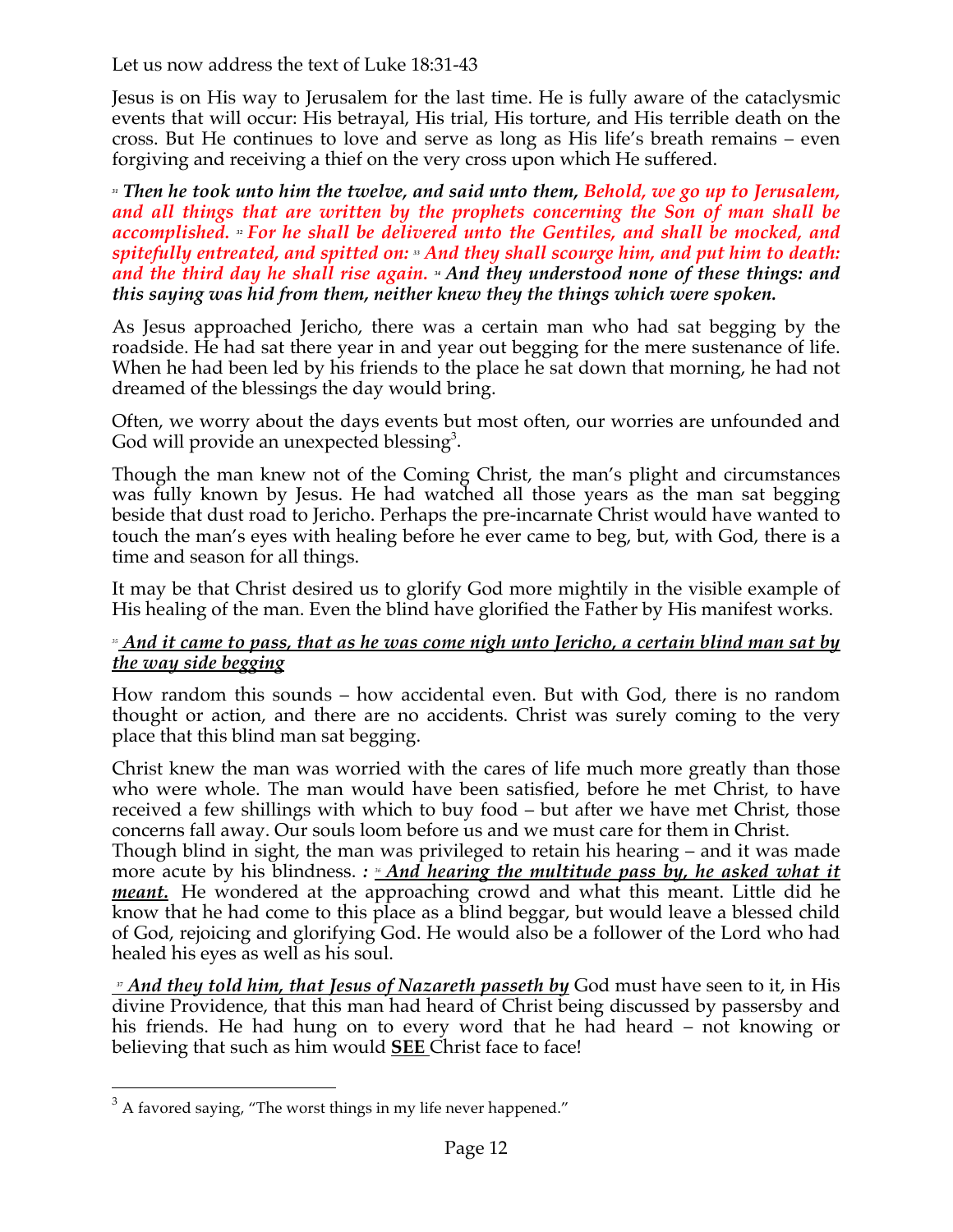Let us now address the text of Luke 18:31-43

Jesus is on His way to Jerusalem for the last time. He is fully aware of the cataclysmic events that will occur: His betrayal, His trial, His torture, and His terrible death on the cross. But He continues to love and serve as long as His life's breath remains – even forgiving and receiving a thief on the very cross upon which He suffered.

***31** Then he took unto him the twelve, and said unto them, Behold, we go up to Jerusalem, and all things that are written by the prophets concerning the Son of man shall be accomplished. **32** For he shall be delivered unto the Gentiles, and shall be mocked, and spitefully entreated, and spitted on: **33** And they shall scourge him, and put him to death: and the third day he shall rise again. **34** And they understood none of these things: and this saying was hid from them, neither knew they the things which were spoken.*

As Jesus approached Jericho, there was a certain man who had sat begging by the roadside. He had sat there year in and year out begging for the mere sustenance of life. When he had been led by his friends to the place he sat down that morning, he had not dreamed of the blessings the day would bring.

Often, we worry about the days events but most often, our worries are unfounded and God will provide an unexpected blessing[3].

Though the man knew not of the Coming Christ, the man's plight and circumstances was fully known by Jesus. He had watched all those years as the man sat begging beside that dust road to Jericho. Perhaps the pre-incarnate Christ would have wanted to touch the man's eyes with healing before he ever came to beg, but, with God, there is a time and season for all things.

It may be that Christ desired us to glorify God more mightily in the visible example of His healing of the man. Even the blind have glorified the Father by His manifest works.

***35** <u>And it came to pass, that as he was come nigh unto Jericho, a certain blind man sat by the way side begging</u>*

How random this sounds – how accidental even. But with God, there is no random thought or action, and there are no accidents. Christ was surely coming to the very place that this blind man sat begging.

Christ knew the man was worried with the cares of life much more greatly than those who were whole. The man would have been satisfied, before he met Christ, to have received a few shillings with which to buy food – but after we have met Christ, those concerns fall away. Our souls loom before us and we must care for them in Christ.
Though blind in sight, the man was privileged to retain his hearing – and it was made more acute by his blindness. ***:** **36** <u>And hearing the multitude pass by, he asked what it meant.</u>* He wondered at the approaching crowd and what this meant. Little did he know that he had come to this place as a blind beggar, but would leave a blessed child of God, rejoicing and glorifying God. He would also be a follower of the Lord who had healed his eyes as well as his soul.

***37** <u>And they told him, that Jesus of Nazareth passeth by</u>* God must have seen to it, in His divine Providence, that this man had heard of Christ being discussed by passersby and his friends. He had hung on to every word that he had heard – not knowing or believing that such as him would **<u>SEE</u>** Christ face to face!

---

[3] A favored saying, "The worst things in my life never happened."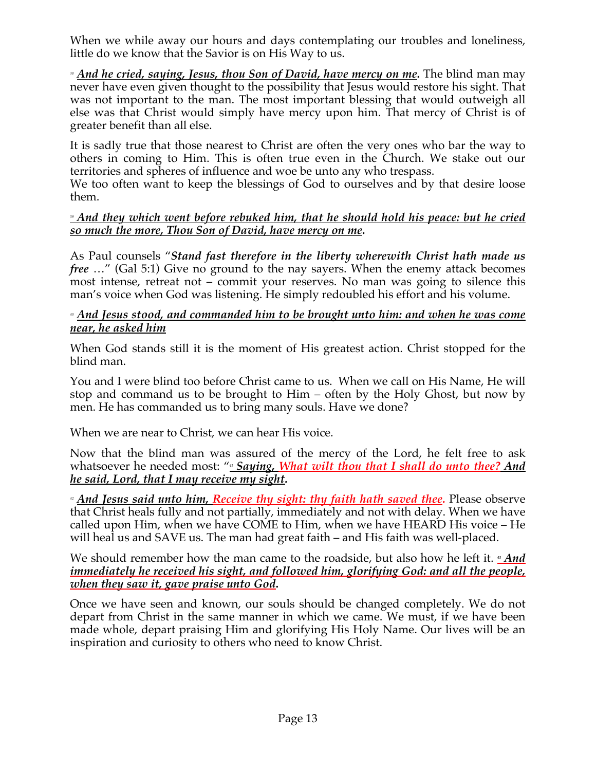When we while away our hours and days contemplating our troubles and loneliness, little do we know that the Savior is on His Way to us.

[38] ***And he cried, saying, Jesus, thou Son of David, have mercy on me.*** The blind man may never have even given thought to the possibility that Jesus would restore his sight. That was not important to the man. The most important blessing that would outweigh all else was that Christ would simply have mercy upon him. That mercy of Christ is of greater benefit than all else.

It is sadly true that those nearest to Christ are often the very ones who bar the way to others in coming to Him. This is often true even in the Church. We stake out our territories and spheres of influence and woe be unto any who trespass.
We too often want to keep the blessings of God to ourselves and by that desire loose them.

[39] ***And they which went before rebuked him, that he should hold his peace: but he cried so much the more, Thou Son of David, have mercy on me.***

As Paul counsels "***Stand fast therefore in the liberty wherewith Christ hath made us free*** …" (Gal 5:1) Give no ground to the nay sayers. When the enemy attack becomes most intense, retreat not – commit your reserves. No man was going to silence this man's voice when God was listening. He simply redoubled his effort and his volume.

[40] ***And Jesus stood, and commanded him to be brought unto him: and when he was come near, he asked him***

When God stands still it is the moment of His greatest action. Christ stopped for the blind man.

You and I were blind too before Christ came to us. When we call on His Name, He will stop and command us to be brought to Him – often by the Holy Ghost, but now by men. He has commanded us to bring many souls. Have we done?

When we are near to Christ, we can hear His voice.

Now that the blind man was assured of the mercy of the Lord, he felt free to ask whatsoever he needed most: "[41] ***Saying, What wilt thou that I shall do unto thee? And he said, Lord, that I may receive my sight.***

[42] ***And Jesus said unto him, Receive thy sight: thy faith hath saved thee.*** Please observe that Christ heals fully and not partially, immediately and not with delay. When we have called upon Him, when we have COME to Him, when we have HEARD His voice – He will heal us and SAVE us. The man had great faith – and His faith was well-placed.

We should remember how the man came to the roadside, but also how he left it. [43] ***And immediately he received his sight, and followed him, glorifying God: and all the people, when they saw it, gave praise unto God.***

Once we have seen and known, our souls should be changed completely. We do not depart from Christ in the same manner in which we came. We must, if we have been made whole, depart praising Him and glorifying His Holy Name. Our lives will be an inspiration and curiosity to others who need to know Christ.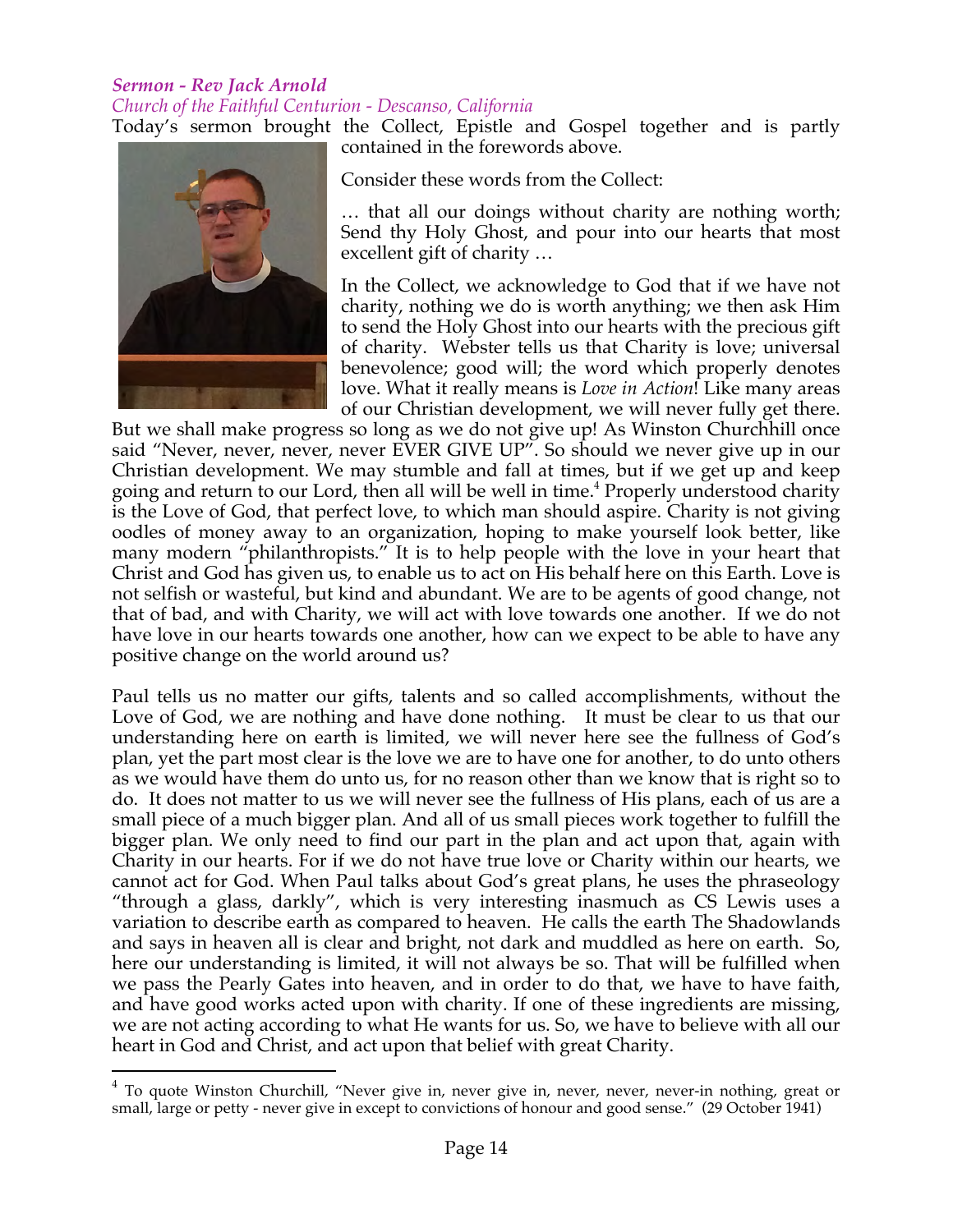***Sermon - Rev Jack Arnold***

*Church of the Faithful Centurion - Descanso, California*

Today's sermon brought the Collect, Epistle and Gospel together and is partly contained in the forewords above.

Consider these words from the Collect:

… that all our doings without charity are nothing worth; Send thy Holy Ghost, and pour into our hearts that most excellent gift of charity …

In the Collect, we acknowledge to God that if we have not charity, nothing we do is worth anything; we then ask Him to send the Holy Ghost into our hearts with the precious gift of charity. Webster tells us that Charity is love; universal benevolence; good will; the word which properly denotes love. What it really means is *Love in Action*! Like many areas of our Christian development, we will never fully get there. But we shall make progress so long as we do not give up! As Winston Churchhill once said "Never, never, never, never EVER GIVE UP". So should we never give up in our Christian development. We may stumble and fall at times, but if we get up and keep going and return to our Lord, then all will be well in time.[4] Properly understood charity is the Love of God, that perfect love, to which man should aspire. Charity is not giving oodles of money away to an organization, hoping to make yourself look better, like many modern "philanthropists." It is to help people with the love in your heart that Christ and God has given us, to enable us to act on His behalf here on this Earth. Love is not selfish or wasteful, but kind and abundant. We are to be agents of good change, not that of bad, and with Charity, we will act with love towards one another. If we do not have love in our hearts towards one another, how can we expect to be able to have any positive change on the world around us?

Paul tells us no matter our gifts, talents and so called accomplishments, without the Love of God, we are nothing and have done nothing. It must be clear to us that our understanding here on earth is limited, we will never here see the fullness of God's plan, yet the part most clear is the love we are to have one for another, to do unto others as we would have them do unto us, for no reason other than we know that is right so to do. It does not matter to us we will never see the fullness of His plans, each of us are a small piece of a much bigger plan. And all of us small pieces work together to fulfill the bigger plan. We only need to find our part in the plan and act upon that, again with Charity in our hearts. For if we do not have true love or Charity within our hearts, we cannot act for God. When Paul talks about God's great plans, he uses the phraseology "through a glass, darkly", which is very interesting inasmuch as CS Lewis uses a variation to describe earth as compared to heaven. He calls the earth The Shadowlands and says in heaven all is clear and bright, not dark and muddled as here on earth. So, here our understanding is limited, it will not always be so. That will be fulfilled when we pass the Pearly Gates into heaven, and in order to do that, we have to have faith, and have good works acted upon with charity. If one of these ingredients are missing, we are not acting according to what He wants for us. So, we have to believe with all our heart in God and Christ, and act upon that belief with great Charity.

---

[4] To quote Winston Churchill, "Never give in, never give in, never, never, never-in nothing, great or small, large or petty - never give in except to convictions of honour and good sense." (29 October 1941)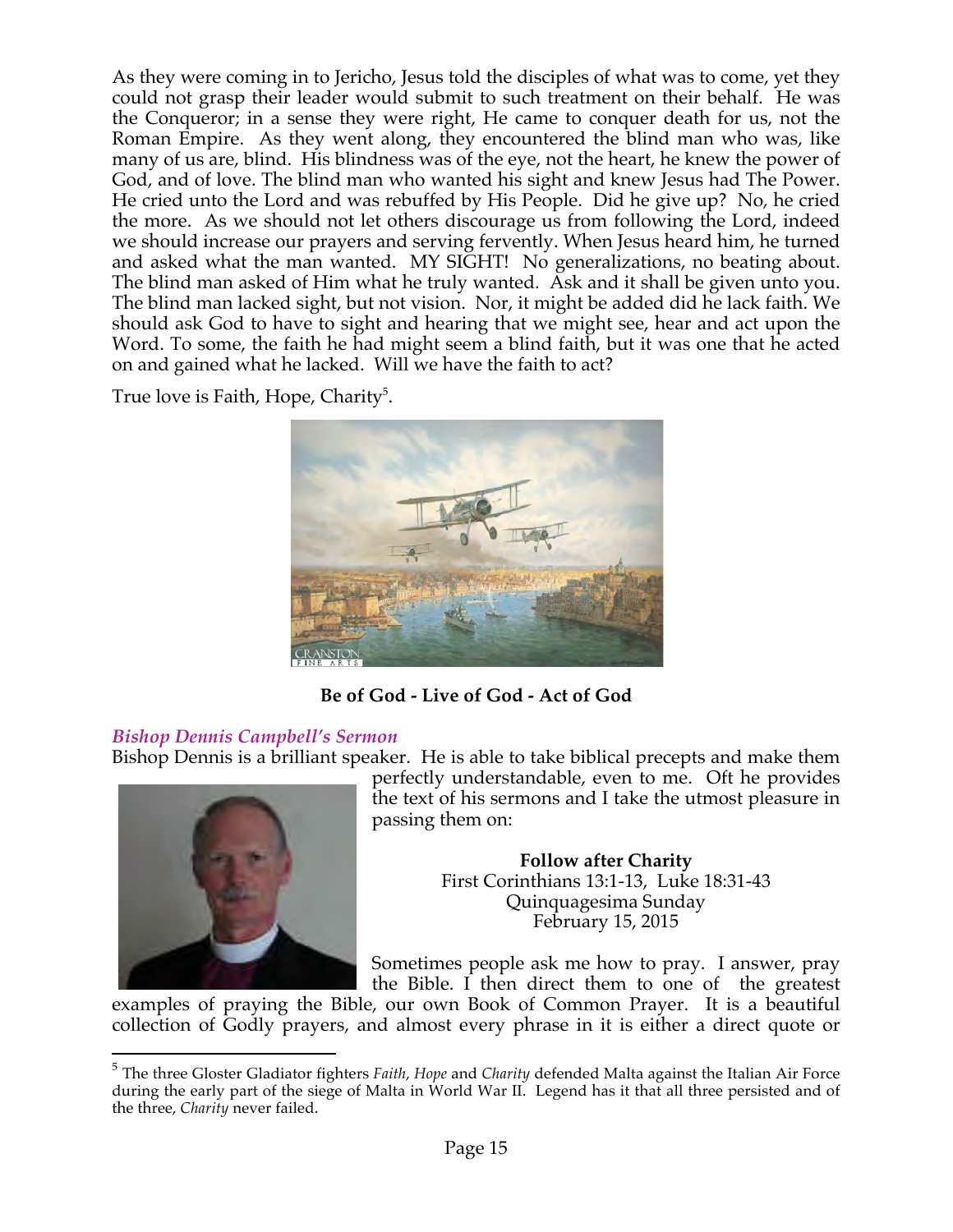As they were coming in to Jericho, Jesus told the disciples of what was to come, yet they could not grasp their leader would submit to such treatment on their behalf. He was the Conqueror; in a sense they were right, He came to conquer death for us, not the Roman Empire. As they went along, they encountered the blind man who was, like many of us are, blind. His blindness was of the eye, not the heart, he knew the power of God, and of love. The blind man who wanted his sight and knew Jesus had The Power. He cried unto the Lord and was rebuffed by His People. Did he give up? No, he cried the more. As we should not let others discourage us from following the Lord, indeed we should increase our prayers and serving fervently. When Jesus heard him, he turned and asked what the man wanted. MY SIGHT! No generalizations, no beating about. The blind man asked of Him what he truly wanted. Ask and it shall be given unto you. The blind man lacked sight, but not vision. Nor, it might be added did he lack faith. We should ask God to have to sight and hearing that we might see, hear and act upon the Word. To some, the faith he had might seem a blind faith, but it was one that he acted on and gained what he lacked. Will we have the faith to act?

True love is Faith, Hope, Charity[5].

**Be of God - Live of God - Act of God**

### *Bishop Dennis Campbell's Sermon*

Bishop Dennis is a brilliant speaker. He is able to take biblical precepts and make them perfectly understandable, even to me. Oft he provides the text of his sermons and I take the utmost pleasure in passing them on:

**Follow after Charity**
First Corinthians 13:1-13, Luke 18:31-43
Quinquagesima Sunday
February 15, 2015

Sometimes people ask me how to pray. I answer, pray the Bible. I then direct them to one of the greatest examples of praying the Bible, our own Book of Common Prayer. It is a beautiful collection of Godly prayers, and almost every phrase in it is either a direct quote or

---

[5] The three Gloster Gladiator fighters *Faith*, *Hope* and *Charity* defended Malta against the Italian Air Force during the early part of the siege of Malta in World War II. Legend has it that all three persisted and of the three, *Charity* never failed.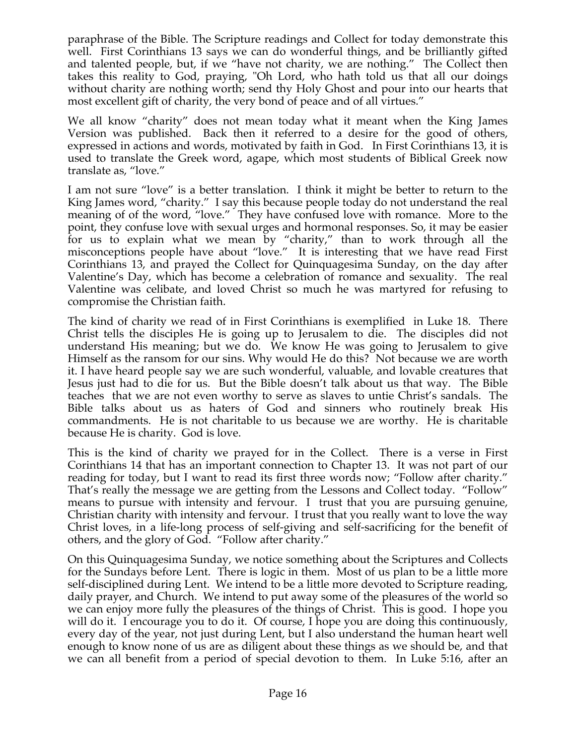paraphrase of the Bible. The Scripture readings and Collect for today demonstrate this well. First Corinthians 13 says we can do wonderful things, and be brilliantly gifted and talented people, but, if we "have not charity, we are nothing." The Collect then takes this reality to God, praying, "Oh Lord, who hath told us that all our doings without charity are nothing worth; send thy Holy Ghost and pour into our hearts that most excellent gift of charity, the very bond of peace and of all virtues."

We all know "charity" does not mean today what it meant when the King James Version was published. Back then it referred to a desire for the good of others, expressed in actions and words, motivated by faith in God. In First Corinthians 13, it is used to translate the Greek word, agape, which most students of Biblical Greek now translate as, "love."

I am not sure "love" is a better translation. I think it might be better to return to the King James word, "charity." I say this because people today do not understand the real meaning of of the word, "love." They have confused love with romance. More to the point, they confuse love with sexual urges and hormonal responses. So, it may be easier for us to explain what we mean by "charity," than to work through all the misconceptions people have about "love." It is interesting that we have read First Corinthians 13, and prayed the Collect for Quinquagesima Sunday, on the day after Valentine's Day, which has become a celebration of romance and sexuality. The real Valentine was celibate, and loved Christ so much he was martyred for refusing to compromise the Christian faith.

The kind of charity we read of in First Corinthians is exemplified in Luke 18. There Christ tells the disciples He is going up to Jerusalem to die. The disciples did not understand His meaning; but we do. We know He was going to Jerusalem to give Himself as the ransom for our sins. Why would He do this? Not because we are worth it. I have heard people say we are such wonderful, valuable, and lovable creatures that Jesus just had to die for us. But the Bible doesn't talk about us that way. The Bible teaches that we are not even worthy to serve as slaves to untie Christ's sandals. The Bible talks about us as haters of God and sinners who routinely break His commandments. He is not charitable to us because we are worthy. He is charitable because He is charity. God is love.

This is the kind of charity we prayed for in the Collect. There is a verse in First Corinthians 14 that has an important connection to Chapter 13. It was not part of our reading for today, but I want to read its first three words now; "Follow after charity." That's really the message we are getting from the Lessons and Collect today. "Follow" means to pursue with intensity and fervour. I trust that you are pursuing genuine, Christian charity with intensity and fervour. I trust that you really want to love the way Christ loves, in a life-long process of self-giving and self-sacrificing for the benefit of others, and the glory of God. "Follow after charity."

On this Quinquagesima Sunday, we notice something about the Scriptures and Collects for the Sundays before Lent. There is logic in them. Most of us plan to be a little more self-disciplined during Lent. We intend to be a little more devoted to Scripture reading, daily prayer, and Church. We intend to put away some of the pleasures of the world so we can enjoy more fully the pleasures of the things of Christ. This is good. I hope you will do it. I encourage you to do it. Of course, I hope you are doing this continuously, every day of the year, not just during Lent, but I also understand the human heart well enough to know none of us are as diligent about these things as we should be, and that we can all benefit from a period of special devotion to them. In Luke 5:16, after an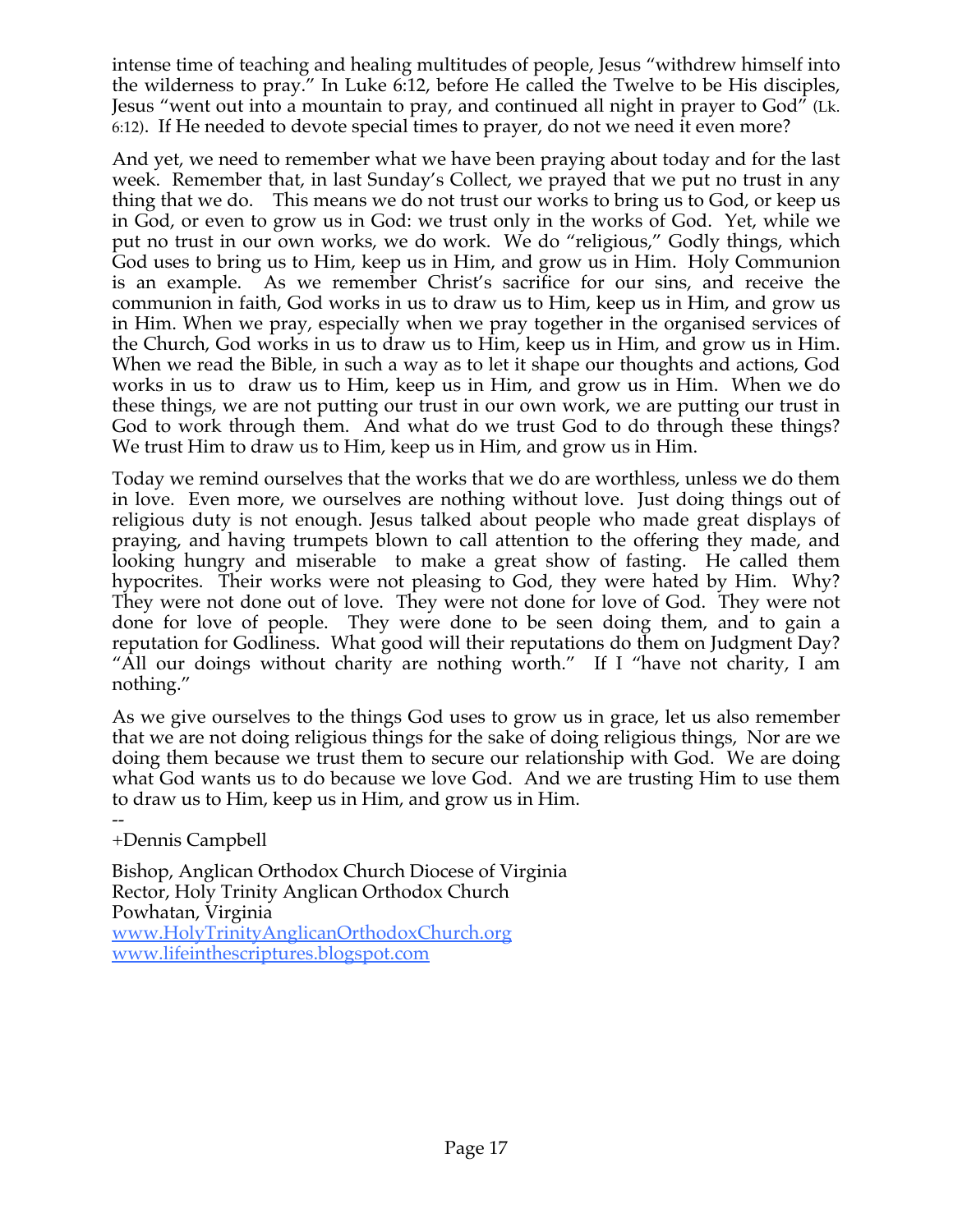intense time of teaching and healing multitudes of people, Jesus “withdrew himself into the wilderness to pray.” In Luke 6:12, before He called the Twelve to be His disciples, Jesus “went out into a mountain to pray, and continued all night in prayer to God” (Lk. 6:12). If He needed to devote special times to prayer, do not we need it even more?

And yet, we need to remember what we have been praying about today and for the last week. Remember that, in last Sunday’s Collect, we prayed that we put no trust in any thing that we do. This means we do not trust our works to bring us to God, or keep us in God, or even to grow us in God: we trust only in the works of God. Yet, while we put no trust in our own works, we do work. We do “religious,” Godly things, which God uses to bring us to Him, keep us in Him, and grow us in Him. Holy Communion is an example. As we remember Christ’s sacrifice for our sins, and receive the communion in faith, God works in us to draw us to Him, keep us in Him, and grow us in Him. When we pray, especially when we pray together in the organised services of the Church, God works in us to draw us to Him, keep us in Him, and grow us in Him. When we read the Bible, in such a way as to let it shape our thoughts and actions, God works in us to draw us to Him, keep us in Him, and grow us in Him. When we do these things, we are not putting our trust in our own work, we are putting our trust in God to work through them. And what do we trust God to do through these things? We trust Him to draw us to Him, keep us in Him, and grow us in Him.

Today we remind ourselves that the works that we do are worthless, unless we do them in love. Even more, we ourselves are nothing without love. Just doing things out of religious duty is not enough. Jesus talked about people who made great displays of praying, and having trumpets blown to call attention to the offering they made, and looking hungry and miserable to make a great show of fasting. He called them hypocrites. Their works were not pleasing to God, they were hated by Him. Why? They were not done out of love. They were not done for love of God. They were not done for love of people. They were done to be seen doing them, and to gain a reputation for Godliness. What good will their reputations do them on Judgment Day? “All our doings without charity are nothing worth.” If I “have not charity, I am nothing.”

As we give ourselves to the things God uses to grow us in grace, let us also remember that we are not doing religious things for the sake of doing religious things, Nor are we doing them because we trust them to secure our relationship with God. We are doing what God wants us to do because we love God. And we are trusting Him to use them to draw us to Him, keep us in Him, and grow us in Him.

--

+Dennis Campbell

Bishop, Anglican Orthodox Church Diocese of Virginia
Rector, Holy Trinity Anglican Orthodox Church
Powhatan, Virginia
www.HolyTrinityAnglicanOrthodoxChurch.org
www.lifeinthescriptures.blogspot.com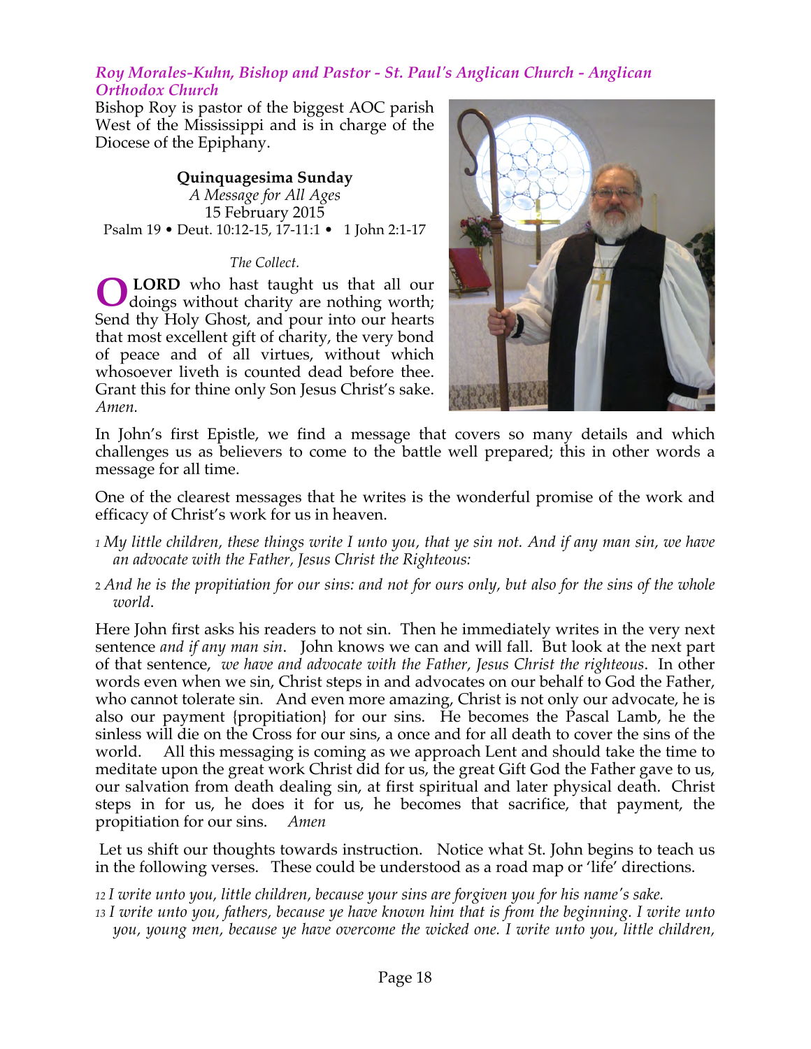### *Roy Morales-Kuhn, Bishop and Pastor - St. Paul's Anglican Church - Anglican Orthodox Church*

Bishop Roy is pastor of the biggest AOC parish West of the Mississippi and is in charge of the Diocese of the Epiphany.

**Quinquagesima Sunday**
*A Message for All Ages*
15 February 2015
Psalm 19 • Deut. 10:12-15, 17-11:1 • 1 John 2:1-17

*The Collect.*

**O LORD** who hast taught us that all our doings without charity are nothing worth; Send thy Holy Ghost, and pour into our hearts that most excellent gift of charity, the very bond of peace and of all virtues, without which whosoever liveth is counted dead before thee. Grant this for thine only Son Jesus Christ's sake. *Amen.*

In John's first Epistle, we find a message that covers so many details and which challenges us as believers to come to the battle well prepared; this in other words a message for all time.

One of the clearest messages that he writes is the wonderful promise of the work and efficacy of Christ's work for us in heaven.

*1 My little children, these things write I unto you, that ye sin not. And if any man sin, we have an advocate with the Father, Jesus Christ the Righteous:*

*2 And he is the propitiation for our sins: and not for ours only, but also for the sins of the whole world.*

Here John first asks his readers to not sin. Then he immediately writes in the very next sentence *and if any man sin*. John knows we can and will fall. But look at the next part of that sentence, *we have and advocate with the Father, Jesus Christ the righteous*. In other words even when we sin, Christ steps in and advocates on our behalf to God the Father, who cannot tolerate sin. And even more amazing, Christ is not only our advocate, he is also our payment {propitiation} for our sins. He becomes the Pascal Lamb, he the sinless will die on the Cross for our sins, a once and for all death to cover the sins of the world. All this messaging is coming as we approach Lent and should take the time to meditate upon the great work Christ did for us, the great Gift God the Father gave to us, our salvation from death dealing sin, at first spiritual and later physical death. Christ steps in for us, he does it for us, he becomes that sacrifice, that payment, the propitiation for our sins. *Amen*

Let us shift our thoughts towards instruction. Notice what St. John begins to teach us in the following verses. These could be understood as a road map or 'life' directions.

*12 I write unto you, little children, because your sins are forgiven you for his name's sake.*
*13 I write unto you, fathers, because ye have known him that is from the beginning. I write unto you, young men, because ye have overcome the wicked one. I write unto you, little children,*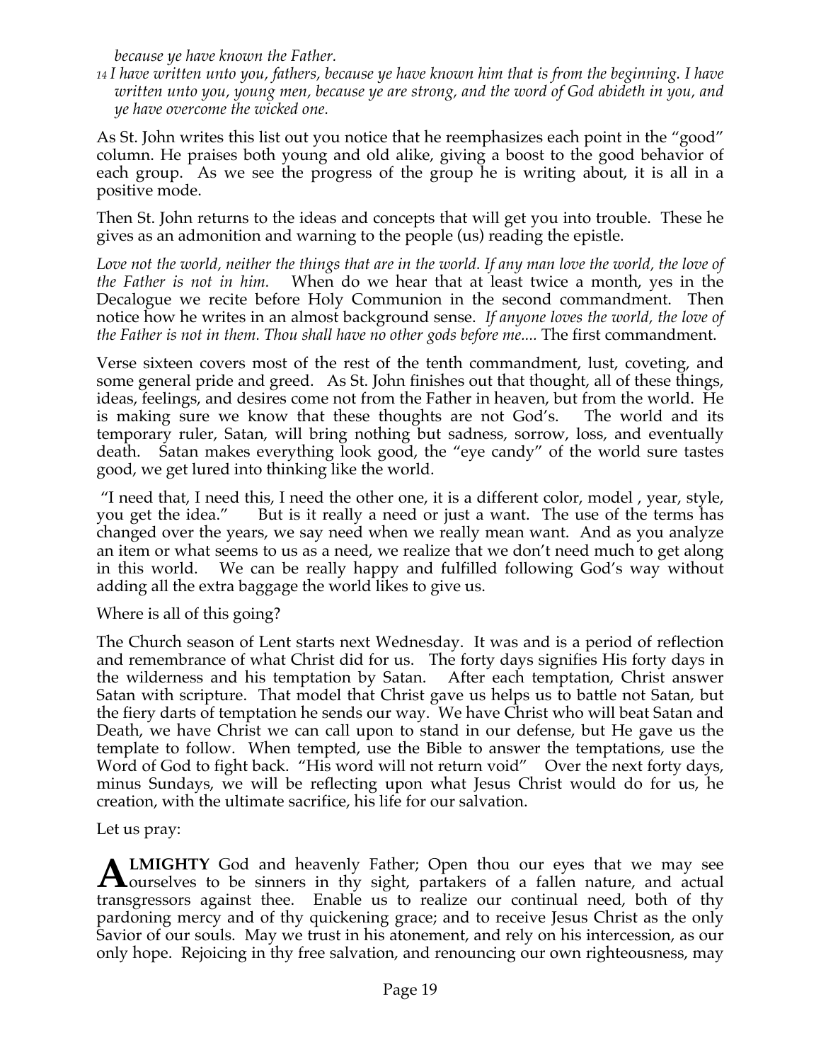*because ye have known the Father.*

*14 I have written unto you, fathers, because ye have known him that is from the beginning. I have written unto you, young men, because ye are strong, and the word of God abideth in you, and ye have overcome the wicked one.*

As St. John writes this list out you notice that he reemphasizes each point in the "good" column. He praises both young and old alike, giving a boost to the good behavior of each group. As we see the progress of the group he is writing about, it is all in a positive mode.

Then St. John returns to the ideas and concepts that will get you into trouble. These he gives as an admonition and warning to the people (us) reading the epistle.

*Love not the world, neither the things that are in the world. If any man love the world, the love of the Father is not in him.* When do we hear that at least twice a month, yes in the Decalogue we recite before Holy Communion in the second commandment. Then notice how he writes in an almost background sense. *If anyone loves the world, the love of the Father is not in them. Thou shall have no other gods before me....* The first commandment.

Verse sixteen covers most of the rest of the tenth commandment, lust, coveting, and some general pride and greed. As St. John finishes out that thought, all of these things, ideas, feelings, and desires come not from the Father in heaven, but from the world. He is making sure we know that these thoughts are not God's. The world and its temporary ruler, Satan, will bring nothing but sadness, sorrow, loss, and eventually death. Satan makes everything look good, the "eye candy" of the world sure tastes good, we get lured into thinking like the world.

"I need that, I need this, I need the other one, it is a different color, model , year, style, you get the idea." But is it really a need or just a want. The use of the terms has changed over the years, we say need when we really mean want. And as you analyze an item or what seems to us as a need, we realize that we don't need much to get along in this world. We can be really happy and fulfilled following God's way without adding all the extra baggage the world likes to give us.

Where is all of this going?

The Church season of Lent starts next Wednesday. It was and is a period of reflection and remembrance of what Christ did for us. The forty days signifies His forty days in the wilderness and his temptation by Satan. After each temptation, Christ answer Satan with scripture. That model that Christ gave us helps us to battle not Satan, but the fiery darts of temptation he sends our way. We have Christ who will beat Satan and Death, we have Christ we can call upon to stand in our defense, but He gave us the template to follow. When tempted, use the Bible to answer the temptations, use the Word of God to fight back. "His word will not return void" Over the next forty days, minus Sundays, we will be reflecting upon what Jesus Christ would do for us, he creation, with the ultimate sacrifice, his life for our salvation.

Let us pray:

**ALMIGHTY** God and heavenly Father; Open thou our eyes that we may see ourselves to be sinners in thy sight, partakers of a fallen nature, and actual transgressors against thee. Enable us to realize our continual need, both of thy pardoning mercy and of thy quickening grace; and to receive Jesus Christ as the only Savior of our souls. May we trust in his atonement, and rely on his intercession, as our only hope. Rejoicing in thy free salvation, and renouncing our own righteousness, may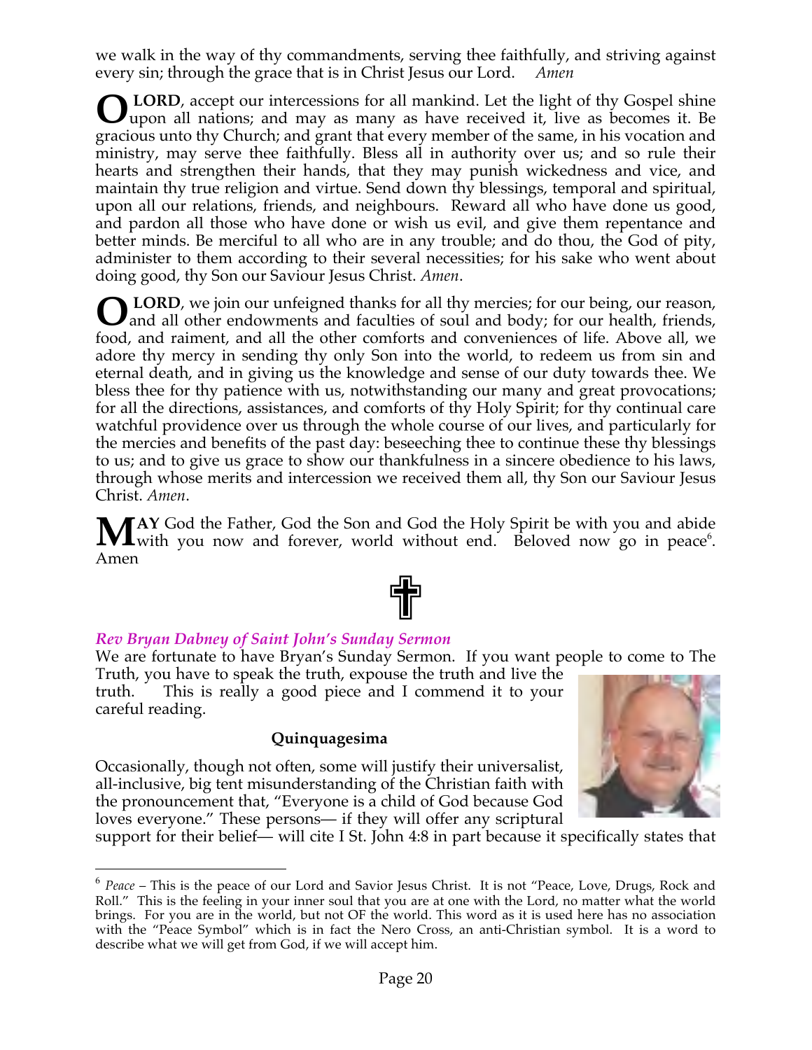we walk in the way of thy commandments, serving thee faithfully, and striving against every sin; through the grace that is in Christ Jesus our Lord. *Amen*

**O LORD**, accept our intercessions for all mankind. Let the light of thy Gospel shine upon all nations; and may as many as have received it, live as becomes it. Be gracious unto thy Church; and grant that every member of the same, in his vocation and ministry, may serve thee faithfully. Bless all in authority over us; and so rule their hearts and strengthen their hands, that they may punish wickedness and vice, and maintain thy true religion and virtue. Send down thy blessings, temporal and spiritual, upon all our relations, friends, and neighbours. Reward all who have done us good, and pardon all those who have done or wish us evil, and give them repentance and better minds. Be merciful to all who are in any trouble; and do thou, the God of pity, administer to them according to their several necessities; for his sake who went about doing good, thy Son our Saviour Jesus Christ. *Amen*.

**O LORD**, we join our unfeigned thanks for all thy mercies; for our being, our reason, and all other endowments and faculties of soul and body; for our health, friends, food, and raiment, and all the other comforts and conveniences of life. Above all, we adore thy mercy in sending thy only Son into the world, to redeem us from sin and eternal death, and in giving us the knowledge and sense of our duty towards thee. We bless thee for thy patience with us, notwithstanding our many and great provocations; for all the directions, assistances, and comforts of thy Holy Spirit; for thy continual care watchful providence over us through the whole course of our lives, and particularly for the mercies and benefits of the past day: beseeching thee to continue these thy blessings to us; and to give us grace to show our thankfulness in a sincere obedience to his laws, through whose merits and intercession we received them all, thy Son our Saviour Jesus Christ. *Amen*.

**MAY** God the Father, God the Son and God the Holy Spirit be with you and abide with you now and forever, world without end. Beloved now go in peace[6]. Amen

✝

***Rev Bryan Dabney of Saint John's Sunday Sermon***

We are fortunate to have Bryan's Sunday Sermon. If you want people to come to The Truth, you have to speak the truth, expose the truth and live the truth. This is really a good piece and I commend it to your careful reading.

**Quinquagesima**

Occasionally, though not often, some will justify their universalist, all-inclusive, big tent misunderstanding of the Christian faith with the pronouncement that, "Everyone is a child of God because God loves everyone." These persons— if they will offer any scriptural support for their belief— will cite I St. John 4:8 in part because it specifically states that

---

[6] *Peace* – This is the peace of our Lord and Savior Jesus Christ. It is not "Peace, Love, Drugs, Rock and Roll." This is the feeling in your inner soul that you are at one with the Lord, no matter what the world brings. For you are in the world, but not OF the world. This word as it is used here has no association with the "Peace Symbol" which is in fact the Nero Cross, an anti-Christian symbol. It is a word to describe what we will get from God, if we will accept him.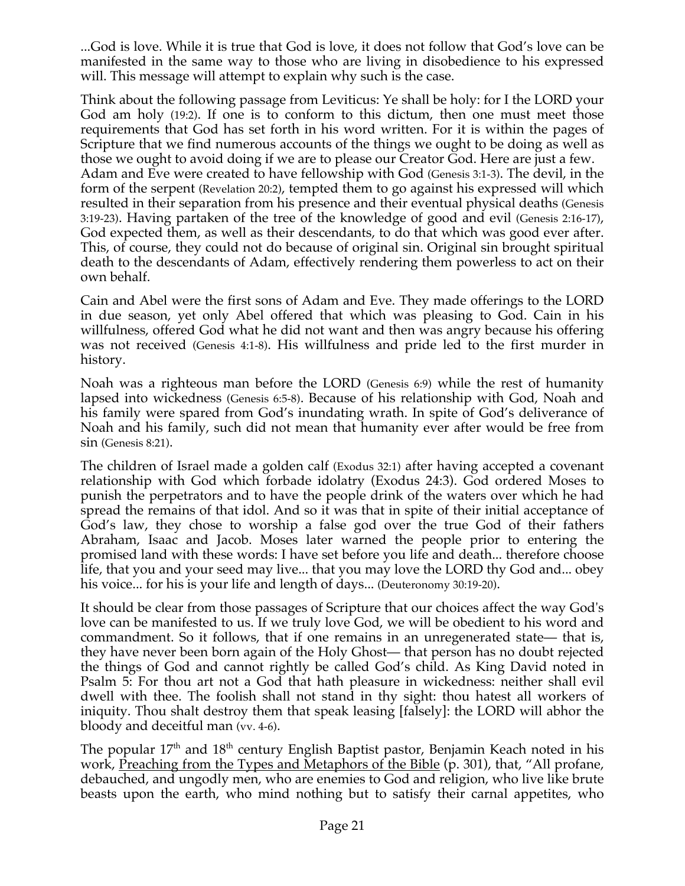...God is love. While it is true that God is love, it does not follow that God's love can be manifested in the same way to those who are living in disobedience to his expressed will. This message will attempt to explain why such is the case.

Think about the following passage from Leviticus: Ye shall be holy: for I the LORD your God am holy (19:2). If one is to conform to this dictum, then one must meet those requirements that God has set forth in his word written. For it is within the pages of Scripture that we find numerous accounts of the things we ought to be doing as well as those we ought to avoid doing if we are to please our Creator God. Here are just a few. Adam and Eve were created to have fellowship with God (Genesis 3:1-3). The devil, in the form of the serpent (Revelation 20:2), tempted them to go against his expressed will which resulted in their separation from his presence and their eventual physical deaths (Genesis 3:19-23). Having partaken of the tree of the knowledge of good and evil (Genesis 2:16-17), God expected them, as well as their descendants, to do that which was good ever after. This, of course, they could not do because of original sin. Original sin brought spiritual death to the descendants of Adam, effectively rendering them powerless to act on their own behalf.

Cain and Abel were the first sons of Adam and Eve. They made offerings to the LORD in due season, yet only Abel offered that which was pleasing to God. Cain in his willfulness, offered God what he did not want and then was angry because his offering was not received (Genesis 4:1-8). His willfulness and pride led to the first murder in history.

Noah was a righteous man before the LORD (Genesis 6:9) while the rest of humanity lapsed into wickedness (Genesis 6:5-8). Because of his relationship with God, Noah and his family were spared from God's inundating wrath. In spite of God's deliverance of Noah and his family, such did not mean that humanity ever after would be free from sin (Genesis 8:21).

The children of Israel made a golden calf (Exodus 32:1) after having accepted a covenant relationship with God which forbade idolatry (Exodus 24:3). God ordered Moses to punish the perpetrators and to have the people drink of the waters over which he had spread the remains of that idol. And so it was that in spite of their initial acceptance of God's law, they chose to worship a false god over the true God of their fathers Abraham, Isaac and Jacob. Moses later warned the people prior to entering the promised land with these words: I have set before you life and death... therefore choose life, that you and your seed may live... that you may love the LORD thy God and... obey his voice... for his is your life and length of days... (Deuteronomy 30:19-20).

It should be clear from those passages of Scripture that our choices affect the way God's love can be manifested to us. If we truly love God, we will be obedient to his word and commandment. So it follows, that if one remains in an unregenerated state— that is, they have never been born again of the Holy Ghost— that person has no doubt rejected the things of God and cannot rightly be called God's child. As King David noted in Psalm 5: For thou art not a God that hath pleasure in wickedness: neither shall evil dwell with thee. The foolish shall not stand in thy sight: thou hatest all workers of iniquity. Thou shalt destroy them that speak leasing [falsely]: the LORD will abhor the bloody and deceitful man (vv. 4-6).

The popular 17th and 18th century English Baptist pastor, Benjamin Keach noted in his work, Preaching from the Types and Metaphors of the Bible (p. 301), that, "All profane, debauched, and ungodly men, who are enemies to God and religion, who live like brute beasts upon the earth, who mind nothing but to satisfy their carnal appetites, who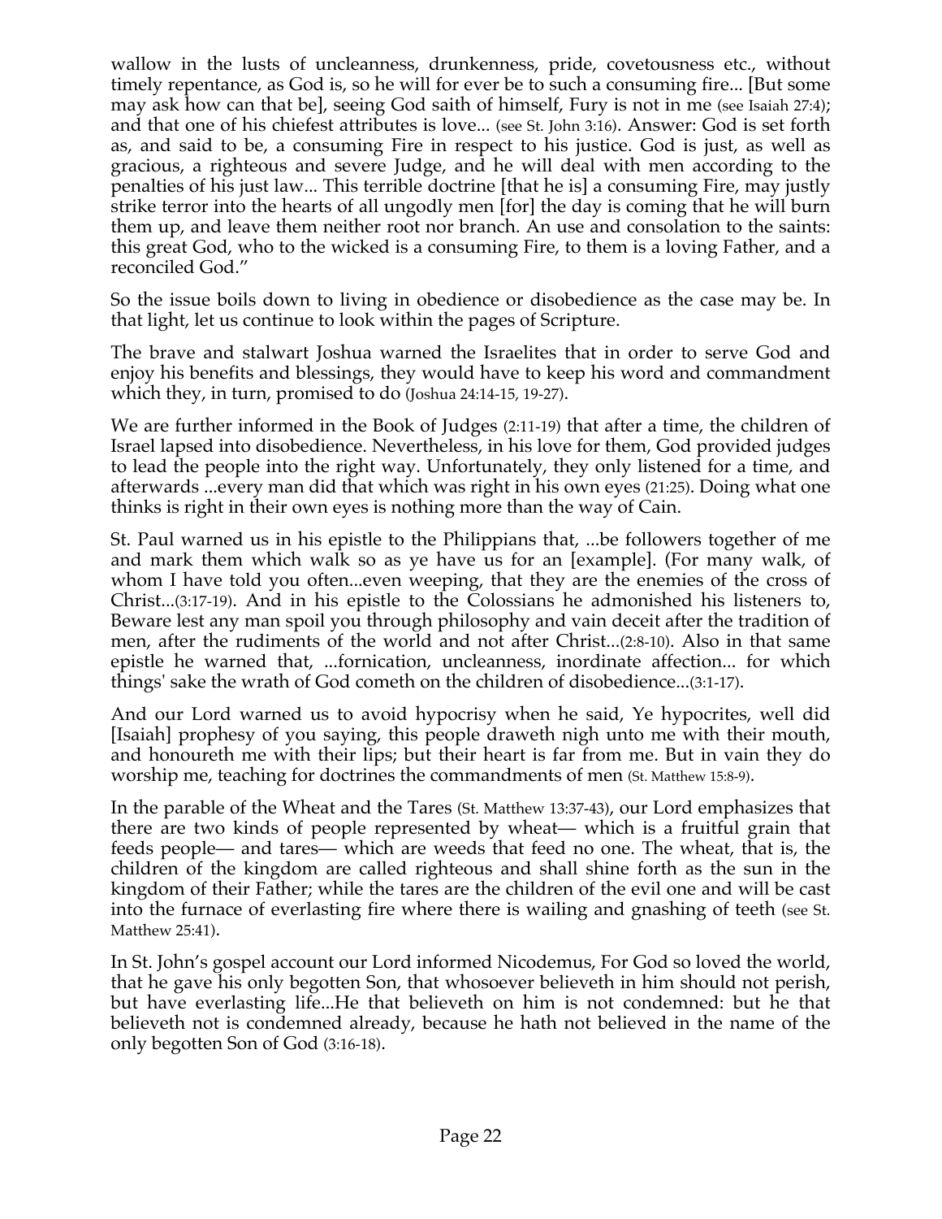wallow in the lusts of uncleanness, drunkenness, pride, covetousness etc., without timely repentance, as God is, so he will for ever be to such a consuming fire... [But some may ask how can that be], seeing God saith of himself, Fury is not in me (see Isaiah 27:4); and that one of his chiefest attributes is love... (see St. John 3:16). Answer: God is set forth as, and said to be, a consuming Fire in respect to his justice. God is just, as well as gracious, a righteous and severe Judge, and he will deal with men according to the penalties of his just law... This terrible doctrine [that he is] a consuming Fire, may justly strike terror into the hearts of all ungodly men [for] the day is coming that he will burn them up, and leave them neither root nor branch. An use and consolation to the saints: this great God, who to the wicked is a consuming Fire, to them is a loving Father, and a reconciled God."

So the issue boils down to living in obedience or disobedience as the case may be. In that light, let us continue to look within the pages of Scripture.

The brave and stalwart Joshua warned the Israelites that in order to serve God and enjoy his benefits and blessings, they would have to keep his word and commandment which they, in turn, promised to do (Joshua 24:14-15, 19-27).

We are further informed in the Book of Judges (2:11-19) that after a time, the children of Israel lapsed into disobedience. Nevertheless, in his love for them, God provided judges to lead the people into the right way. Unfortunately, they only listened for a time, and afterwards ...every man did that which was right in his own eyes (21:25). Doing what one thinks is right in their own eyes is nothing more than the way of Cain.

St. Paul warned us in his epistle to the Philippians that, ...be followers together of me and mark them which walk so as ye have us for an [example]. (For many walk, of whom I have told you often...even weeping, that they are the enemies of the cross of Christ...(3:17-19). And in his epistle to the Colossians he admonished his listeners to, Beware lest any man spoil you through philosophy and vain deceit after the tradition of men, after the rudiments of the world and not after Christ...(2:8-10). Also in that same epistle he warned that, ...fornication, uncleanness, inordinate affection... for which things' sake the wrath of God cometh on the children of disobedience...(3:1-17).

And our Lord warned us to avoid hypocrisy when he said, Ye hypocrites, well did [Isaiah] prophesy of you saying, this people draweth nigh unto me with their mouth, and honoureth me with their lips; but their heart is far from me. But in vain they do worship me, teaching for doctrines the commandments of men (St. Matthew 15:8-9).

In the parable of the Wheat and the Tares (St. Matthew 13:37-43), our Lord emphasizes that there are two kinds of people represented by wheat— which is a fruitful grain that feeds people— and tares— which are weeds that feed no one. The wheat, that is, the children of the kingdom are called righteous and shall shine forth as the sun in the kingdom of their Father; while the tares are the children of the evil one and will be cast into the furnace of everlasting fire where there is wailing and gnashing of teeth (see St. Matthew 25:41).

In St. John's gospel account our Lord informed Nicodemus, For God so loved the world, that he gave his only begotten Son, that whosoever believeth in him should not perish, but have everlasting life...He that believeth on him is not condemned: but he that believeth not is condemned already, because he hath not believed in the name of the only begotten Son of God (3:16-18).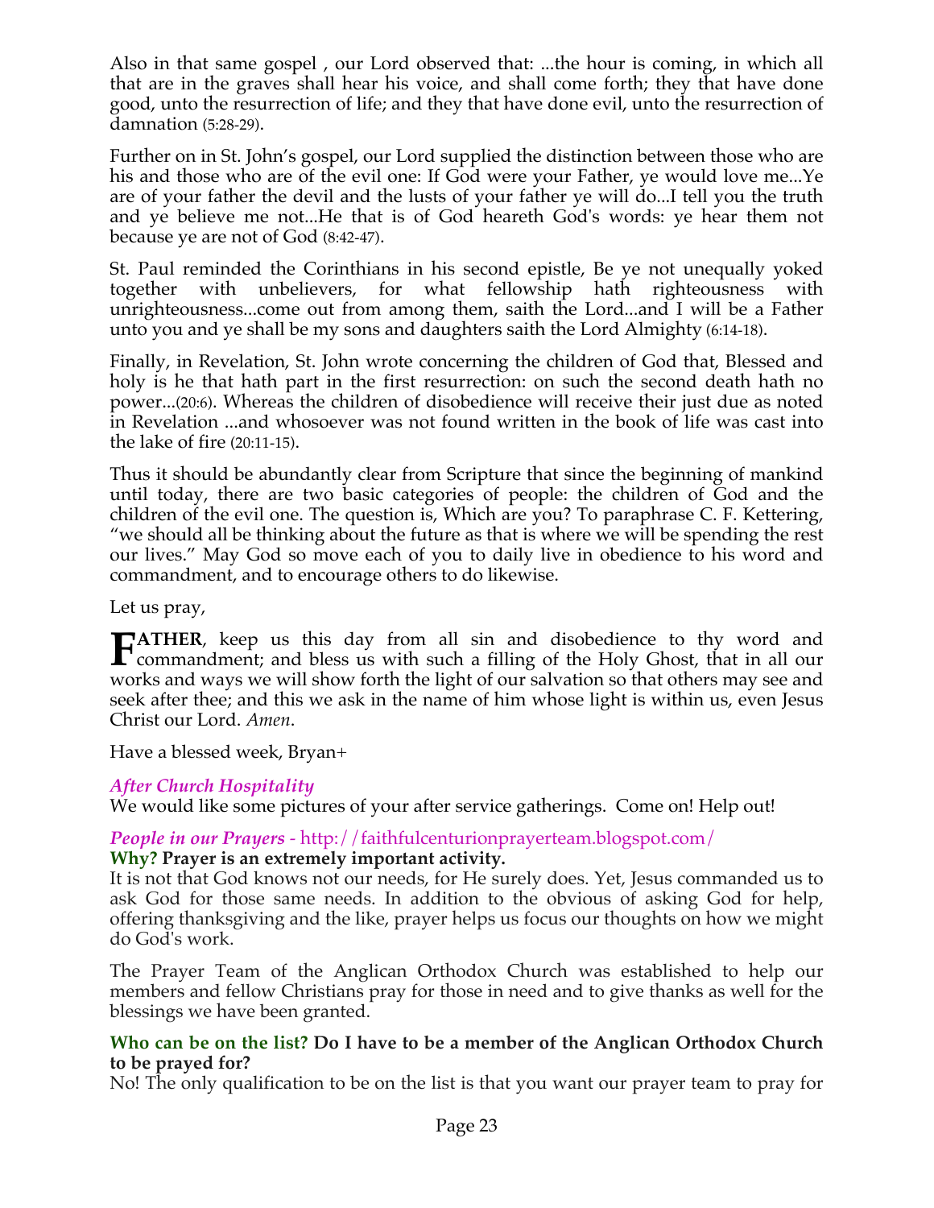Also in that same gospel , our Lord observed that: ...the hour is coming, in which all that are in the graves shall hear his voice, and shall come forth; they that have done good, unto the resurrection of life; and they that have done evil, unto the resurrection of damnation (5:28-29).

Further on in St. John's gospel, our Lord supplied the distinction between those who are his and those who are of the evil one: If God were your Father, ye would love me...Ye are of your father the devil and the lusts of your father ye will do...I tell you the truth and ye believe me not...He that is of God heareth God's words: ye hear them not because ye are not of God (8:42-47).

St. Paul reminded the Corinthians in his second epistle, Be ye not unequally yoked together with unbelievers, for what fellowship hath righteousness with unrighteousness...come out from among them, saith the Lord...and I will be a Father unto you and ye shall be my sons and daughters saith the Lord Almighty (6:14-18).

Finally, in Revelation, St. John wrote concerning the children of God that, Blessed and holy is he that hath part in the first resurrection: on such the second death hath no power...(20:6). Whereas the children of disobedience will receive their just due as noted in Revelation ...and whosoever was not found written in the book of life was cast into the lake of fire (20:11-15).

Thus it should be abundantly clear from Scripture that since the beginning of mankind until today, there are two basic categories of people: the children of God and the children of the evil one. The question is, Which are you? To paraphrase C. F. Kettering, "we should all be thinking about the future as that is where we will be spending the rest our lives." May God so move each of you to daily live in obedience to his word and commandment, and to encourage others to do likewise.

Let us pray,

**FATHER**, keep us this day from all sin and disobedience to thy word and commandment; and bless us with such a filling of the Holy Ghost, that in all our works and ways we will show forth the light of our salvation so that others may see and seek after thee; and this we ask in the name of him whose light is within us, even Jesus Christ our Lord. *Amen*.

Have a blessed week, Bryan+

### *After Church Hospitality*

We would like some pictures of your after service gatherings. Come on! Help out!

### *People in our Prayers* - http://faithfulcenturionprayerteam.blogspot.com/

**Why? Prayer is an extremely important activity.**

It is not that God knows not our needs, for He surely does. Yet, Jesus commanded us to ask God for those same needs. In addition to the obvious of asking God for help, offering thanksgiving and the like, prayer helps us focus our thoughts on how we might do God's work.

The Prayer Team of the Anglican Orthodox Church was established to help our members and fellow Christians pray for those in need and to give thanks as well for the blessings we have been granted.

**Who can be on the list? Do I have to be a member of the Anglican Orthodox Church to be prayed for?**

No! The only qualification to be on the list is that you want our prayer team to pray for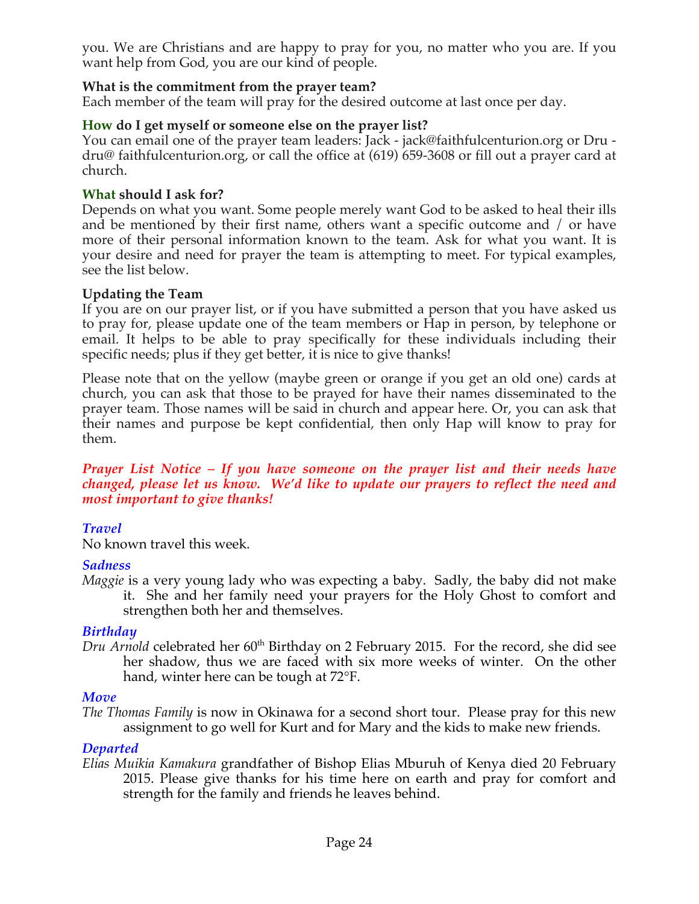you. We are Christians and are happy to pray for you, no matter who you are. If you want help from God, you are our kind of people.

**What is the commitment from the prayer team?**
Each member of the team will pray for the desired outcome at last once per day.

**How do I get myself or someone else on the prayer list?**
You can email one of the prayer team leaders: Jack - jack@faithfulcenturion.org or Dru - dru@ faithfulcenturion.org, or call the office at (619) 659-3608 or fill out a prayer card at church.

**What should I ask for?**
Depends on what you want. Some people merely want God to be asked to heal their ills and be mentioned by their first name, others want a specific outcome and / or have more of their personal information known to the team. Ask for what you want. It is your desire and need for prayer the team is attempting to meet. For typical examples, see the list below.

**Updating the Team**
If you are on our prayer list, or if you have submitted a person that you have asked us to pray for, please update one of the team members or Hap in person, by telephone or email. It helps to be able to pray specifically for these individuals including their specific needs; plus if they get better, it is nice to give thanks!

Please note that on the yellow (maybe green or orange if you get an old one) cards at church, you can ask that those to be prayed for have their names disseminated to the prayer team. Those names will be said in church and appear here. Or, you can ask that their names and purpose be kept confidential, then only Hap will know to pray for them.

***Prayer List Notice – If you have someone on the prayer list and their needs have changed, please let us know. We'd like to update our prayers to reflect the need and most important to give thanks!***

***Travel***
No known travel this week.

***Sadness***
*Maggie* is a very young lady who was expecting a baby. Sadly, the baby did not make it. She and her family need your prayers for the Holy Ghost to comfort and strengthen both her and themselves.

***Birthday***
*Dru Arnold* celebrated her 60th Birthday on 2 February 2015. For the record, she did see her shadow, thus we are faced with six more weeks of winter. On the other hand, winter here can be tough at 72°F.

***Move***
*The Thomas Family* is now in Okinawa for a second short tour. Please pray for this new assignment to go well for Kurt and for Mary and the kids to make new friends.

***Departed***
*Elias Muikia Kamakura* grandfather of Bishop Elias Mburuh of Kenya died 20 February 2015. Please give thanks for his time here on earth and pray for comfort and strength for the family and friends he leaves behind.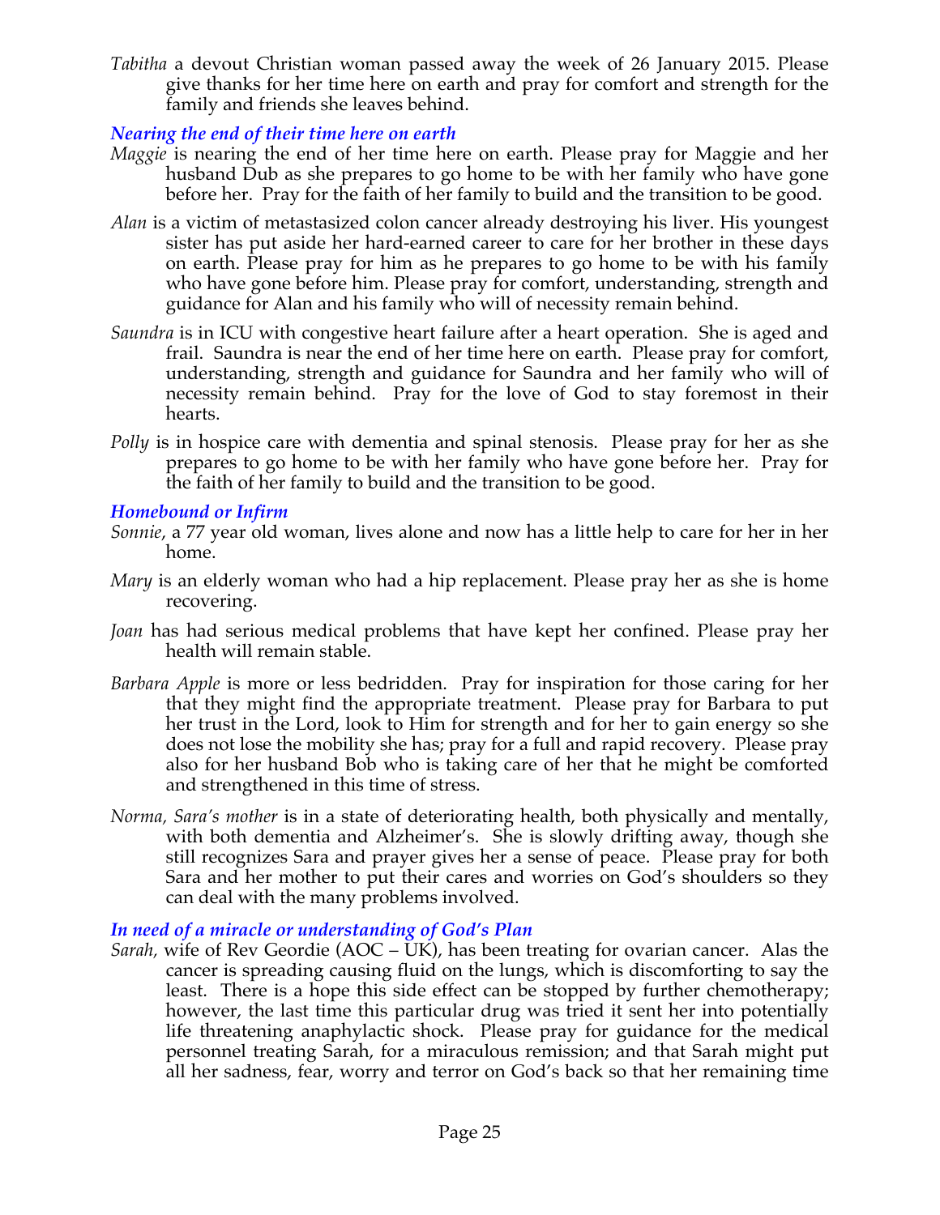*Tabitha* a devout Christian woman passed away the week of 26 January 2015. Please give thanks for her time here on earth and pray for comfort and strength for the family and friends she leaves behind.

### *Nearing the end of their time here on earth*

*Maggie* is nearing the end of her time here on earth. Please pray for Maggie and her husband Dub as she prepares to go home to be with her family who have gone before her. Pray for the faith of her family to build and the transition to be good.

*Alan* is a victim of metastasized colon cancer already destroying his liver. His youngest sister has put aside her hard-earned career to care for her brother in these days on earth. Please pray for him as he prepares to go home to be with his family who have gone before him. Please pray for comfort, understanding, strength and guidance for Alan and his family who will of necessity remain behind.

*Saundra* is in ICU with congestive heart failure after a heart operation. She is aged and frail. Saundra is near the end of her time here on earth. Please pray for comfort, understanding, strength and guidance for Saundra and her family who will of necessity remain behind. Pray for the love of God to stay foremost in their hearts.

*Polly* is in hospice care with dementia and spinal stenosis. Please pray for her as she prepares to go home to be with her family who have gone before her. Pray for the faith of her family to build and the transition to be good.

### *Homebound or Infirm*

*Sonnie*, a 77 year old woman, lives alone and now has a little help to care for her in her home.

*Mary* is an elderly woman who had a hip replacement. Please pray her as she is home recovering.

*Joan* has had serious medical problems that have kept her confined. Please pray her health will remain stable.

*Barbara Apple* is more or less bedridden. Pray for inspiration for those caring for her that they might find the appropriate treatment. Please pray for Barbara to put her trust in the Lord, look to Him for strength and for her to gain energy so she does not lose the mobility she has; pray for a full and rapid recovery. Please pray also for her husband Bob who is taking care of her that he might be comforted and strengthened in this time of stress.

*Norma, Sara's mother* is in a state of deteriorating health, both physically and mentally, with both dementia and Alzheimer's. She is slowly drifting away, though she still recognizes Sara and prayer gives her a sense of peace. Please pray for both Sara and her mother to put their cares and worries on God's shoulders so they can deal with the many problems involved.

### *In need of a miracle or understanding of God's Plan*

*Sarah,* wife of Rev Geordie (AOC – UK), has been treating for ovarian cancer. Alas the cancer is spreading causing fluid on the lungs, which is discomforting to say the least. There is a hope this side effect can be stopped by further chemotherapy; however, the last time this particular drug was tried it sent her into potentially life threatening anaphylactic shock. Please pray for guidance for the medical personnel treating Sarah, for a miraculous remission; and that Sarah might put all her sadness, fear, worry and terror on God's back so that her remaining time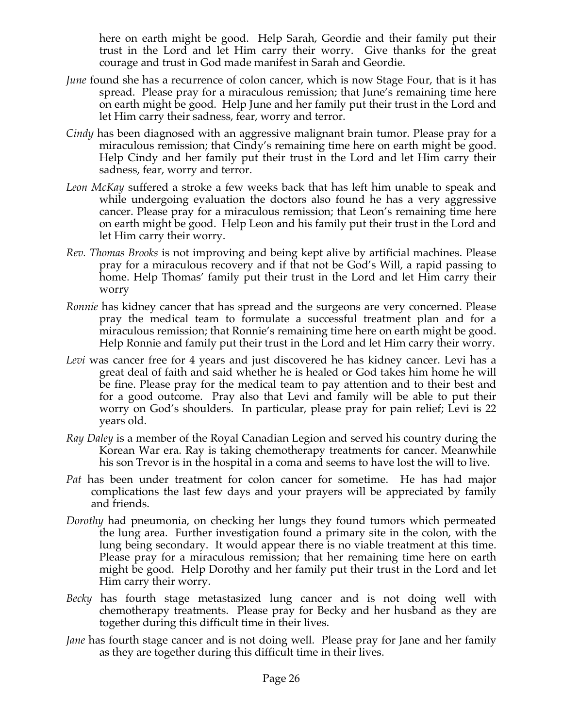here on earth might be good. Help Sarah, Geordie and their family put their trust in the Lord and let Him carry their worry. Give thanks for the great courage and trust in God made manifest in Sarah and Geordie.

*June* found she has a recurrence of colon cancer, which is now Stage Four, that is it has spread. Please pray for a miraculous remission; that June's remaining time here on earth might be good. Help June and her family put their trust in the Lord and let Him carry their sadness, fear, worry and terror.

*Cindy* has been diagnosed with an aggressive malignant brain tumor. Please pray for a miraculous remission; that Cindy's remaining time here on earth might be good. Help Cindy and her family put their trust in the Lord and let Him carry their sadness, fear, worry and terror.

*Leon McKay* suffered a stroke a few weeks back that has left him unable to speak and while undergoing evaluation the doctors also found he has a very aggressive cancer. Please pray for a miraculous remission; that Leon's remaining time here on earth might be good. Help Leon and his family put their trust in the Lord and let Him carry their worry.

*Rev. Thomas Brooks* is not improving and being kept alive by artificial machines. Please pray for a miraculous recovery and if that not be God's Will, a rapid passing to home. Help Thomas' family put their trust in the Lord and let Him carry their worry

*Ronnie* has kidney cancer that has spread and the surgeons are very concerned. Please pray the medical team to formulate a successful treatment plan and for a miraculous remission; that Ronnie's remaining time here on earth might be good. Help Ronnie and family put their trust in the Lord and let Him carry their worry.

*Levi* was cancer free for 4 years and just discovered he has kidney cancer. Levi has a great deal of faith and said whether he is healed or God takes him home he will be fine. Please pray for the medical team to pay attention and to their best and for a good outcome. Pray also that Levi and family will be able to put their worry on God's shoulders. In particular, please pray for pain relief; Levi is 22 years old.

*Ray Daley* is a member of the Royal Canadian Legion and served his country during the Korean War era. Ray is taking chemotherapy treatments for cancer. Meanwhile his son Trevor is in the hospital in a coma and seems to have lost the will to live.

*Pat* has been under treatment for colon cancer for sometime. He has had major complications the last few days and your prayers will be appreciated by family and friends.

*Dorothy* had pneumonia, on checking her lungs they found tumors which permeated the lung area. Further investigation found a primary site in the colon, with the lung being secondary. It would appear there is no viable treatment at this time. Please pray for a miraculous remission; that her remaining time here on earth might be good. Help Dorothy and her family put their trust in the Lord and let Him carry their worry.

*Becky* has fourth stage metastasized lung cancer and is not doing well with chemotherapy treatments. Please pray for Becky and her husband as they are together during this difficult time in their lives.

*Jane* has fourth stage cancer and is not doing well. Please pray for Jane and her family as they are together during this difficult time in their lives.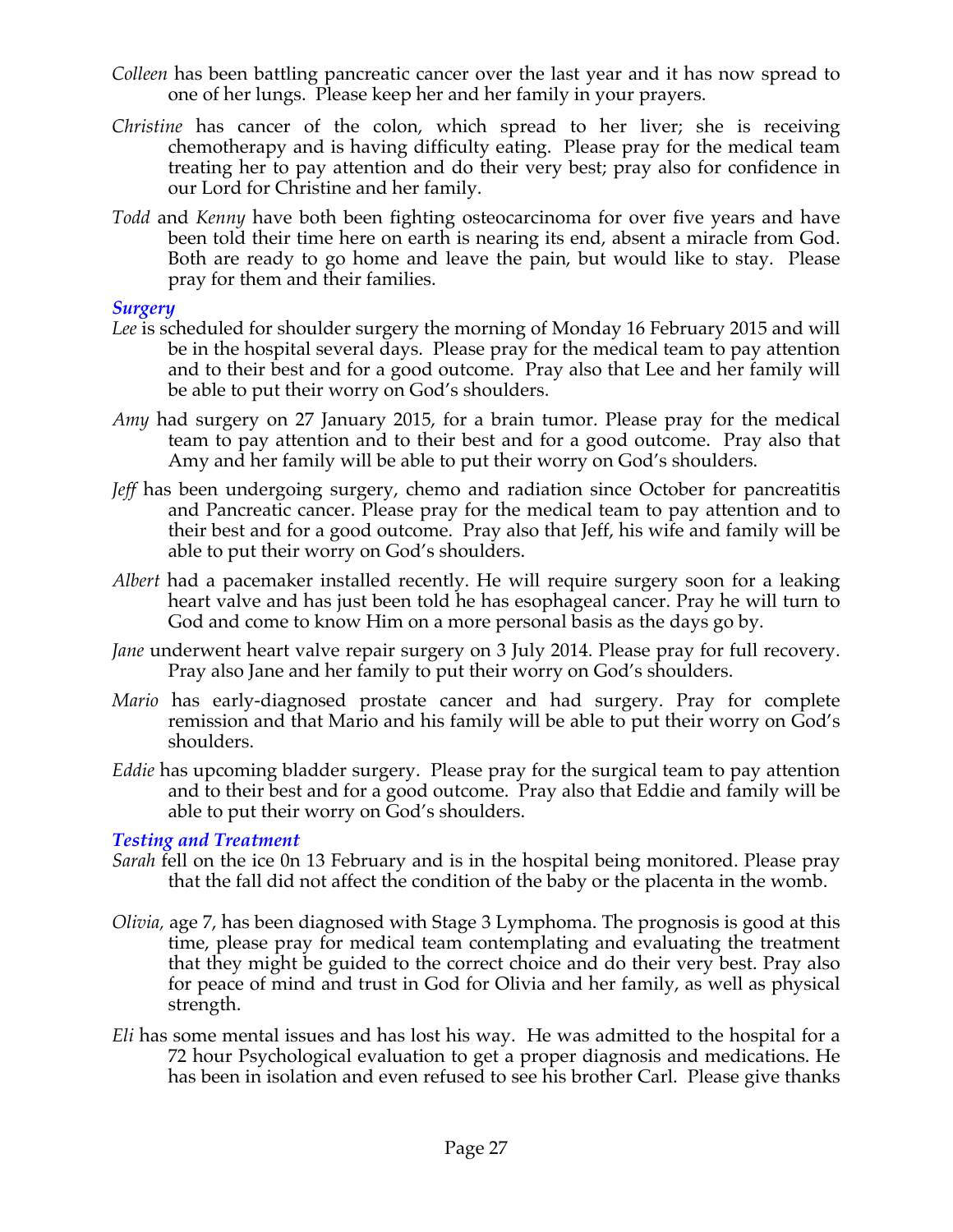*Colleen* has been battling pancreatic cancer over the last year and it has now spread to one of her lungs. Please keep her and her family in your prayers.

*Christine* has cancer of the colon, which spread to her liver; she is receiving chemotherapy and is having difficulty eating. Please pray for the medical team treating her to pay attention and do their very best; pray also for confidence in our Lord for Christine and her family.

*Todd* and *Kenny* have both been fighting osteocarcinoma for over five years and have been told their time here on earth is nearing its end, absent a miracle from God. Both are ready to go home and leave the pain, but would like to stay. Please pray for them and their families.

### *Surgery*

*Lee* is scheduled for shoulder surgery the morning of Monday 16 February 2015 and will be in the hospital several days. Please pray for the medical team to pay attention and to their best and for a good outcome. Pray also that Lee and her family will be able to put their worry on God's shoulders.

*Amy* had surgery on 27 January 2015, for a brain tumor. Please pray for the medical team to pay attention and to their best and for a good outcome. Pray also that Amy and her family will be able to put their worry on God's shoulders.

*Jeff* has been undergoing surgery, chemo and radiation since October for pancreatitis and Pancreatic cancer. Please pray for the medical team to pay attention and to their best and for a good outcome. Pray also that Jeff, his wife and family will be able to put their worry on God's shoulders.

*Albert* had a pacemaker installed recently. He will require surgery soon for a leaking heart valve and has just been told he has esophageal cancer. Pray he will turn to God and come to know Him on a more personal basis as the days go by.

*Jane* underwent heart valve repair surgery on 3 July 2014. Please pray for full recovery. Pray also Jane and her family to put their worry on God's shoulders.

*Mario* has early-diagnosed prostate cancer and had surgery. Pray for complete remission and that Mario and his family will be able to put their worry on God's shoulders.

*Eddie* has upcoming bladder surgery. Please pray for the surgical team to pay attention and to their best and for a good outcome. Pray also that Eddie and family will be able to put their worry on God's shoulders.

### *Testing and Treatment*

*Sarah* fell on the ice 0n 13 February and is in the hospital being monitored. Please pray that the fall did not affect the condition of the baby or the placenta in the womb.

*Olivia,* age 7, has been diagnosed with Stage 3 Lymphoma. The prognosis is good at this time, please pray for medical team contemplating and evaluating the treatment that they might be guided to the correct choice and do their very best. Pray also for peace of mind and trust in God for Olivia and her family, as well as physical strength.

*Eli* has some mental issues and has lost his way. He was admitted to the hospital for a 72 hour Psychological evaluation to get a proper diagnosis and medications. He has been in isolation and even refused to see his brother Carl. Please give thanks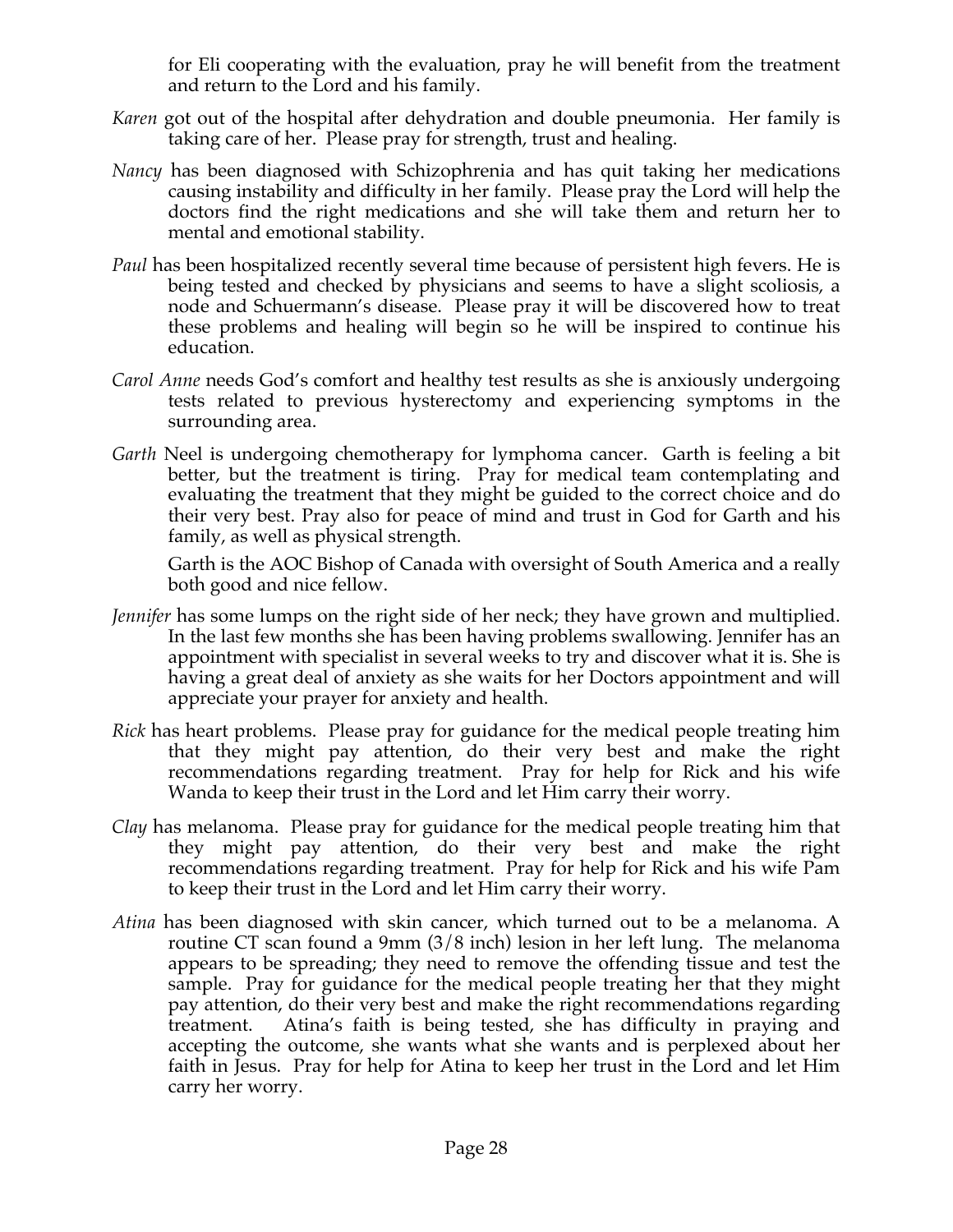for Eli cooperating with the evaluation, pray he will benefit from the treatment and return to the Lord and his family.

*Karen* got out of the hospital after dehydration and double pneumonia. Her family is taking care of her. Please pray for strength, trust and healing.

*Nancy* has been diagnosed with Schizophrenia and has quit taking her medications causing instability and difficulty in her family. Please pray the Lord will help the doctors find the right medications and she will take them and return her to mental and emotional stability.

*Paul* has been hospitalized recently several time because of persistent high fevers. He is being tested and checked by physicians and seems to have a slight scoliosis, a node and Schuermann's disease. Please pray it will be discovered how to treat these problems and healing will begin so he will be inspired to continue his education.

*Carol Anne* needs God's comfort and healthy test results as she is anxiously undergoing tests related to previous hysterectomy and experiencing symptoms in the surrounding area.

*Garth* Neel is undergoing chemotherapy for lymphoma cancer. Garth is feeling a bit better, but the treatment is tiring. Pray for medical team contemplating and evaluating the treatment that they might be guided to the correct choice and do their very best. Pray also for peace of mind and trust in God for Garth and his family, as well as physical strength.

Garth is the AOC Bishop of Canada with oversight of South America and a really both good and nice fellow.

*Jennifer* has some lumps on the right side of her neck; they have grown and multiplied. In the last few months she has been having problems swallowing. Jennifer has an appointment with specialist in several weeks to try and discover what it is. She is having a great deal of anxiety as she waits for her Doctors appointment and will appreciate your prayer for anxiety and health.

*Rick* has heart problems. Please pray for guidance for the medical people treating him that they might pay attention, do their very best and make the right recommendations regarding treatment. Pray for help for Rick and his wife Wanda to keep their trust in the Lord and let Him carry their worry.

*Clay* has melanoma. Please pray for guidance for the medical people treating him that they might pay attention, do their very best and make the right recommendations regarding treatment. Pray for help for Rick and his wife Pam to keep their trust in the Lord and let Him carry their worry.

*Atina* has been diagnosed with skin cancer, which turned out to be a melanoma. A routine CT scan found a 9mm (3/8 inch) lesion in her left lung. The melanoma appears to be spreading; they need to remove the offending tissue and test the sample. Pray for guidance for the medical people treating her that they might pay attention, do their very best and make the right recommendations regarding treatment. Atina's faith is being tested, she has difficulty in praying and accepting the outcome, she wants what she wants and is perplexed about her faith in Jesus. Pray for help for Atina to keep her trust in the Lord and let Him carry her worry.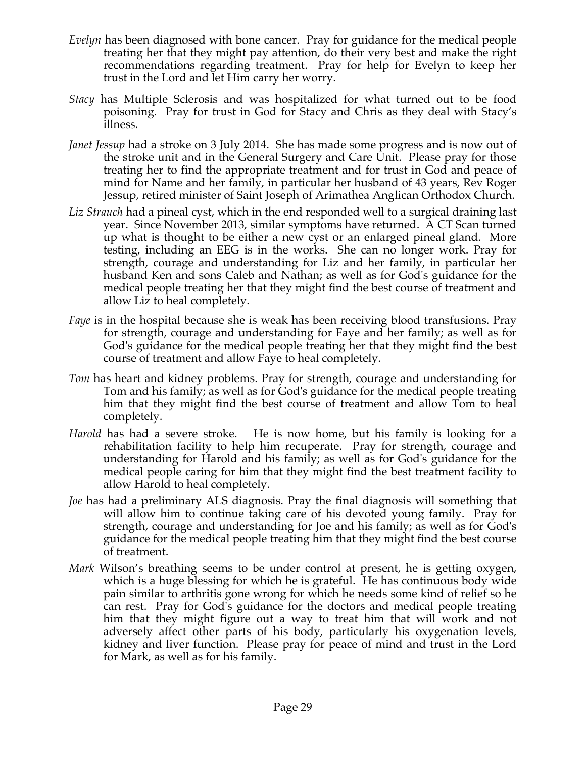*Evelyn* has been diagnosed with bone cancer. Pray for guidance for the medical people treating her that they might pay attention, do their very best and make the right recommendations regarding treatment. Pray for help for Evelyn to keep her trust in the Lord and let Him carry her worry.

*Stacy* has Multiple Sclerosis and was hospitalized for what turned out to be food poisoning. Pray for trust in God for Stacy and Chris as they deal with Stacy's illness.

*Janet Jessup* had a stroke on 3 July 2014. She has made some progress and is now out of the stroke unit and in the General Surgery and Care Unit. Please pray for those treating her to find the appropriate treatment and for trust in God and peace of mind for Name and her family, in particular her husband of 43 years, Rev Roger Jessup, retired minister of Saint Joseph of Arimathea Anglican Orthodox Church.

*Liz Strauch* had a pineal cyst, which in the end responded well to a surgical draining last year. Since November 2013, similar symptoms have returned. A CT Scan turned up what is thought to be either a new cyst or an enlarged pineal gland. More testing, including an EEG is in the works. She can no longer work. Pray for strength, courage and understanding for Liz and her family, in particular her husband Ken and sons Caleb and Nathan; as well as for God's guidance for the medical people treating her that they might find the best course of treatment and allow Liz to heal completely.

*Faye* is in the hospital because she is weak has been receiving blood transfusions. Pray for strength, courage and understanding for Faye and her family; as well as for God's guidance for the medical people treating her that they might find the best course of treatment and allow Faye to heal completely.

*Tom* has heart and kidney problems. Pray for strength, courage and understanding for Tom and his family; as well as for God's guidance for the medical people treating him that they might find the best course of treatment and allow Tom to heal completely.

*Harold* has had a severe stroke. He is now home, but his family is looking for a rehabilitation facility to help him recuperate. Pray for strength, courage and understanding for Harold and his family; as well as for God's guidance for the medical people caring for him that they might find the best treatment facility to allow Harold to heal completely.

*Joe* has had a preliminary ALS diagnosis. Pray the final diagnosis will something that will allow him to continue taking care of his devoted young family. Pray for strength, courage and understanding for Joe and his family; as well as for God's guidance for the medical people treating him that they might find the best course of treatment.

*Mark* Wilson's breathing seems to be under control at present, he is getting oxygen, which is a huge blessing for which he is grateful. He has continuous body wide pain similar to arthritis gone wrong for which he needs some kind of relief so he can rest. Pray for God's guidance for the doctors and medical people treating him that they might figure out a way to treat him that will work and not adversely affect other parts of his body, particularly his oxygenation levels, kidney and liver function. Please pray for peace of mind and trust in the Lord for Mark, as well as for his family.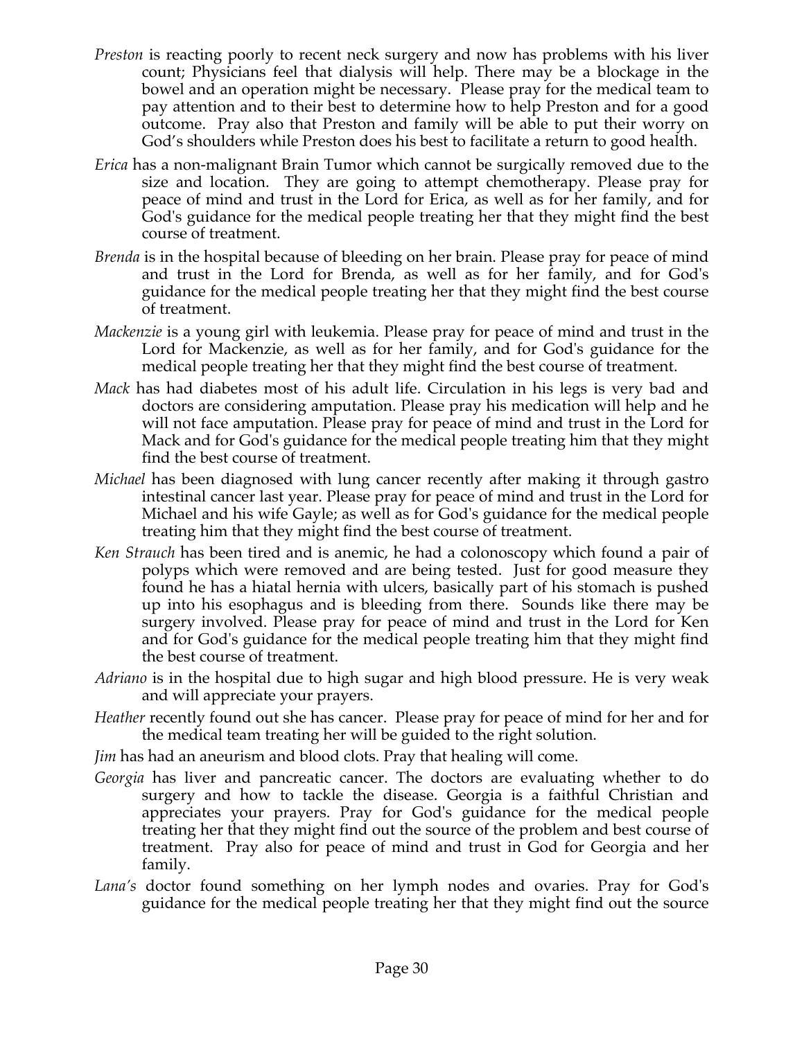*Preston* is reacting poorly to recent neck surgery and now has problems with his liver count; Physicians feel that dialysis will help. There may be a blockage in the bowel and an operation might be necessary. Please pray for the medical team to pay attention and to their best to determine how to help Preston and for a good outcome. Pray also that Preston and family will be able to put their worry on God's shoulders while Preston does his best to facilitate a return to good health.

*Erica* has a non-malignant Brain Tumor which cannot be surgically removed due to the size and location. They are going to attempt chemotherapy. Please pray for peace of mind and trust in the Lord for Erica, as well as for her family, and for God's guidance for the medical people treating her that they might find the best course of treatment.

*Brenda* is in the hospital because of bleeding on her brain. Please pray for peace of mind and trust in the Lord for Brenda, as well as for her family, and for God's guidance for the medical people treating her that they might find the best course of treatment.

*Mackenzie* is a young girl with leukemia. Please pray for peace of mind and trust in the Lord for Mackenzie, as well as for her family, and for God's guidance for the medical people treating her that they might find the best course of treatment.

*Mack* has had diabetes most of his adult life. Circulation in his legs is very bad and doctors are considering amputation. Please pray his medication will help and he will not face amputation. Please pray for peace of mind and trust in the Lord for Mack and for God's guidance for the medical people treating him that they might find the best course of treatment.

*Michael* has been diagnosed with lung cancer recently after making it through gastro intestinal cancer last year. Please pray for peace of mind and trust in the Lord for Michael and his wife Gayle; as well as for God's guidance for the medical people treating him that they might find the best course of treatment.

*Ken Strauch* has been tired and is anemic, he had a colonoscopy which found a pair of polyps which were removed and are being tested. Just for good measure they found he has a hiatal hernia with ulcers, basically part of his stomach is pushed up into his esophagus and is bleeding from there. Sounds like there may be surgery involved. Please pray for peace of mind and trust in the Lord for Ken and for God's guidance for the medical people treating him that they might find the best course of treatment.

*Adriano* is in the hospital due to high sugar and high blood pressure. He is very weak and will appreciate your prayers.

*Heather* recently found out she has cancer. Please pray for peace of mind for her and for the medical team treating her will be guided to the right solution.

*Jim* has had an aneurism and blood clots. Pray that healing will come.

*Georgia* has liver and pancreatic cancer. The doctors are evaluating whether to do surgery and how to tackle the disease. Georgia is a faithful Christian and appreciates your prayers. Pray for God's guidance for the medical people treating her that they might find out the source of the problem and best course of treatment. Pray also for peace of mind and trust in God for Georgia and her family.

*Lana's* doctor found something on her lymph nodes and ovaries. Pray for God's guidance for the medical people treating her that they might find out the source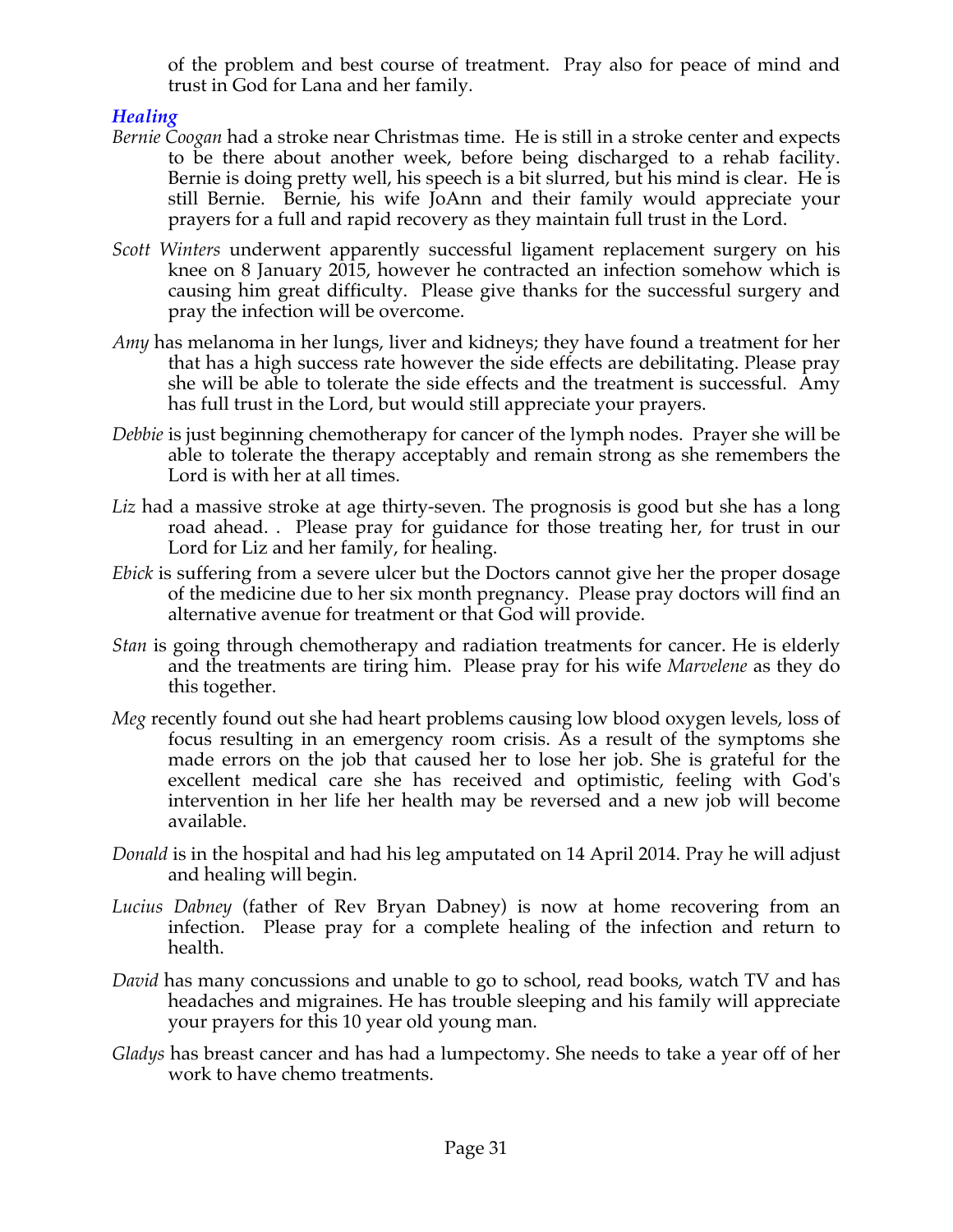of the problem and best course of treatment. Pray also for peace of mind and trust in God for Lana and her family.

### *Healing*

*Bernie Coogan* had a stroke near Christmas time. He is still in a stroke center and expects to be there about another week, before being discharged to a rehab facility. Bernie is doing pretty well, his speech is a bit slurred, but his mind is clear. He is still Bernie. Bernie, his wife JoAnn and their family would appreciate your prayers for a full and rapid recovery as they maintain full trust in the Lord.

*Scott Winters* underwent apparently successful ligament replacement surgery on his knee on 8 January 2015, however he contracted an infection somehow which is causing him great difficulty. Please give thanks for the successful surgery and pray the infection will be overcome.

*Amy* has melanoma in her lungs, liver and kidneys; they have found a treatment for her that has a high success rate however the side effects are debilitating. Please pray she will be able to tolerate the side effects and the treatment is successful. Amy has full trust in the Lord, but would still appreciate your prayers.

*Debbie* is just beginning chemotherapy for cancer of the lymph nodes. Prayer she will be able to tolerate the therapy acceptably and remain strong as she remembers the Lord is with her at all times.

*Liz* had a massive stroke at age thirty-seven. The prognosis is good but she has a long road ahead. . Please pray for guidance for those treating her, for trust in our Lord for Liz and her family, for healing.

*Ebick* is suffering from a severe ulcer but the Doctors cannot give her the proper dosage of the medicine due to her six month pregnancy. Please pray doctors will find an alternative avenue for treatment or that God will provide.

*Stan* is going through chemotherapy and radiation treatments for cancer. He is elderly and the treatments are tiring him. Please pray for his wife *Marvelene* as they do this together.

*Meg* recently found out she had heart problems causing low blood oxygen levels, loss of focus resulting in an emergency room crisis. As a result of the symptoms she made errors on the job that caused her to lose her job. She is grateful for the excellent medical care she has received and optimistic, feeling with God's intervention in her life her health may be reversed and a new job will become available.

*Donald* is in the hospital and had his leg amputated on 14 April 2014. Pray he will adjust and healing will begin.

*Lucius Dabney* (father of Rev Bryan Dabney) is now at home recovering from an infection. Please pray for a complete healing of the infection and return to health.

*David* has many concussions and unable to go to school, read books, watch TV and has headaches and migraines. He has trouble sleeping and his family will appreciate your prayers for this 10 year old young man.

*Gladys* has breast cancer and has had a lumpectomy. She needs to take a year off of her work to have chemo treatments.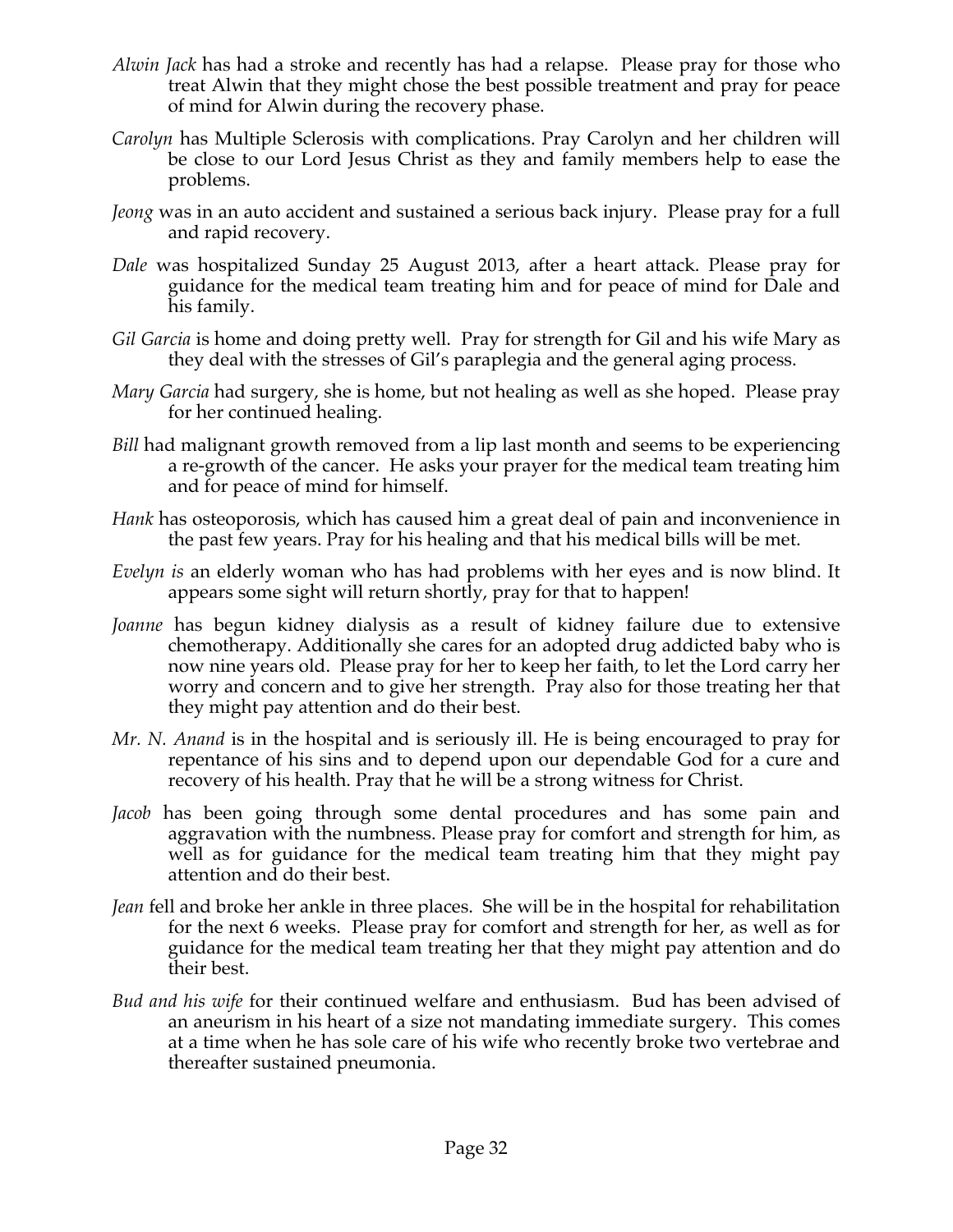*Alwin Jack* has had a stroke and recently has had a relapse. Please pray for those who treat Alwin that they might chose the best possible treatment and pray for peace of mind for Alwin during the recovery phase.

*Carolyn* has Multiple Sclerosis with complications. Pray Carolyn and her children will be close to our Lord Jesus Christ as they and family members help to ease the problems.

*Jeong* was in an auto accident and sustained a serious back injury. Please pray for a full and rapid recovery.

*Dale* was hospitalized Sunday 25 August 2013, after a heart attack. Please pray for guidance for the medical team treating him and for peace of mind for Dale and his family.

*Gil Garcia* is home and doing pretty well. Pray for strength for Gil and his wife Mary as they deal with the stresses of Gil's paraplegia and the general aging process.

*Mary Garcia* had surgery, she is home, but not healing as well as she hoped. Please pray for her continued healing.

*Bill* had malignant growth removed from a lip last month and seems to be experiencing a re-growth of the cancer. He asks your prayer for the medical team treating him and for peace of mind for himself.

*Hank* has osteoporosis, which has caused him a great deal of pain and inconvenience in the past few years. Pray for his healing and that his medical bills will be met.

*Evelyn is* an elderly woman who has had problems with her eyes and is now blind. It appears some sight will return shortly, pray for that to happen!

*Joanne* has begun kidney dialysis as a result of kidney failure due to extensive chemotherapy. Additionally she cares for an adopted drug addicted baby who is now nine years old. Please pray for her to keep her faith, to let the Lord carry her worry and concern and to give her strength. Pray also for those treating her that they might pay attention and do their best.

*Mr. N. Anand* is in the hospital and is seriously ill. He is being encouraged to pray for repentance of his sins and to depend upon our dependable God for a cure and recovery of his health. Pray that he will be a strong witness for Christ.

*Jacob* has been going through some dental procedures and has some pain and aggravation with the numbness. Please pray for comfort and strength for him, as well as for guidance for the medical team treating him that they might pay attention and do their best.

*Jean* fell and broke her ankle in three places. She will be in the hospital for rehabilitation for the next 6 weeks. Please pray for comfort and strength for her, as well as for guidance for the medical team treating her that they might pay attention and do their best.

*Bud and his wife* for their continued welfare and enthusiasm. Bud has been advised of an aneurism in his heart of a size not mandating immediate surgery. This comes at a time when he has sole care of his wife who recently broke two vertebrae and thereafter sustained pneumonia.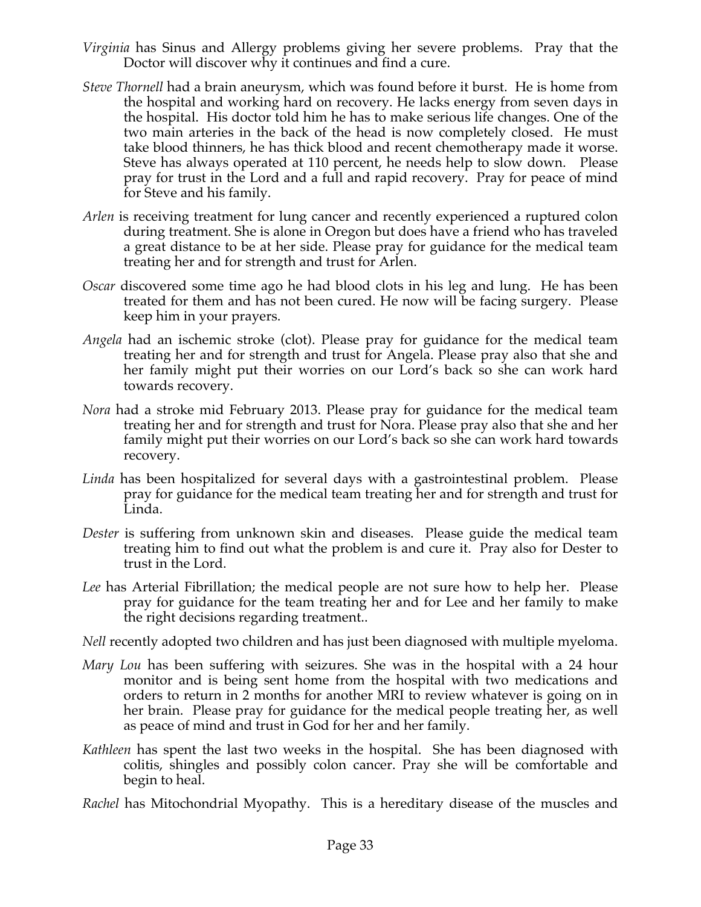*Virginia* has Sinus and Allergy problems giving her severe problems. Pray that the Doctor will discover why it continues and find a cure.

*Steve Thornell* had a brain aneurysm, which was found before it burst. He is home from the hospital and working hard on recovery. He lacks energy from seven days in the hospital. His doctor told him he has to make serious life changes. One of the two main arteries in the back of the head is now completely closed. He must take blood thinners, he has thick blood and recent chemotherapy made it worse. Steve has always operated at 110 percent, he needs help to slow down. Please pray for trust in the Lord and a full and rapid recovery. Pray for peace of mind for Steve and his family.

*Arlen* is receiving treatment for lung cancer and recently experienced a ruptured colon during treatment. She is alone in Oregon but does have a friend who has traveled a great distance to be at her side. Please pray for guidance for the medical team treating her and for strength and trust for Arlen.

*Oscar* discovered some time ago he had blood clots in his leg and lung. He has been treated for them and has not been cured. He now will be facing surgery. Please keep him in your prayers.

*Angela* had an ischemic stroke (clot). Please pray for guidance for the medical team treating her and for strength and trust for Angela. Please pray also that she and her family might put their worries on our Lord's back so she can work hard towards recovery.

*Nora* had a stroke mid February 2013. Please pray for guidance for the medical team treating her and for strength and trust for Nora. Please pray also that she and her family might put their worries on our Lord's back so she can work hard towards recovery.

*Linda* has been hospitalized for several days with a gastrointestinal problem. Please pray for guidance for the medical team treating her and for strength and trust for Linda.

*Dester* is suffering from unknown skin and diseases. Please guide the medical team treating him to find out what the problem is and cure it. Pray also for Dester to trust in the Lord.

*Lee* has Arterial Fibrillation; the medical people are not sure how to help her. Please pray for guidance for the team treating her and for Lee and her family to make the right decisions regarding treatment..

*Nell* recently adopted two children and has just been diagnosed with multiple myeloma.

*Mary Lou* has been suffering with seizures. She was in the hospital with a 24 hour monitor and is being sent home from the hospital with two medications and orders to return in 2 months for another MRI to review whatever is going on in her brain. Please pray for guidance for the medical people treating her, as well as peace of mind and trust in God for her and her family.

*Kathleen* has spent the last two weeks in the hospital. She has been diagnosed with colitis, shingles and possibly colon cancer. Pray she will be comfortable and begin to heal.

*Rachel* has Mitochondrial Myopathy. This is a hereditary disease of the muscles and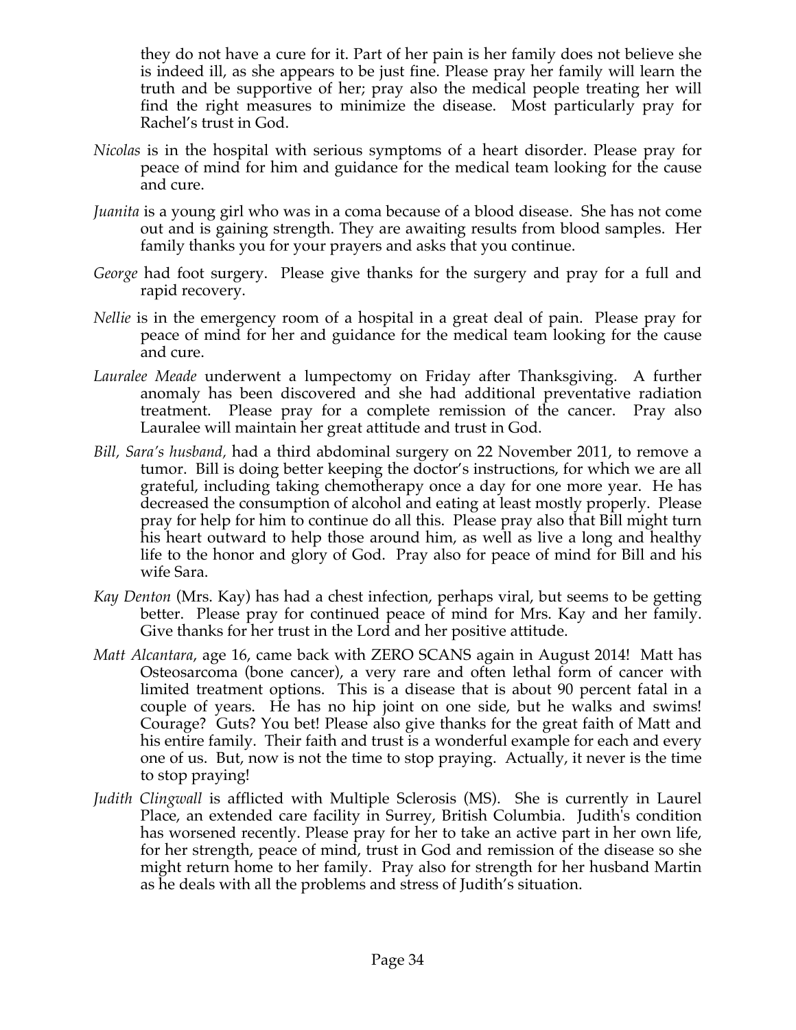they do not have a cure for it. Part of her pain is her family does not believe she is indeed ill, as she appears to be just fine. Please pray her family will learn the truth and be supportive of her; pray also the medical people treating her will find the right measures to minimize the disease. Most particularly pray for Rachel's trust in God.

*Nicolas* is in the hospital with serious symptoms of a heart disorder. Please pray for peace of mind for him and guidance for the medical team looking for the cause and cure.

*Juanita* is a young girl who was in a coma because of a blood disease. She has not come out and is gaining strength. They are awaiting results from blood samples. Her family thanks you for your prayers and asks that you continue.

*George* had foot surgery. Please give thanks for the surgery and pray for a full and rapid recovery.

*Nellie* is in the emergency room of a hospital in a great deal of pain. Please pray for peace of mind for her and guidance for the medical team looking for the cause and cure.

*Lauralee Meade* underwent a lumpectomy on Friday after Thanksgiving. A further anomaly has been discovered and she had additional preventative radiation treatment. Please pray for a complete remission of the cancer. Pray also Lauralee will maintain her great attitude and trust in God.

*Bill, Sara's husband,* had a third abdominal surgery on 22 November 2011, to remove a tumor. Bill is doing better keeping the doctor's instructions, for which we are all grateful, including taking chemotherapy once a day for one more year. He has decreased the consumption of alcohol and eating at least mostly properly. Please pray for help for him to continue do all this. Please pray also that Bill might turn his heart outward to help those around him, as well as live a long and healthy life to the honor and glory of God. Pray also for peace of mind for Bill and his wife Sara.

*Kay Denton* (Mrs. Kay) has had a chest infection, perhaps viral, but seems to be getting better. Please pray for continued peace of mind for Mrs. Kay and her family. Give thanks for her trust in the Lord and her positive attitude.

*Matt Alcantara*, age 16, came back with ZERO SCANS again in August 2014! Matt has Osteosarcoma (bone cancer), a very rare and often lethal form of cancer with limited treatment options. This is a disease that is about 90 percent fatal in a couple of years. He has no hip joint on one side, but he walks and swims! Courage? Guts? You bet! Please also give thanks for the great faith of Matt and his entire family. Their faith and trust is a wonderful example for each and every one of us. But, now is not the time to stop praying. Actually, it never is the time to stop praying!

*Judith Clingwall* is afflicted with Multiple Sclerosis (MS). She is currently in Laurel Place, an extended care facility in Surrey, British Columbia. Judith's condition has worsened recently. Please pray for her to take an active part in her own life, for her strength, peace of mind, trust in God and remission of the disease so she might return home to her family. Pray also for strength for her husband Martin as he deals with all the problems and stress of Judith's situation.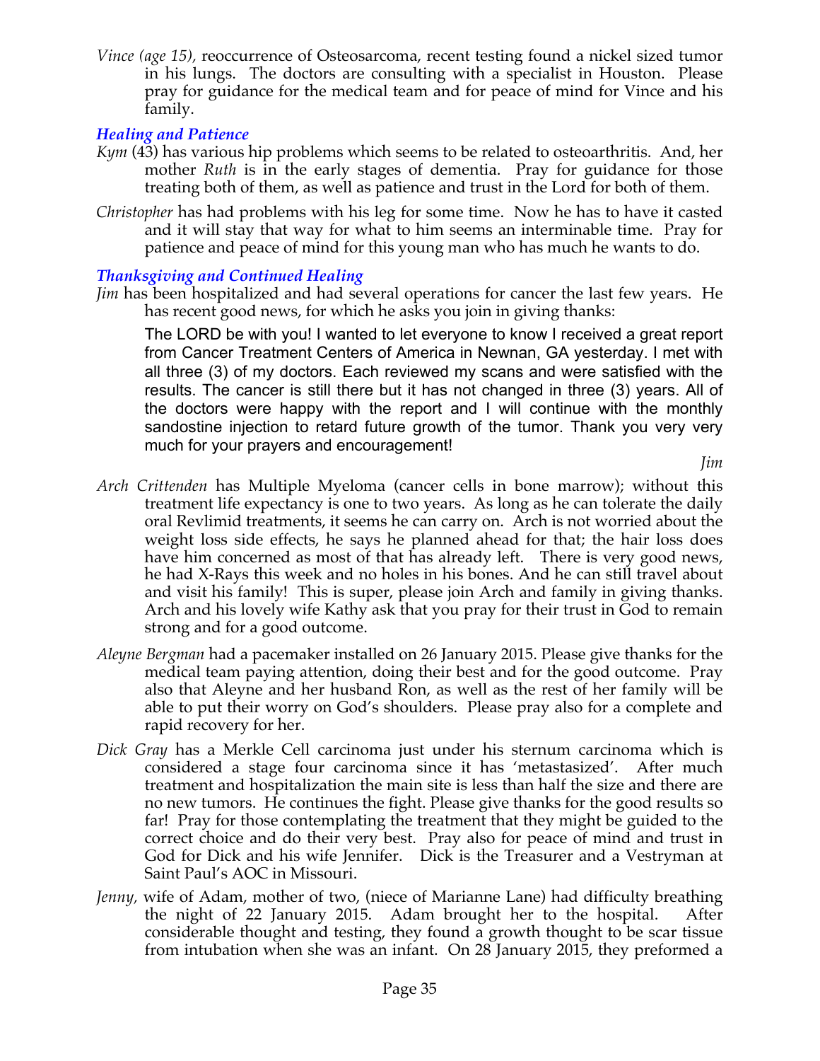*Vince (age 15),* reoccurrence of Osteosarcoma, recent testing found a nickel sized tumor in his lungs. The doctors are consulting with a specialist in Houston. Please pray for guidance for the medical team and for peace of mind for Vince and his family.

### *Healing and Patience*

*Kym* (43) has various hip problems which seems to be related to osteoarthritis. And, her mother *Ruth* is in the early stages of dementia. Pray for guidance for those treating both of them, as well as patience and trust in the Lord for both of them.

*Christopher* has had problems with his leg for some time. Now he has to have it casted and it will stay that way for what to him seems an interminable time. Pray for patience and peace of mind for this young man who has much he wants to do.

### *Thanksgiving and Continued Healing*

*Jim* has been hospitalized and had several operations for cancer the last few years. He has recent good news, for which he asks you join in giving thanks:

> The LORD be with you! I wanted to let everyone to know I received a great report from Cancer Treatment Centers of America in Newnan, GA yesterday. I met with all three (3) of my doctors. Each reviewed my scans and were satisfied with the results. The cancer is still there but it has not changed in three (3) years. All of the doctors were happy with the report and I will continue with the monthly sandostine injection to retard future growth of the tumor. Thank you very very much for your prayers and encouragement!
>
> *Jim*

*Arch Crittenden* has Multiple Myeloma (cancer cells in bone marrow); without this treatment life expectancy is one to two years. As long as he can tolerate the daily oral Revlimid treatments, it seems he can carry on. Arch is not worried about the weight loss side effects, he says he planned ahead for that; the hair loss does have him concerned as most of that has already left. There is very good news, he had X-Rays this week and no holes in his bones. And he can still travel about and visit his family! This is super, please join Arch and family in giving thanks. Arch and his lovely wife Kathy ask that you pray for their trust in God to remain strong and for a good outcome.

*Aleyne Bergman* had a pacemaker installed on 26 January 2015. Please give thanks for the medical team paying attention, doing their best and for the good outcome. Pray also that Aleyne and her husband Ron, as well as the rest of her family will be able to put their worry on God's shoulders. Please pray also for a complete and rapid recovery for her.

*Dick Gray* has a Merkle Cell carcinoma just under his sternum carcinoma which is considered a stage four carcinoma since it has 'metastasized'. After much treatment and hospitalization the main site is less than half the size and there are no new tumors. He continues the fight. Please give thanks for the good results so far! Pray for those contemplating the treatment that they might be guided to the correct choice and do their very best. Pray also for peace of mind and trust in God for Dick and his wife Jennifer. Dick is the Treasurer and a Vestryman at Saint Paul's AOC in Missouri.

*Jenny,* wife of Adam, mother of two, (niece of Marianne Lane) had difficulty breathing the night of 22 January 2015. Adam brought her to the hospital. After considerable thought and testing, they found a growth thought to be scar tissue from intubation when she was an infant. On 28 January 2015, they preformed a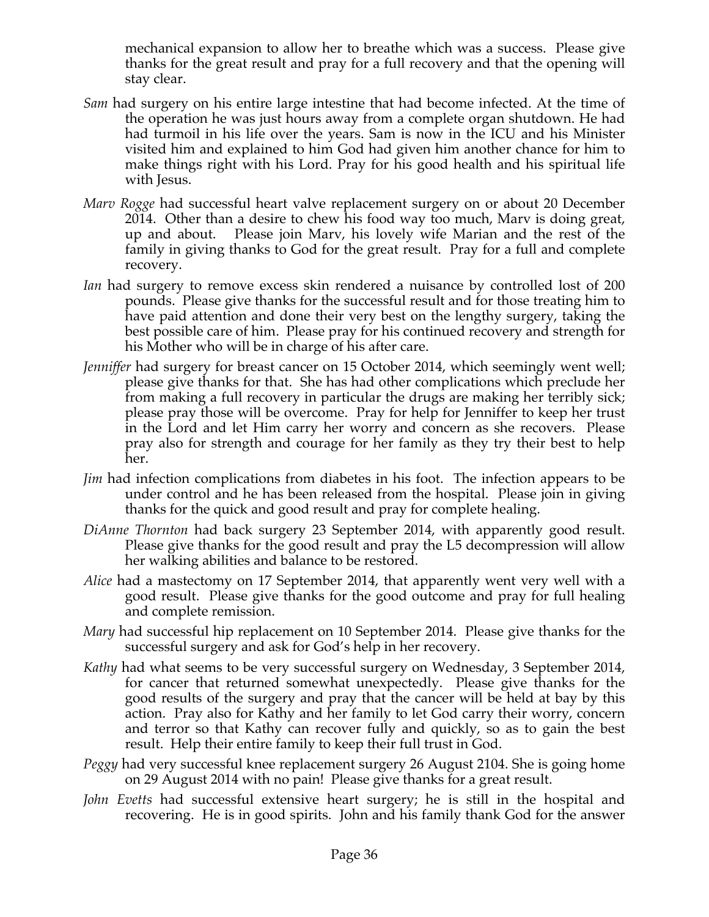mechanical expansion to allow her to breathe which was a success. Please give thanks for the great result and pray for a full recovery and that the opening will stay clear.

*Sam* had surgery on his entire large intestine that had become infected. At the time of the operation he was just hours away from a complete organ shutdown. He had had turmoil in his life over the years. Sam is now in the ICU and his Minister visited him and explained to him God had given him another chance for him to make things right with his Lord. Pray for his good health and his spiritual life with Jesus.

*Marv Rogge* had successful heart valve replacement surgery on or about 20 December 2014. Other than a desire to chew his food way too much, Marv is doing great, up and about. Please join Marv, his lovely wife Marian and the rest of the family in giving thanks to God for the great result. Pray for a full and complete recovery.

*Ian* had surgery to remove excess skin rendered a nuisance by controlled lost of 200 pounds. Please give thanks for the successful result and for those treating him to have paid attention and done their very best on the lengthy surgery, taking the best possible care of him. Please pray for his continued recovery and strength for his Mother who will be in charge of his after care.

*Jenniffer* had surgery for breast cancer on 15 October 2014, which seemingly went well; please give thanks for that. She has had other complications which preclude her from making a full recovery in particular the drugs are making her terribly sick; please pray those will be overcome. Pray for help for Jenniffer to keep her trust in the Lord and let Him carry her worry and concern as she recovers. Please pray also for strength and courage for her family as they try their best to help her.

*Jim* had infection complications from diabetes in his foot. The infection appears to be under control and he has been released from the hospital. Please join in giving thanks for the quick and good result and pray for complete healing.

*DiAnne Thornton* had back surgery 23 September 2014, with apparently good result. Please give thanks for the good result and pray the L5 decompression will allow her walking abilities and balance to be restored.

*Alice* had a mastectomy on 17 September 2014, that apparently went very well with a good result. Please give thanks for the good outcome and pray for full healing and complete remission.

*Mary* had successful hip replacement on 10 September 2014. Please give thanks for the successful surgery and ask for God's help in her recovery.

*Kathy* had what seems to be very successful surgery on Wednesday, 3 September 2014, for cancer that returned somewhat unexpectedly. Please give thanks for the good results of the surgery and pray that the cancer will be held at bay by this action. Pray also for Kathy and her family to let God carry their worry, concern and terror so that Kathy can recover fully and quickly, so as to gain the best result. Help their entire family to keep their full trust in God.

*Peggy* had very successful knee replacement surgery 26 August 2104. She is going home on 29 August 2014 with no pain! Please give thanks for a great result.

*John Evetts* had successful extensive heart surgery; he is still in the hospital and recovering. He is in good spirits. John and his family thank God for the answer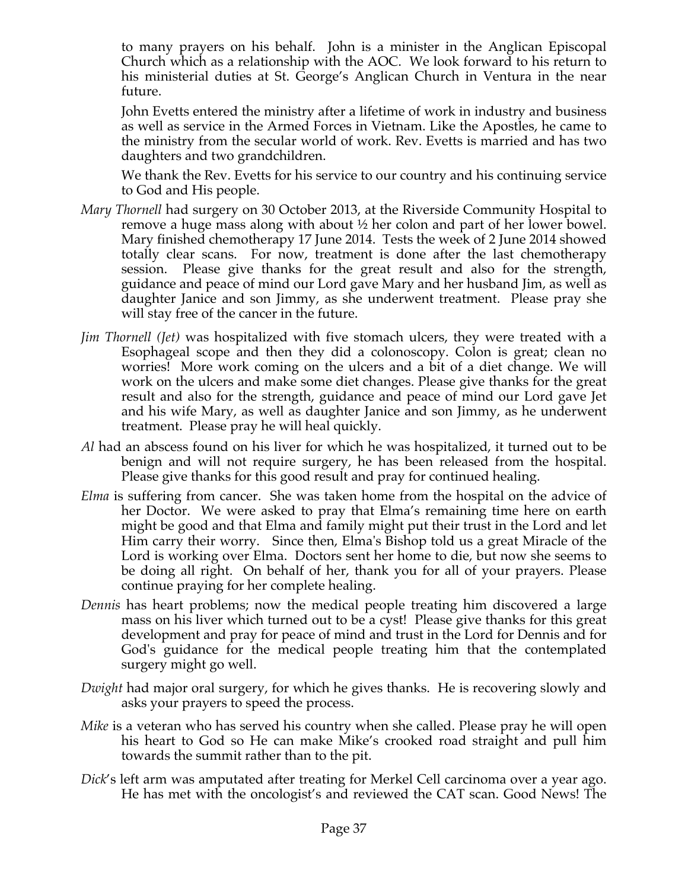to many prayers on his behalf. John is a minister in the Anglican Episcopal Church which as a relationship with the AOC. We look forward to his return to his ministerial duties at St. George's Anglican Church in Ventura in the near future.

John Evetts entered the ministry after a lifetime of work in industry and business as well as service in the Armed Forces in Vietnam. Like the Apostles, he came to the ministry from the secular world of work. Rev. Evetts is married and has two daughters and two grandchildren.

We thank the Rev. Evetts for his service to our country and his continuing service to God and His people.

*Mary Thornell* had surgery on 30 October 2013, at the Riverside Community Hospital to remove a huge mass along with about ½ her colon and part of her lower bowel. Mary finished chemotherapy 17 June 2014. Tests the week of 2 June 2014 showed totally clear scans. For now, treatment is done after the last chemotherapy session. Please give thanks for the great result and also for the strength, guidance and peace of mind our Lord gave Mary and her husband Jim, as well as daughter Janice and son Jimmy, as she underwent treatment. Please pray she will stay free of the cancer in the future.

*Jim Thornell (Jet)* was hospitalized with five stomach ulcers, they were treated with a Esophageal scope and then they did a colonoscopy. Colon is great; clean no worries! More work coming on the ulcers and a bit of a diet change. We will work on the ulcers and make some diet changes. Please give thanks for the great result and also for the strength, guidance and peace of mind our Lord gave Jet and his wife Mary, as well as daughter Janice and son Jimmy, as he underwent treatment. Please pray he will heal quickly.

*Al* had an abscess found on his liver for which he was hospitalized, it turned out to be benign and will not require surgery, he has been released from the hospital. Please give thanks for this good result and pray for continued healing.

*Elma* is suffering from cancer. She was taken home from the hospital on the advice of her Doctor. We were asked to pray that Elma's remaining time here on earth might be good and that Elma and family might put their trust in the Lord and let Him carry their worry. Since then, Elma's Bishop told us a great Miracle of the Lord is working over Elma. Doctors sent her home to die, but now she seems to be doing all right. On behalf of her, thank you for all of your prayers. Please continue praying for her complete healing.

*Dennis* has heart problems; now the medical people treating him discovered a large mass on his liver which turned out to be a cyst! Please give thanks for this great development and pray for peace of mind and trust in the Lord for Dennis and for God's guidance for the medical people treating him that the contemplated surgery might go well.

*Dwight* had major oral surgery, for which he gives thanks. He is recovering slowly and asks your prayers to speed the process.

*Mike* is a veteran who has served his country when she called. Please pray he will open his heart to God so He can make Mike's crooked road straight and pull him towards the summit rather than to the pit.

*Dick*'s left arm was amputated after treating for Merkel Cell carcinoma over a year ago. He has met with the oncologist's and reviewed the CAT scan. Good News! The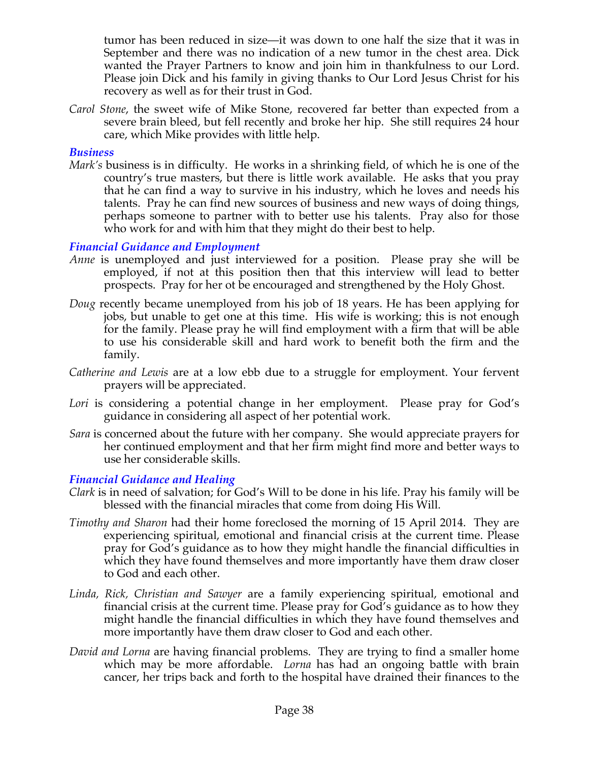tumor has been reduced in size—it was down to one half the size that it was in September and there was no indication of a new tumor in the chest area. Dick wanted the Prayer Partners to know and join him in thankfulness to our Lord. Please join Dick and his family in giving thanks to Our Lord Jesus Christ for his recovery as well as for their trust in God.

*Carol Stone*, the sweet wife of Mike Stone, recovered far better than expected from a severe brain bleed, but fell recently and broke her hip. She still requires 24 hour care, which Mike provides with little help.

### *Business*

*Mark's* business is in difficulty. He works in a shrinking field, of which he is one of the country's true masters, but there is little work available. He asks that you pray that he can find a way to survive in his industry, which he loves and needs his talents. Pray he can find new sources of business and new ways of doing things, perhaps someone to partner with to better use his talents. Pray also for those who work for and with him that they might do their best to help.

### *Financial Guidance and Employment*

*Anne* is unemployed and just interviewed for a position. Please pray she will be employed, if not at this position then that this interview will lead to better prospects. Pray for her ot be encouraged and strengthened by the Holy Ghost.

*Doug* recently became unemployed from his job of 18 years. He has been applying for jobs, but unable to get one at this time. His wife is working; this is not enough for the family. Please pray he will find employment with a firm that will be able to use his considerable skill and hard work to benefit both the firm and the family.

*Catherine and Lewis* are at a low ebb due to a struggle for employment. Your fervent prayers will be appreciated.

*Lori* is considering a potential change in her employment. Please pray for God's guidance in considering all aspect of her potential work.

*Sara* is concerned about the future with her company. She would appreciate prayers for her continued employment and that her firm might find more and better ways to use her considerable skills.

### *Financial Guidance and Healing*

*Clark* is in need of salvation; for God's Will to be done in his life. Pray his family will be blessed with the financial miracles that come from doing His Will.

*Timothy and Sharon* had their home foreclosed the morning of 15 April 2014. They are experiencing spiritual, emotional and financial crisis at the current time. Please pray for God's guidance as to how they might handle the financial difficulties in which they have found themselves and more importantly have them draw closer to God and each other.

*Linda, Rick, Christian and Sawyer* are a family experiencing spiritual, emotional and financial crisis at the current time. Please pray for God's guidance as to how they might handle the financial difficulties in which they have found themselves and more importantly have them draw closer to God and each other.

*David and Lorna* are having financial problems. They are trying to find a smaller home which may be more affordable. *Lorna* has had an ongoing battle with brain cancer, her trips back and forth to the hospital have drained their finances to the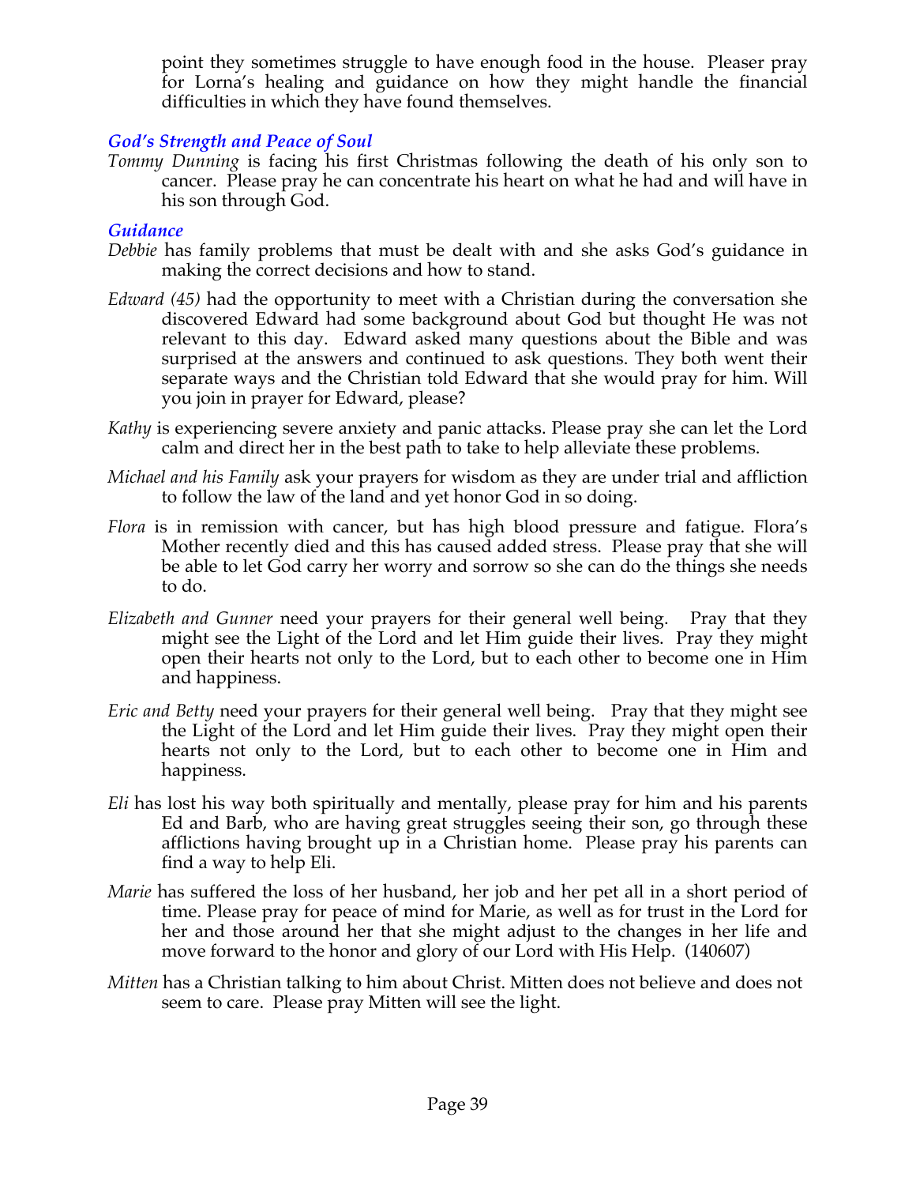point they sometimes struggle to have enough food in the house. Pleaser pray for Lorna's healing and guidance on how they might handle the financial difficulties in which they have found themselves.

### *God's Strength and Peace of Soul*

*Tommy Dunning* is facing his first Christmas following the death of his only son to cancer. Please pray he can concentrate his heart on what he had and will have in his son through God.

### *Guidance*

*Debbie* has family problems that must be dealt with and she asks God's guidance in making the correct decisions and how to stand.

*Edward (45)* had the opportunity to meet with a Christian during the conversation she discovered Edward had some background about God but thought He was not relevant to this day. Edward asked many questions about the Bible and was surprised at the answers and continued to ask questions. They both went their separate ways and the Christian told Edward that she would pray for him. Will you join in prayer for Edward, please?

*Kathy* is experiencing severe anxiety and panic attacks. Please pray she can let the Lord calm and direct her in the best path to take to help alleviate these problems.

*Michael and his Family* ask your prayers for wisdom as they are under trial and affliction to follow the law of the land and yet honor God in so doing.

*Flora* is in remission with cancer, but has high blood pressure and fatigue. Flora's Mother recently died and this has caused added stress. Please pray that she will be able to let God carry her worry and sorrow so she can do the things she needs to do.

*Elizabeth and Gunner* need your prayers for their general well being. Pray that they might see the Light of the Lord and let Him guide their lives. Pray they might open their hearts not only to the Lord, but to each other to become one in Him and happiness.

*Eric and Betty* need your prayers for their general well being. Pray that they might see the Light of the Lord and let Him guide their lives. Pray they might open their hearts not only to the Lord, but to each other to become one in Him and happiness.

*Eli* has lost his way both spiritually and mentally, please pray for him and his parents Ed and Barb, who are having great struggles seeing their son, go through these afflictions having brought up in a Christian home. Please pray his parents can find a way to help Eli.

*Marie* has suffered the loss of her husband, her job and her pet all in a short period of time. Please pray for peace of mind for Marie, as well as for trust in the Lord for her and those around her that she might adjust to the changes in her life and move forward to the honor and glory of our Lord with His Help. (140607)

*Mitten* has a Christian talking to him about Christ. Mitten does not believe and does not seem to care. Please pray Mitten will see the light.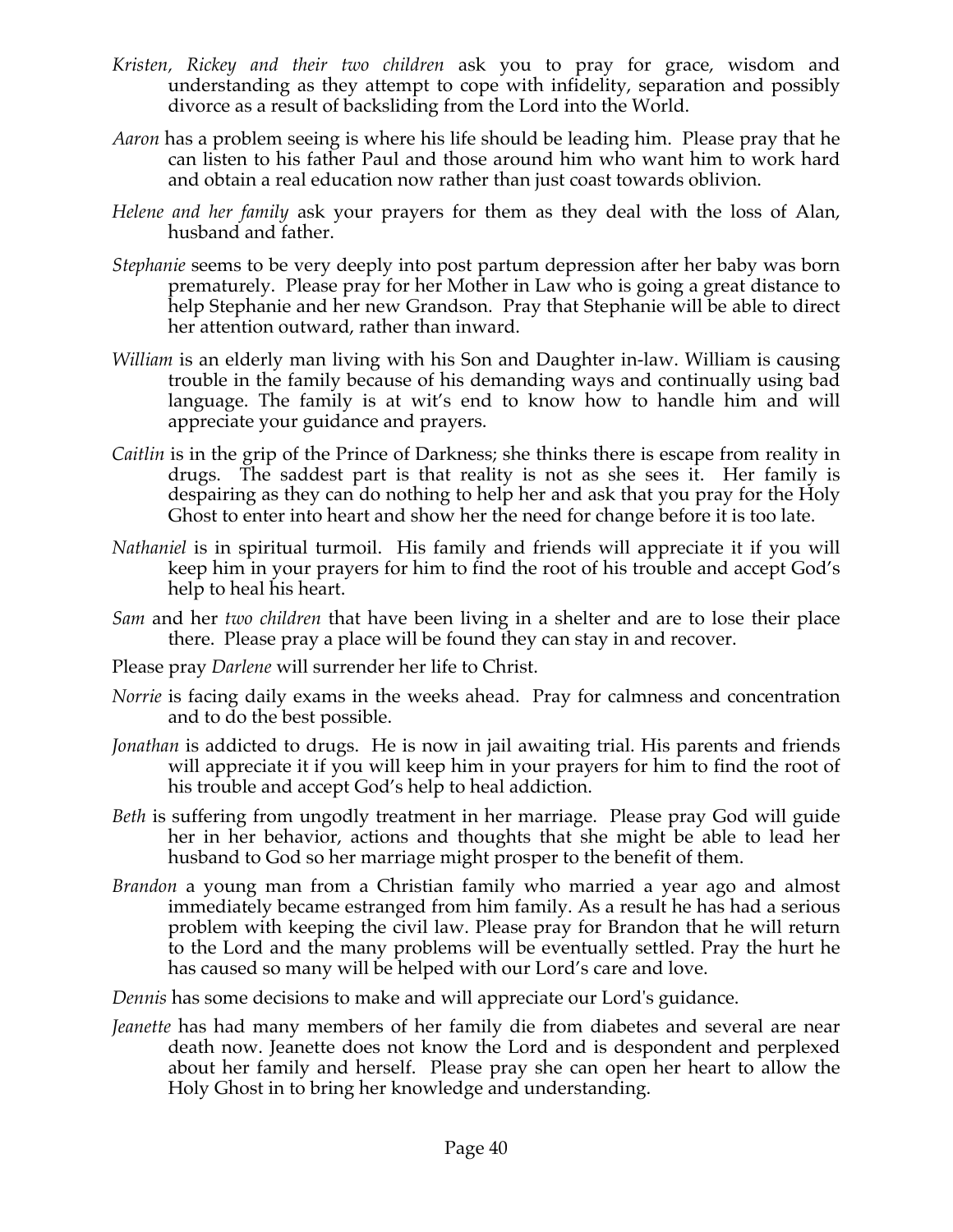*Kristen, Rickey and their two children* ask you to pray for grace, wisdom and understanding as they attempt to cope with infidelity, separation and possibly divorce as a result of backsliding from the Lord into the World.

*Aaron* has a problem seeing is where his life should be leading him. Please pray that he can listen to his father Paul and those around him who want him to work hard and obtain a real education now rather than just coast towards oblivion.

*Helene and her family* ask your prayers for them as they deal with the loss of Alan, husband and father.

*Stephanie* seems to be very deeply into post partum depression after her baby was born prematurely. Please pray for her Mother in Law who is going a great distance to help Stephanie and her new Grandson. Pray that Stephanie will be able to direct her attention outward, rather than inward.

*William* is an elderly man living with his Son and Daughter in-law. William is causing trouble in the family because of his demanding ways and continually using bad language. The family is at wit's end to know how to handle him and will appreciate your guidance and prayers.

*Caitlin* is in the grip of the Prince of Darkness; she thinks there is escape from reality in drugs. The saddest part is that reality is not as she sees it. Her family is despairing as they can do nothing to help her and ask that you pray for the Holy Ghost to enter into heart and show her the need for change before it is too late.

*Nathaniel* is in spiritual turmoil. His family and friends will appreciate it if you will keep him in your prayers for him to find the root of his trouble and accept God's help to heal his heart.

*Sam* and her *two children* that have been living in a shelter and are to lose their place there. Please pray a place will be found they can stay in and recover.

Please pray *Darlene* will surrender her life to Christ.

*Norrie* is facing daily exams in the weeks ahead. Pray for calmness and concentration and to do the best possible.

*Jonathan* is addicted to drugs. He is now in jail awaiting trial. His parents and friends will appreciate it if you will keep him in your prayers for him to find the root of his trouble and accept God's help to heal addiction.

*Beth* is suffering from ungodly treatment in her marriage. Please pray God will guide her in her behavior, actions and thoughts that she might be able to lead her husband to God so her marriage might prosper to the benefit of them.

*Brandon* a young man from a Christian family who married a year ago and almost immediately became estranged from him family. As a result he has had a serious problem with keeping the civil law. Please pray for Brandon that he will return to the Lord and the many problems will be eventually settled. Pray the hurt he has caused so many will be helped with our Lord's care and love.

*Dennis* has some decisions to make and will appreciate our Lord's guidance.

*Jeanette* has had many members of her family die from diabetes and several are near death now. Jeanette does not know the Lord and is despondent and perplexed about her family and herself. Please pray she can open her heart to allow the Holy Ghost in to bring her knowledge and understanding.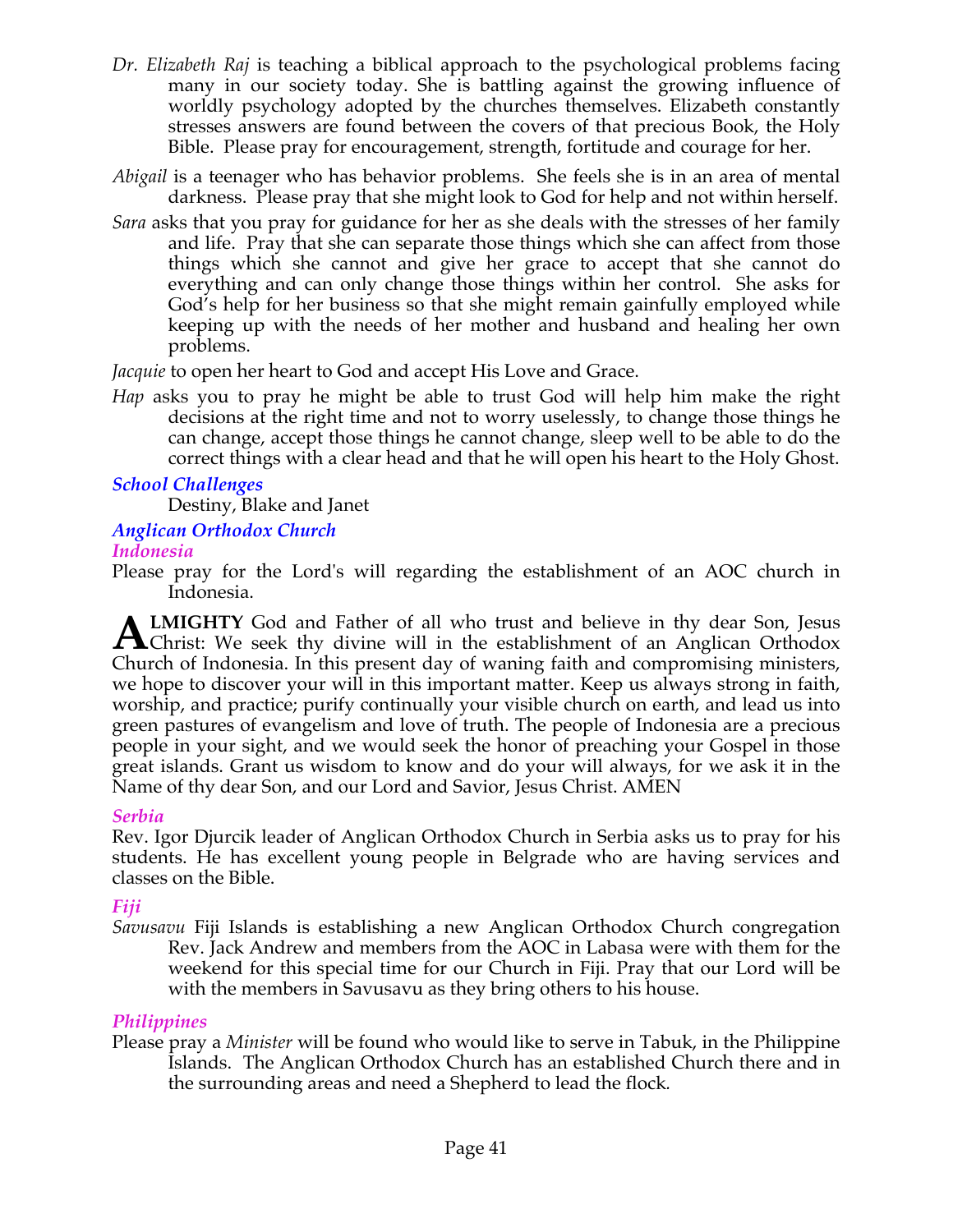*Dr. Elizabeth Raj* is teaching a biblical approach to the psychological problems facing many in our society today. She is battling against the growing influence of worldly psychology adopted by the churches themselves. Elizabeth constantly stresses answers are found between the covers of that precious Book, the Holy Bible. Please pray for encouragement, strength, fortitude and courage for her.

*Abigail* is a teenager who has behavior problems. She feels she is in an area of mental darkness. Please pray that she might look to God for help and not within herself.

*Sara* asks that you pray for guidance for her as she deals with the stresses of her family and life. Pray that she can separate those things which she can affect from those things which she cannot and give her grace to accept that she cannot do everything and can only change those things within her control. She asks for God's help for her business so that she might remain gainfully employed while keeping up with the needs of her mother and husband and healing her own problems.

*Jacquie* to open her heart to God and accept His Love and Grace.

*Hap* asks you to pray he might be able to trust God will help him make the right decisions at the right time and not to worry uselessly, to change those things he can change, accept those things he cannot change, sleep well to be able to do the correct things with a clear head and that he will open his heart to the Holy Ghost.

### *School Challenges*

Destiny, Blake and Janet

### *Anglican Orthodox Church*

#### *Indonesia*

Please pray for the Lord's will regarding the establishment of an AOC church in Indonesia.

**ALMIGHTY** God and Father of all who trust and believe in thy dear Son, Jesus Christ: We seek thy divine will in the establishment of an Anglican Orthodox Church of Indonesia. In this present day of waning faith and compromising ministers, we hope to discover your will in this important matter. Keep us always strong in faith, worship, and practice; purify continually your visible church on earth, and lead us into green pastures of evangelism and love of truth. The people of Indonesia are a precious people in your sight, and we would seek the honor of preaching your Gospel in those great islands. Grant us wisdom to know and do your will always, for we ask it in the Name of thy dear Son, and our Lord and Savior, Jesus Christ. AMEN

#### *Serbia*

Rev. Igor Djurcik leader of Anglican Orthodox Church in Serbia asks us to pray for his students. He has excellent young people in Belgrade who are having services and classes on the Bible.

#### *Fiji*

*Savusavu* Fiji Islands is establishing a new Anglican Orthodox Church congregation Rev. Jack Andrew and members from the AOC in Labasa were with them for the weekend for this special time for our Church in Fiji. Pray that our Lord will be with the members in Savusavu as they bring others to his house.

#### *Philippines*

Please pray a *Minister* will be found who would like to serve in Tabuk, in the Philippine Islands. The Anglican Orthodox Church has an established Church there and in the surrounding areas and need a Shepherd to lead the flock.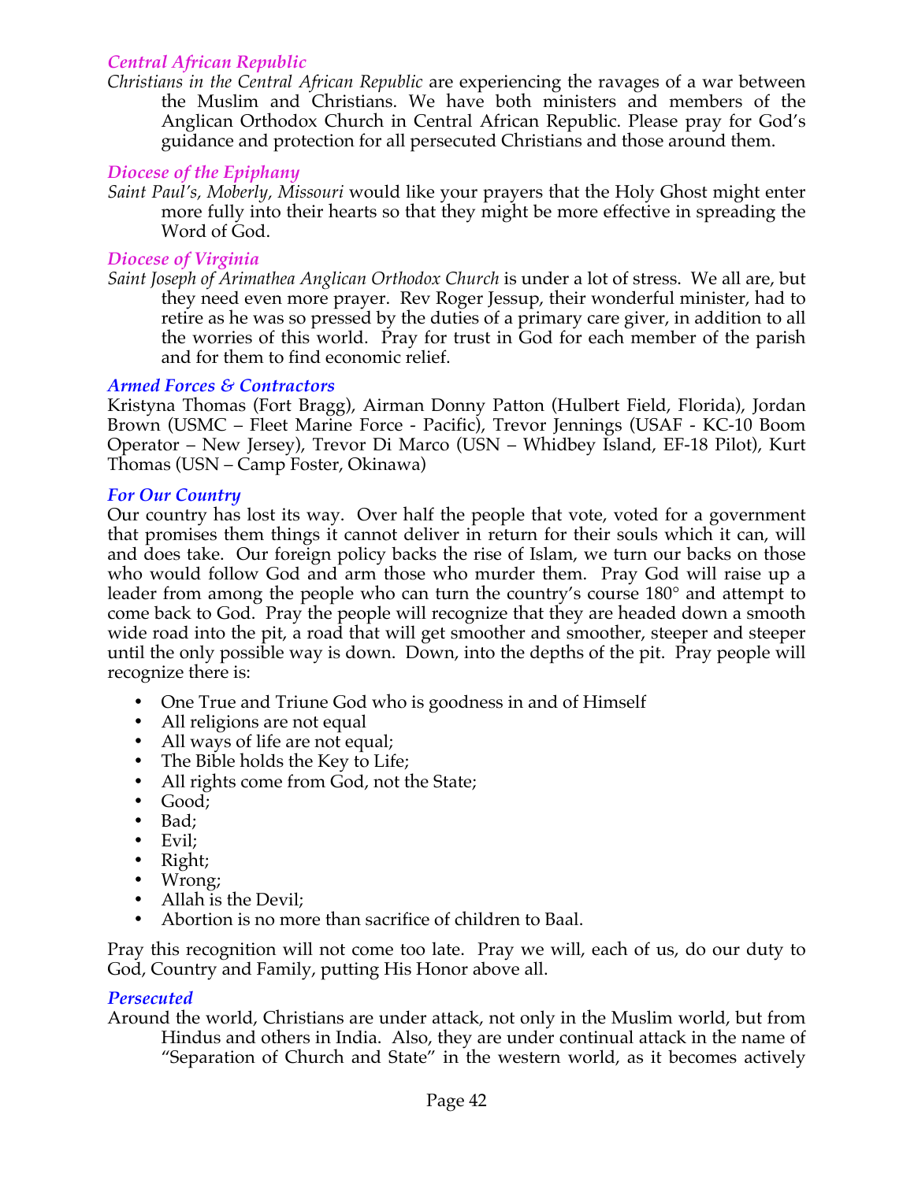### *Central African Republic*

*Christians in the Central African Republic* are experiencing the ravages of a war between the Muslim and Christians. We have both ministers and members of the Anglican Orthodox Church in Central African Republic. Please pray for God's guidance and protection for all persecuted Christians and those around them.

### *Diocese of the Epiphany*

*Saint Paul's, Moberly, Missouri* would like your prayers that the Holy Ghost might enter more fully into their hearts so that they might be more effective in spreading the Word of God.

### *Diocese of Virginia*

*Saint Joseph of Arimathea Anglican Orthodox Church* is under a lot of stress. We all are, but they need even more prayer. Rev Roger Jessup, their wonderful minister, had to retire as he was so pressed by the duties of a primary care giver, in addition to all the worries of this world. Pray for trust in God for each member of the parish and for them to find economic relief.

### *Armed Forces & Contractors*

Kristyna Thomas (Fort Bragg), Airman Donny Patton (Hulbert Field, Florida), Jordan Brown (USMC – Fleet Marine Force - Pacific), Trevor Jennings (USAF - KC-10 Boom Operator – New Jersey), Trevor Di Marco (USN – Whidbey Island, EF-18 Pilot), Kurt Thomas (USN – Camp Foster, Okinawa)

### *For Our Country*

Our country has lost its way. Over half the people that vote, voted for a government that promises them things it cannot deliver in return for their souls which it can, will and does take. Our foreign policy backs the rise of Islam, we turn our backs on those who would follow God and arm those who murder them. Pray God will raise up a leader from among the people who can turn the country's course 180° and attempt to come back to God. Pray the people will recognize that they are headed down a smooth wide road into the pit, a road that will get smoother and smoother, steeper and steeper until the only possible way is down. Down, into the depths of the pit. Pray people will recognize there is:

- One True and Triune God who is goodness in and of Himself
- All religions are not equal
- All ways of life are not equal;
- The Bible holds the Key to Life;
- All rights come from God, not the State;
- Good;
- Bad;
- Evil;
- Right;
- Wrong;
- Allah is the Devil;
- Abortion is no more than sacrifice of children to Baal.

Pray this recognition will not come too late. Pray we will, each of us, do our duty to God, Country and Family, putting His Honor above all.

### *Persecuted*

Around the world, Christians are under attack, not only in the Muslim world, but from Hindus and others in India. Also, they are under continual attack in the name of "Separation of Church and State" in the western world, as it becomes actively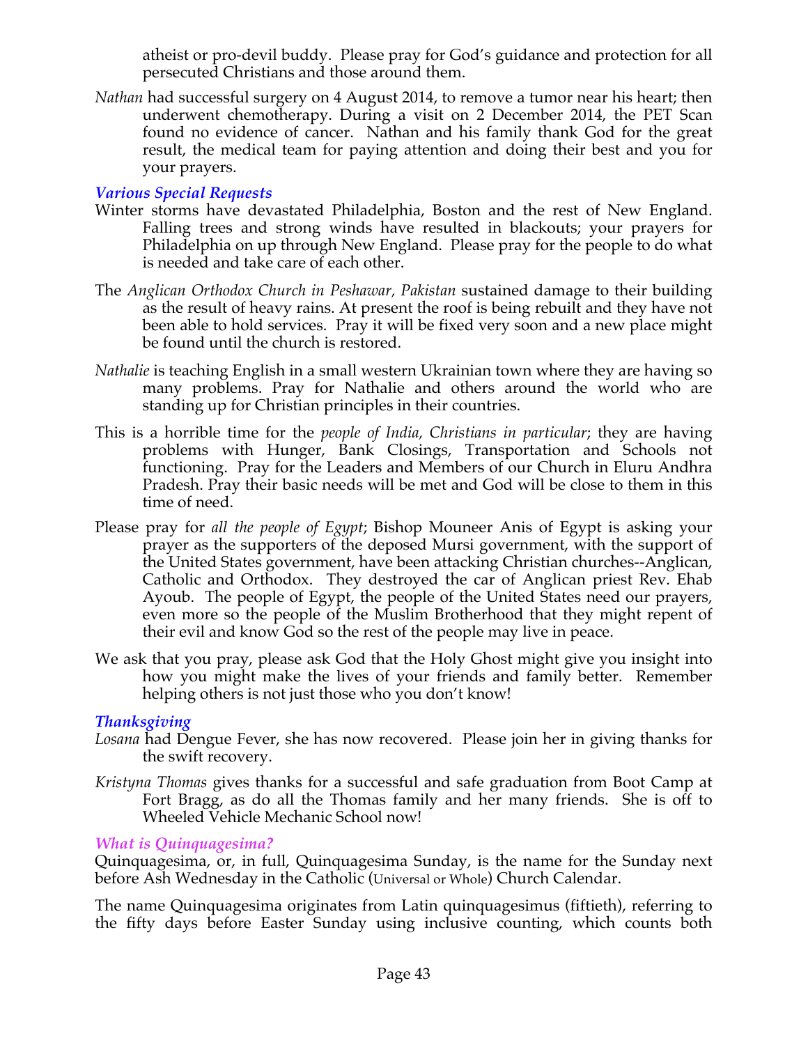atheist or pro-devil buddy. Please pray for God's guidance and protection for all persecuted Christians and those around them.

*Nathan* had successful surgery on 4 August 2014, to remove a tumor near his heart; then underwent chemotherapy. During a visit on 2 December 2014, the PET Scan found no evidence of cancer. Nathan and his family thank God for the great result, the medical team for paying attention and doing their best and you for your prayers.

### *Various Special Requests*

Winter storms have devastated Philadelphia, Boston and the rest of New England. Falling trees and strong winds have resulted in blackouts; your prayers for Philadelphia on up through New England. Please pray for the people to do what is needed and take care of each other.

The *Anglican Orthodox Church in Peshawar, Pakistan* sustained damage to their building as the result of heavy rains. At present the roof is being rebuilt and they have not been able to hold services. Pray it will be fixed very soon and a new place might be found until the church is restored.

*Nathalie* is teaching English in a small western Ukrainian town where they are having so many problems. Pray for Nathalie and others around the world who are standing up for Christian principles in their countries.

This is a horrible time for the *people of India, Christians in particular*; they are having problems with Hunger, Bank Closings, Transportation and Schools not functioning. Pray for the Leaders and Members of our Church in Eluru Andhra Pradesh. Pray their basic needs will be met and God will be close to them in this time of need.

Please pray for *all the people of Egypt*; Bishop Mouneer Anis of Egypt is asking your prayer as the supporters of the deposed Mursi government, with the support of the United States government, have been attacking Christian churches--Anglican, Catholic and Orthodox. They destroyed the car of Anglican priest Rev. Ehab Ayoub. The people of Egypt, the people of the United States need our prayers, even more so the people of the Muslim Brotherhood that they might repent of their evil and know God so the rest of the people may live in peace.

We ask that you pray, please ask God that the Holy Ghost might give you insight into how you might make the lives of your friends and family better. Remember helping others is not just those who you don't know!

### *Thanksgiving*

*Losana* had Dengue Fever, she has now recovered. Please join her in giving thanks for the swift recovery.

*Kristyna Thomas* gives thanks for a successful and safe graduation from Boot Camp at Fort Bragg, as do all the Thomas family and her many friends. She is off to Wheeled Vehicle Mechanic School now!

### *What is Quinquagesima?*

Quinquagesima, or, in full, Quinquagesima Sunday, is the name for the Sunday next before Ash Wednesday in the Catholic (Universal or Whole) Church Calendar.

The name Quinquagesima originates from Latin quinquagesimus (fiftieth), referring to the fifty days before Easter Sunday using inclusive counting, which counts both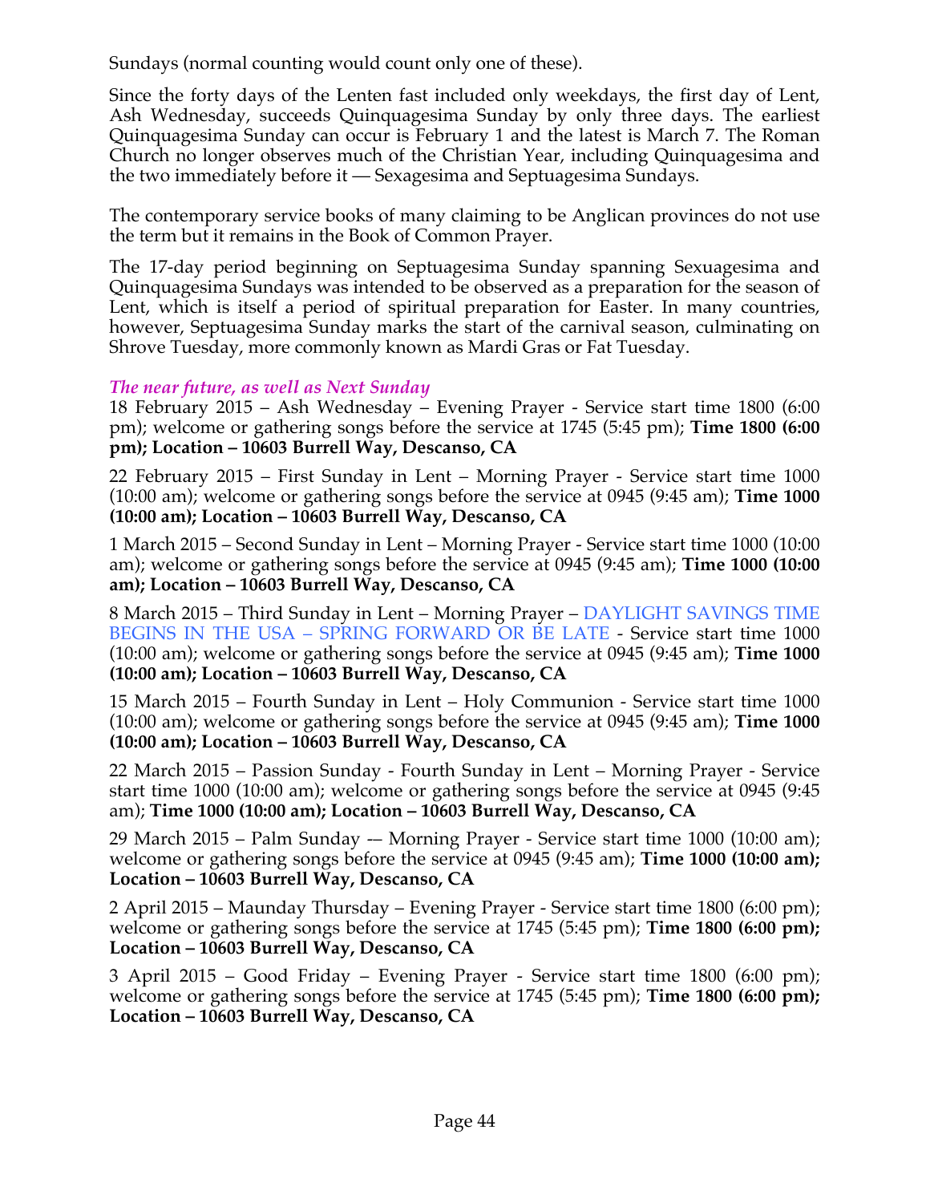Sundays (normal counting would count only one of these).

Since the forty days of the Lenten fast included only weekdays, the first day of Lent, Ash Wednesday, succeeds Quinquagesima Sunday by only three days. The earliest Quinquagesima Sunday can occur is February 1 and the latest is March 7. The Roman Church no longer observes much of the Christian Year, including Quinquagesima and the two immediately before it — Sexagesima and Septuagesima Sundays.

The contemporary service books of many claiming to be Anglican provinces do not use the term but it remains in the Book of Common Prayer.

The 17-day period beginning on Septuagesima Sunday spanning Sexuagesima and Quinquagesima Sundays was intended to be observed as a preparation for the season of Lent, which is itself a period of spiritual preparation for Easter. In many countries, however, Septuagesima Sunday marks the start of the carnival season, culminating on Shrove Tuesday, more commonly known as Mardi Gras or Fat Tuesday.

### *The near future, as well as Next Sunday*

18 February 2015 – Ash Wednesday – Evening Prayer - Service start time 1800 (6:00 pm); welcome or gathering songs before the service at 1745 (5:45 pm); **Time 1800 (6:00 pm); Location – 10603 Burrell Way, Descanso, CA**

22 February 2015 – First Sunday in Lent – Morning Prayer - Service start time 1000 (10:00 am); welcome or gathering songs before the service at 0945 (9:45 am); **Time 1000 (10:00 am); Location – 10603 Burrell Way, Descanso, CA**

1 March 2015 – Second Sunday in Lent – Morning Prayer - Service start time 1000 (10:00 am); welcome or gathering songs before the service at 0945 (9:45 am); **Time 1000 (10:00 am); Location – 10603 Burrell Way, Descanso, CA**

8 March 2015 – Third Sunday in Lent – Morning Prayer – DAYLIGHT SAVINGS TIME BEGINS IN THE USA – SPRING FORWARD OR BE LATE - Service start time 1000 (10:00 am); welcome or gathering songs before the service at 0945 (9:45 am); **Time 1000 (10:00 am); Location – 10603 Burrell Way, Descanso, CA**

15 March 2015 – Fourth Sunday in Lent – Holy Communion - Service start time 1000 (10:00 am); welcome or gathering songs before the service at 0945 (9:45 am); **Time 1000 (10:00 am); Location – 10603 Burrell Way, Descanso, CA**

22 March 2015 – Passion Sunday - Fourth Sunday in Lent – Morning Prayer - Service start time 1000 (10:00 am); welcome or gathering songs before the service at 0945 (9:45 am); **Time 1000 (10:00 am); Location – 10603 Burrell Way, Descanso, CA**

29 March 2015 – Palm Sunday -– Morning Prayer - Service start time 1000 (10:00 am); welcome or gathering songs before the service at 0945 (9:45 am); **Time 1000 (10:00 am); Location – 10603 Burrell Way, Descanso, CA**

2 April 2015 – Maunday Thursday – Evening Prayer - Service start time 1800 (6:00 pm); welcome or gathering songs before the service at 1745 (5:45 pm); **Time 1800 (6:00 pm); Location – 10603 Burrell Way, Descanso, CA**

3 April 2015 – Good Friday – Evening Prayer - Service start time 1800 (6:00 pm); welcome or gathering songs before the service at 1745 (5:45 pm); **Time 1800 (6:00 pm); Location – 10603 Burrell Way, Descanso, CA**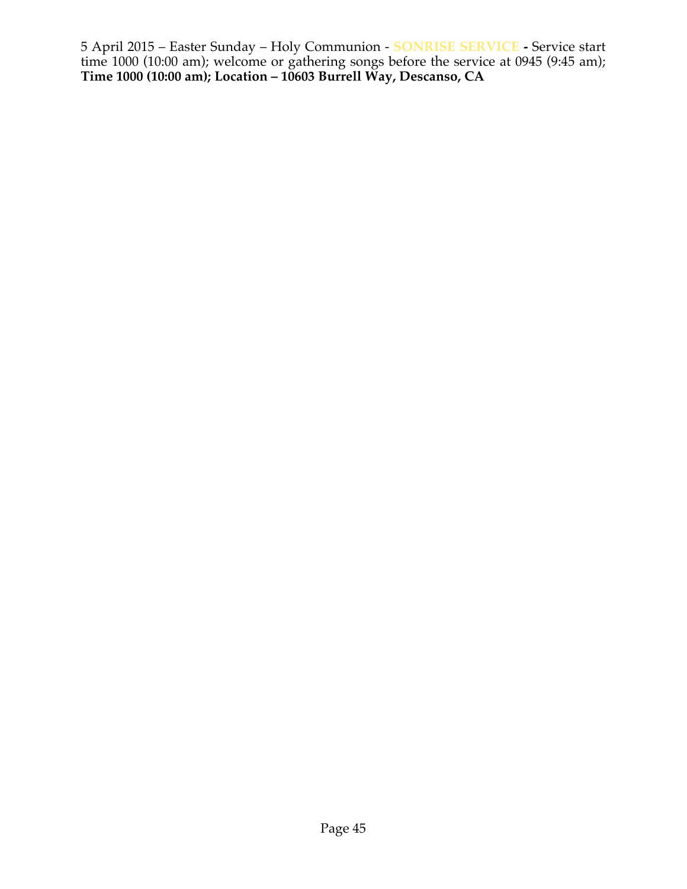5 April 2015 – Easter Sunday – Holy Communion - SONRISE SERVICE **-** Service start time 1000 (10:00 am); welcome or gathering songs before the service at 0945 (9:45 am); **Time 1000 (10:00 am); Location – 10603 Burrell Way, Descanso, CA**